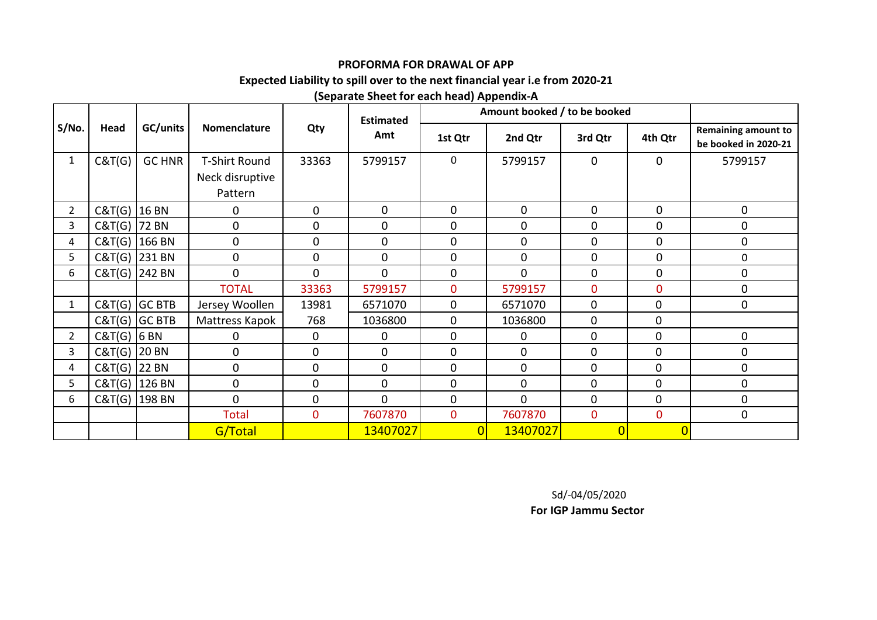**PROFORMA FOR DRAWAL OF APP**

**Expected Liability to spill over to the next financial year i.e from 2020-21**

**(Separate Sheet for each head) Appendix-A**

| S/No. | Head | GC/units | Nomenclature | Qty | Estimated Amt | Amount booked / to be booked | | | | Remaining amount to be booked in 2020-21 |
|---|---|---|---|---|---|---|---|---|---|---|
| | | | | | | 1st Qtr | 2nd Qtr | 3rd Qtr | 4th Qtr | |
| 1 | C&T(G) | GC HNR | T-Shirt Round Neck disruptive Pattern | 33363 | 5799157 | 0 | 5799157 | 0 | 0 | 5799157 |
| 2 | C&T(G) | 16 BN | 0 | 0 | 0 | 0 | 0 | 0 | 0 | 0 |
| 3 | C&T(G) | 72 BN | 0 | 0 | 0 | 0 | 0 | 0 | 0 | 0 |
| 4 | C&T(G) | 166 BN | 0 | 0 | 0 | 0 | 0 | 0 | 0 | 0 |
| 5 | C&T(G) | 231 BN | 0 | 0 | 0 | 0 | 0 | 0 | 0 | 0 |
| 6 | C&T(G) | 242 BN | 0 | 0 | 0 | 0 | 0 | 0 | 0 | 0 |
| | | | TOTAL | 33363 | 5799157 | 0 | 5799157 | 0 | 0 | 0 |
| 1 | C&T(G) | GC BTB | Jersey Woollen | 13981 | 6571070 | 0 | 6571070 | 0 | 0 | 0 |
| | C&T(G) | GC BTB | Mattress Kapok | 768 | 1036800 | 0 | 1036800 | 0 | 0 | |
| 2 | C&T(G) | 6 BN | 0 | 0 | 0 | 0 | 0 | 0 | 0 | 0 |
| 3 | C&T(G) | 20 BN | 0 | 0 | 0 | 0 | 0 | 0 | 0 | 0 |
| 4 | C&T(G) | 22 BN | 0 | 0 | 0 | 0 | 0 | 0 | 0 | 0 |
| 5 | C&T(G) | 126 BN | 0 | 0 | 0 | 0 | 0 | 0 | 0 | 0 |
| 6 | C&T(G) | 198 BN | 0 | 0 | 0 | 0 | 0 | 0 | 0 | 0 |
| | | | Total | 0 | 7607870 | 0 | 7607870 | 0 | 0 | 0 |
| | | | G/Total | | 13407027 | 0 | 13407027 | 0 | 0 | |

Sd/-04/05/2020

**For IGP Jammu Sector**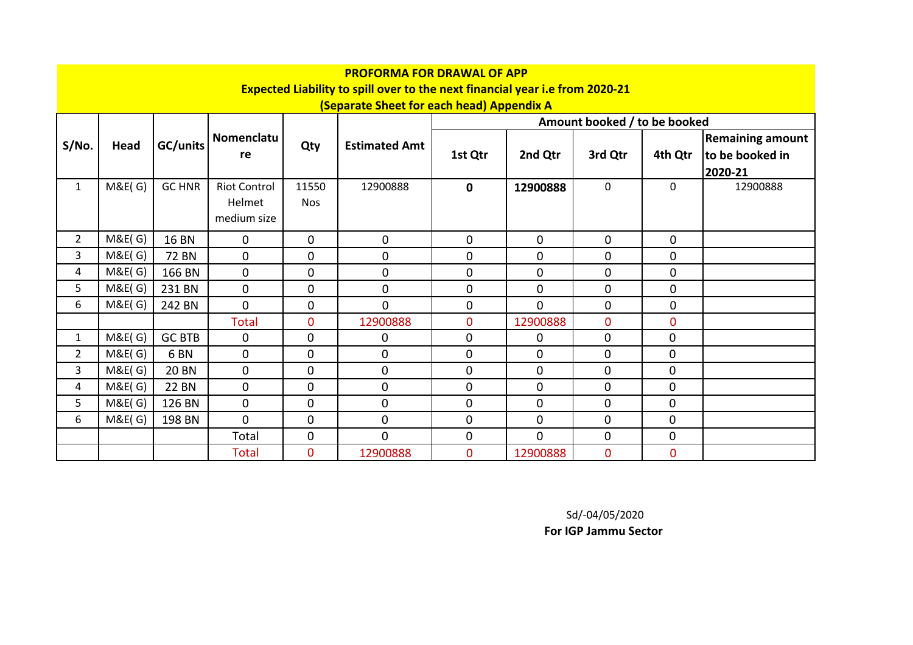**PROFORMA FOR DRAWAL OF APP**
**Expected Liability to spill over to the next financial year i.e from 2020-21**
**(Separate Sheet for each head) Appendix A**

| S/No. | Head | GC/units | Nomenclature | Qty | Estimated Amt | Amount booked / to be booked | | | | |
|---|---|---|---|---|---|---|---|---|---|---|
| | | | | | | 1st Qtr | 2nd Qtr | 3rd Qtr | 4th Qtr | Remaining amount to be booked in 2020-21 |
| 1 | M&E( G) | GC HNR | Riot Control Helmet medium size | 11550 Nos | 12900888 | **0** | **12900888** | 0 | 0 | 12900888 |
| 2 | M&E( G) | 16 BN | 0 | 0 | 0 | 0 | 0 | 0 | 0 | |
| 3 | M&E( G) | 72 BN | 0 | 0 | 0 | 0 | 0 | 0 | 0 | |
| 4 | M&E( G) | 166 BN | 0 | 0 | 0 | 0 | 0 | 0 | 0 | |
| 5 | M&E( G) | 231 BN | 0 | 0 | 0 | 0 | 0 | 0 | 0 | |
| 6 | M&E( G) | 242 BN | 0 | 0 | 0 | 0 | 0 | 0 | 0 | |
| | | | Total | 0 | 12900888 | 0 | 12900888 | 0 | 0 | |
| 1 | M&E( G) | GC BTB | 0 | 0 | 0 | 0 | 0 | 0 | 0 | |
| 2 | M&E( G) | 6 BN | 0 | 0 | 0 | 0 | 0 | 0 | 0 | |
| 3 | M&E( G) | 20 BN | 0 | 0 | 0 | 0 | 0 | 0 | 0 | |
| 4 | M&E( G) | 22 BN | 0 | 0 | 0 | 0 | 0 | 0 | 0 | |
| 5 | M&E( G) | 126 BN | 0 | 0 | 0 | 0 | 0 | 0 | 0 | |
| 6 | M&E( G) | 198 BN | 0 | 0 | 0 | 0 | 0 | 0 | 0 | |
| | | | Total | 0 | 0 | 0 | 0 | 0 | 0 | |
| | | | Total | 0 | 12900888 | 0 | 12900888 | 0 | 0 | |

Sd/-04/05/2020
**For IGP Jammu Sector**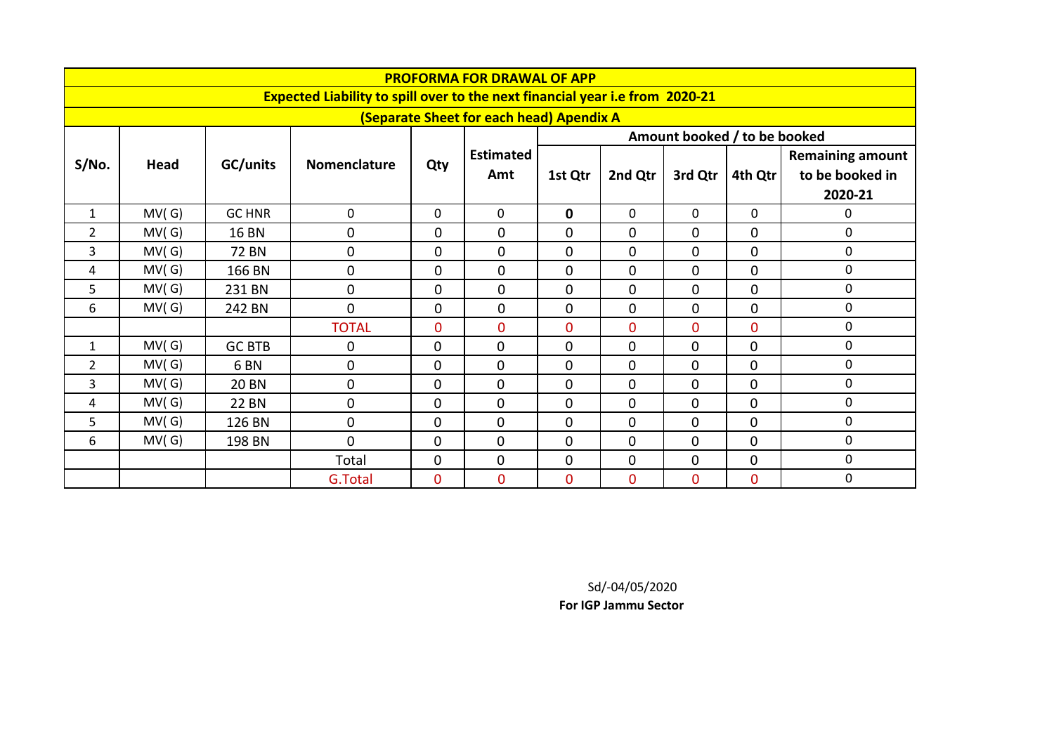| PROFORMA FOR DRAWAL OF APP | | | | | | | | | | |
|---|---|---|---|---|---|---|---|---|---|---|
| Expected Liability to spill over to the next financial year i.e from 2020-21 | | | | | | | | | | |
| (Separate Sheet for each head) Apendix A | | | | | | | | | | |
| S/No. | Head | GC/units | Nomenclature | Qty | Estimated Amt | Amount booked / to be booked | | | | |
| | | | | | | 1st Qtr | 2nd Qtr | 3rd Qtr | 4th Qtr | Remaining amount to be booked in 2020-21 |
| 1 | MV( G) | GC HNR | 0 | 0 | 0 | **0** | 0 | 0 | 0 | 0 |
| 2 | MV( G) | 16 BN | 0 | 0 | 0 | 0 | 0 | 0 | 0 | 0 |
| 3 | MV( G) | 72 BN | 0 | 0 | 0 | 0 | 0 | 0 | 0 | 0 |
| 4 | MV( G) | 166 BN | 0 | 0 | 0 | 0 | 0 | 0 | 0 | 0 |
| 5 | MV( G) | 231 BN | 0 | 0 | 0 | 0 | 0 | 0 | 0 | 0 |
| 6 | MV( G) | 242 BN | 0 | 0 | 0 | 0 | 0 | 0 | 0 | 0 |
| | | | TOTAL | 0 | 0 | 0 | 0 | 0 | 0 | 0 |
| 1 | MV( G) | GC BTB | 0 | 0 | 0 | 0 | 0 | 0 | 0 | 0 |
| 2 | MV( G) | 6 BN | 0 | 0 | 0 | 0 | 0 | 0 | 0 | 0 |
| 3 | MV( G) | 20 BN | 0 | 0 | 0 | 0 | 0 | 0 | 0 | 0 |
| 4 | MV( G) | 22 BN | 0 | 0 | 0 | 0 | 0 | 0 | 0 | 0 |
| 5 | MV( G) | 126 BN | 0 | 0 | 0 | 0 | 0 | 0 | 0 | 0 |
| 6 | MV( G) | 198 BN | 0 | 0 | 0 | 0 | 0 | 0 | 0 | 0 |
| | | | Total | 0 | 0 | 0 | 0 | 0 | 0 | 0 |
| | | | G.Total | 0 | 0 | 0 | 0 | 0 | 0 | 0 |

Sd/-04/05/2020

**For IGP Jammu Sector**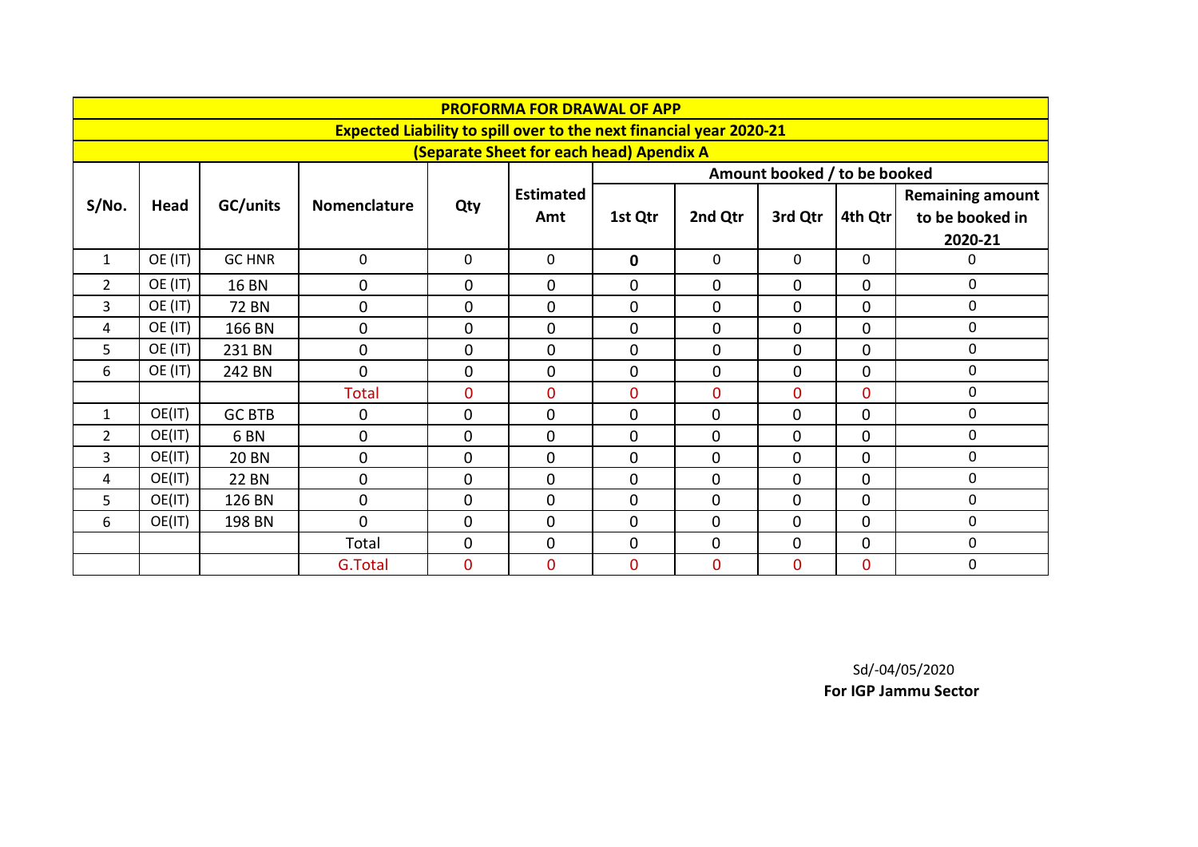| PROFORMA FOR DRAWAL OF APP | | | | | | | | | | |
|---|---|---|---|---|---|---|---|---|---|---|
| Expected Liability to spill over to the next financial year 2020-21 | | | | | | | | | | |
| (Separate Sheet for each head) Apendix A | | | | | | | | | | |
| S/No. | Head | GC/units | Nomenclature | Qty | Estimated Amt | Amount booked / to be booked | | | | |
| | | | | | | 1st Qtr | 2nd Qtr | 3rd Qtr | 4th Qtr | Remaining amount to be booked in 2020-21 |
| 1 | OE (IT) | GC HNR | 0 | 0 | 0 | **0** | 0 | 0 | 0 | 0 |
| 2 | OE (IT) | 16 BN | 0 | 0 | 0 | 0 | 0 | 0 | 0 | 0 |
| 3 | OE (IT) | 72 BN | 0 | 0 | 0 | 0 | 0 | 0 | 0 | 0 |
| 4 | OE (IT) | 166 BN | 0 | 0 | 0 | 0 | 0 | 0 | 0 | 0 |
| 5 | OE (IT) | 231 BN | 0 | 0 | 0 | 0 | 0 | 0 | 0 | 0 |
| 6 | OE (IT) | 242 BN | 0 | 0 | 0 | 0 | 0 | 0 | 0 | 0 |
| | | | Total | 0 | 0 | 0 | 0 | 0 | 0 | 0 |
| 1 | OE(IT) | GC BTB | 0 | 0 | 0 | 0 | 0 | 0 | 0 | 0 |
| 2 | OE(IT) | 6 BN | 0 | 0 | 0 | 0 | 0 | 0 | 0 | 0 |
| 3 | OE(IT) | 20 BN | 0 | 0 | 0 | 0 | 0 | 0 | 0 | 0 |
| 4 | OE(IT) | 22 BN | 0 | 0 | 0 | 0 | 0 | 0 | 0 | 0 |
| 5 | OE(IT) | 126 BN | 0 | 0 | 0 | 0 | 0 | 0 | 0 | 0 |
| 6 | OE(IT) | 198 BN | 0 | 0 | 0 | 0 | 0 | 0 | 0 | 0 |
| | | | Total | 0 | 0 | 0 | 0 | 0 | 0 | 0 |
| | | | G.Total | 0 | 0 | 0 | 0 | 0 | 0 | 0 |

Sd/-04/05/2020

**For IGP Jammu Sector**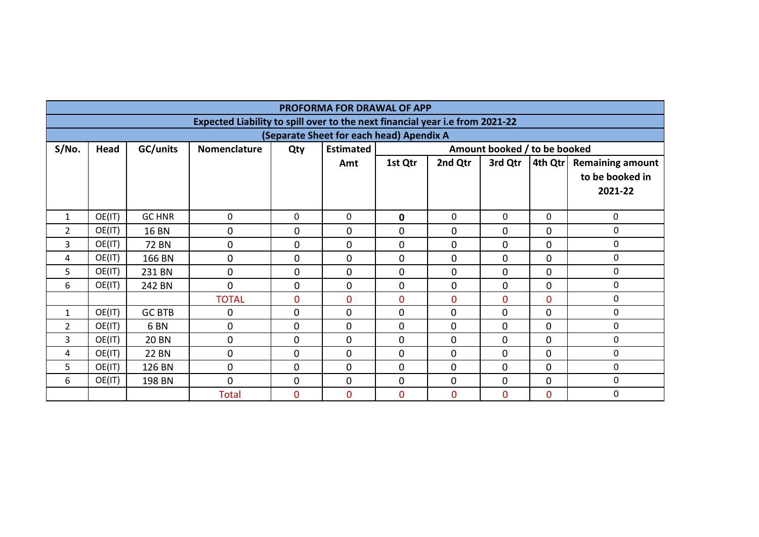| PROFORMA FOR DRAWAL OF APP | | | | | | | | | | |
|---|---|---|---|---|---|---|---|---|---|---|
| Expected Liability to spill over to the next financial year i.e from 2021-22 | | | | | | | | | | |
| (Separate Sheet for each head) Apendix A | | | | | | | | | | |
| S/No. | Head | GC/units | Nomenclature | Qty | Estimated Amt | Amount booked / to be booked | | | | |
| | | | | | | 1st Qtr | 2nd Qtr | 3rd Qtr | 4th Qtr | Remaining amount to be booked in 2021-22 |
| 1 | OE(IT) | GC HNR | 0 | 0 | 0 | **0** | 0 | 0 | 0 | 0 |
| 2 | OE(IT) | 16 BN | 0 | 0 | 0 | 0 | 0 | 0 | 0 | 0 |
| 3 | OE(IT) | 72 BN | 0 | 0 | 0 | 0 | 0 | 0 | 0 | 0 |
| 4 | OE(IT) | 166 BN | 0 | 0 | 0 | 0 | 0 | 0 | 0 | 0 |
| 5 | OE(IT) | 231 BN | 0 | 0 | 0 | 0 | 0 | 0 | 0 | 0 |
| 6 | OE(IT) | 242 BN | 0 | 0 | 0 | 0 | 0 | 0 | 0 | 0 |
| | | | TOTAL | 0 | 0 | 0 | 0 | 0 | 0 | 0 |
| 1 | OE(IT) | GC BTB | 0 | 0 | 0 | 0 | 0 | 0 | 0 | 0 |
| 2 | OE(IT) | 6 BN | 0 | 0 | 0 | 0 | 0 | 0 | 0 | 0 |
| 3 | OE(IT) | 20 BN | 0 | 0 | 0 | 0 | 0 | 0 | 0 | 0 |
| 4 | OE(IT) | 22 BN | 0 | 0 | 0 | 0 | 0 | 0 | 0 | 0 |
| 5 | OE(IT) | 126 BN | 0 | 0 | 0 | 0 | 0 | 0 | 0 | 0 |
| 6 | OE(IT) | 198 BN | 0 | 0 | 0 | 0 | 0 | 0 | 0 | 0 |
| | | | Total | 0 | 0 | 0 | 0 | 0 | 0 | 0 |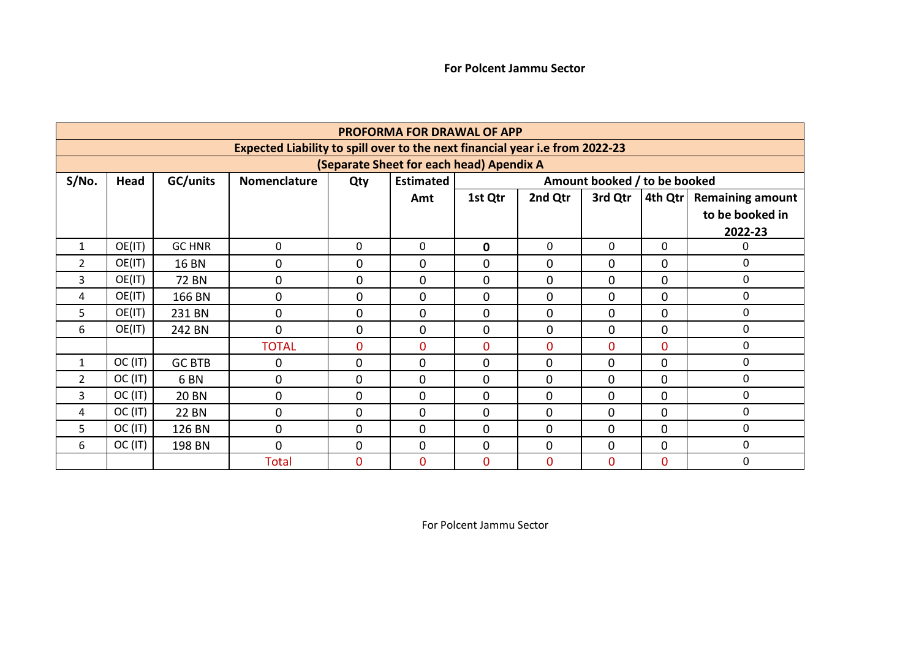**For Polcent Jammu Sector**

| PROFORMA FOR DRAWAL OF APP | | | | | | | | | | |
|---|---|---|---|---|---|---|---|---|---|---|
| Expected Liability to spill over to the next financial year i.e from 2022-23 | | | | | | | | | | |
| (Separate Sheet for each head) Apendix A | | | | | | | | | | |
| S/No. | Head | GC/units | Nomenclature | Qty | Estimated Amt | Amount booked / to be booked | | | | |
| | | | | | | 1st Qtr | 2nd Qtr | 3rd Qtr | 4th Qtr | Remaining amount to be booked in 2022-23 |
| 1 | OE(IT) | GC HNR | 0 | 0 | 0 | **0** | 0 | 0 | 0 | 0 |
| 2 | OE(IT) | 16 BN | 0 | 0 | 0 | 0 | 0 | 0 | 0 | 0 |
| 3 | OE(IT) | 72 BN | 0 | 0 | 0 | 0 | 0 | 0 | 0 | 0 |
| 4 | OE(IT) | 166 BN | 0 | 0 | 0 | 0 | 0 | 0 | 0 | 0 |
| 5 | OE(IT) | 231 BN | 0 | 0 | 0 | 0 | 0 | 0 | 0 | 0 |
| 6 | OE(IT) | 242 BN | 0 | 0 | 0 | 0 | 0 | 0 | 0 | 0 |
| | | | TOTAL | 0 | 0 | 0 | 0 | 0 | 0 | 0 |
| 1 | OC (IT) | GC BTB | 0 | 0 | 0 | 0 | 0 | 0 | 0 | 0 |
| 2 | OC (IT) | 6 BN | 0 | 0 | 0 | 0 | 0 | 0 | 0 | 0 |
| 3 | OC (IT) | 20 BN | 0 | 0 | 0 | 0 | 0 | 0 | 0 | 0 |
| 4 | OC (IT) | 22 BN | 0 | 0 | 0 | 0 | 0 | 0 | 0 | 0 |
| 5 | OC (IT) | 126 BN | 0 | 0 | 0 | 0 | 0 | 0 | 0 | 0 |
| 6 | OC (IT) | 198 BN | 0 | 0 | 0 | 0 | 0 | 0 | 0 | 0 |
| | | | Total | 0 | 0 | 0 | 0 | 0 | 0 | 0 |

For Polcent Jammu Sector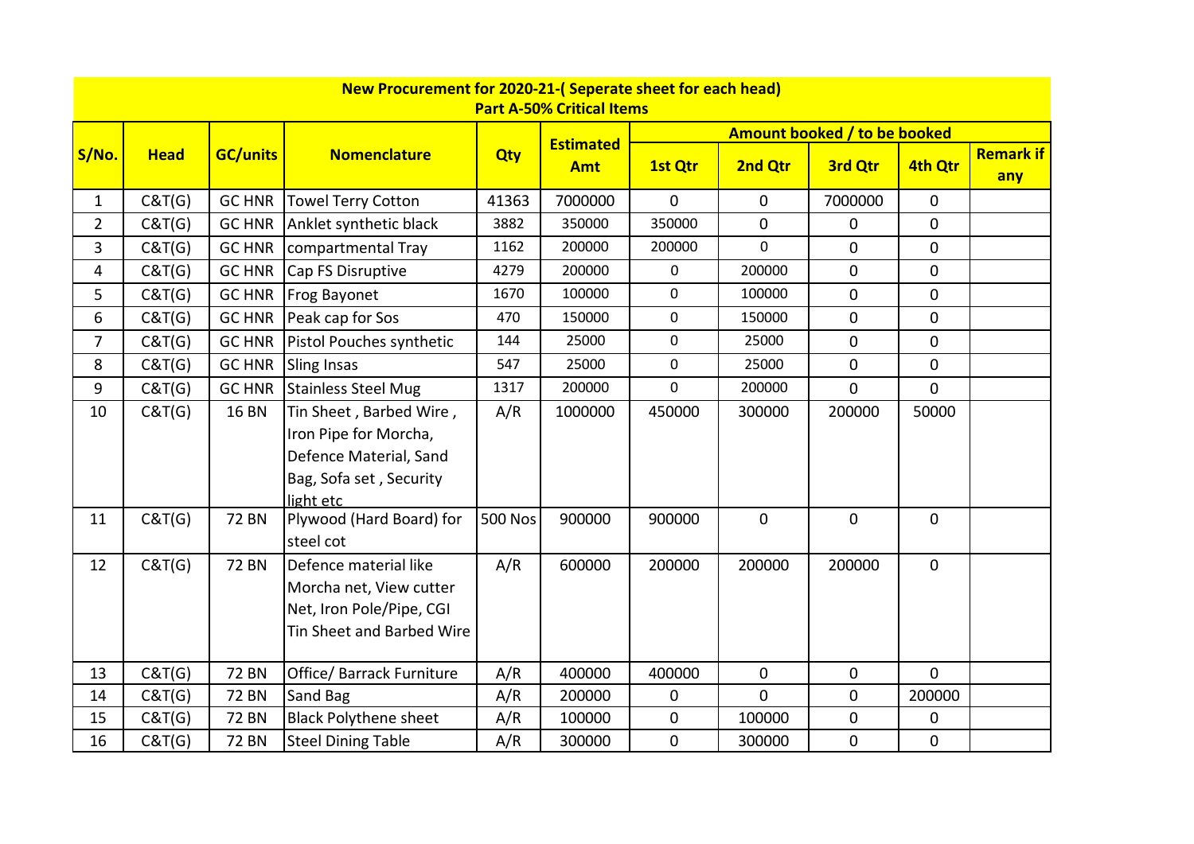**New Procurement for 2020-21-( Seperate sheet for each head)**
**Part A-50% Critical Items**

| S/No. | Head | GC/units | Nomenclature | Qty | Estimated Amt | Amount booked / to be booked | | | | Remark if any |
|---|---|---|---|---|---|---|---|---|---|---|
| | | | | | | 1st Qtr | 2nd Qtr | 3rd Qtr | 4th Qtr | |
| 1 | C&T(G) | GC HNR | Towel Terry Cotton | 41363 | 7000000 | 0 | 0 | 7000000 | 0 | |
| 2 | C&T(G) | GC HNR | Anklet synthetic black | 3882 | 350000 | 350000 | 0 | 0 | 0 | |
| 3 | C&T(G) | GC HNR | compartmental Tray | 1162 | 200000 | 200000 | 0 | 0 | 0 | |
| 4 | C&T(G) | GC HNR | Cap FS Disruptive | 4279 | 200000 | 0 | 200000 | 0 | 0 | |
| 5 | C&T(G) | GC HNR | Frog Bayonet | 1670 | 100000 | 0 | 100000 | 0 | 0 | |
| 6 | C&T(G) | GC HNR | Peak cap for Sos | 470 | 150000 | 0 | 150000 | 0 | 0 | |
| 7 | C&T(G) | GC HNR | Pistol Pouches synthetic | 144 | 25000 | 0 | 25000 | 0 | 0 | |
| 8 | C&T(G) | GC HNR | Sling Insas | 547 | 25000 | 0 | 25000 | 0 | 0 | |
| 9 | C&T(G) | GC HNR | Stainless Steel Mug | 1317 | 200000 | 0 | 200000 | 0 | 0 | |
| 10 | C&T(G) | 16 BN | Tin Sheet , Barbed Wire , Iron Pipe for Morcha, Defence Material, Sand Bag, Sofa set , Security light etc | A/R | 1000000 | 450000 | 300000 | 200000 | 50000 | |
| 11 | C&T(G) | 72 BN | Plywood (Hard Board) for steel cot | 500 Nos | 900000 | 900000 | 0 | 0 | 0 | |
| 12 | C&T(G) | 72 BN | Defence material like Morcha net, View cutter Net, Iron Pole/Pipe, CGI Tin Sheet and Barbed Wire | A/R | 600000 | 200000 | 200000 | 200000 | 0 | |
| 13 | C&T(G) | 72 BN | Office/ Barrack Furniture | A/R | 400000 | 400000 | 0 | 0 | 0 | |
| 14 | C&T(G) | 72 BN | Sand Bag | A/R | 200000 | 0 | 0 | 0 | 200000 | |
| 15 | C&T(G) | 72 BN | Black Polythene sheet | A/R | 100000 | 0 | 100000 | 0 | 0 | |
| 16 | C&T(G) | 72 BN | Steel Dining Table | A/R | 300000 | 0 | 300000 | 0 | 0 | |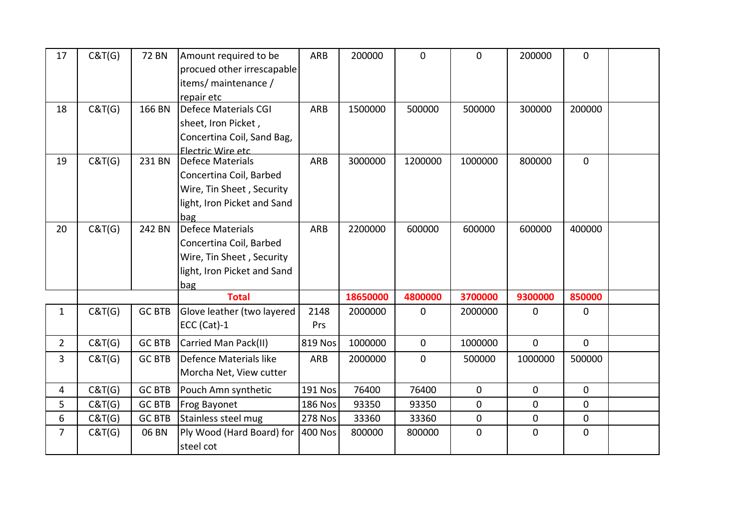| | | | | | | | | | | |
|---|---|---|---|---|---|---|---|---|---|---|
| 17 | C&T(G) | 72 BN | Amount required to be procued other irrescapable items/ maintenance / repair etc | ARB | 200000 | 0 | 0 | 200000 | 0 | |
| 18 | C&T(G) | 166 BN | Defece Materials CGI sheet, Iron Picket , Concertina Coil, Sand Bag, Electric Wire etc | ARB | 1500000 | 500000 | 500000 | 300000 | 200000 | |
| 19 | C&T(G) | 231 BN | Defece Materials Concertina Coil, Barbed Wire, Tin Sheet , Security light, Iron Picket and Sand bag | ARB | 3000000 | 1200000 | 1000000 | 800000 | 0 | |
| 20 | C&T(G) | 242 BN | Defece Materials Concertina Coil, Barbed Wire, Tin Sheet , Security light, Iron Picket and Sand bag | ARB | 2200000 | 600000 | 600000 | 600000 | 400000 | |
| | | | **Total** | | **18650000** | **4800000** | **3700000** | **9300000** | **850000** | |
| 1 | C&T(G) | GC BTB | Glove leather (two layered ECC (Cat)-1 | 2148 Prs | 2000000 | 0 | 2000000 | 0 | 0 | |
| 2 | C&T(G) | GC BTB | Carried Man Pack(II) | 819 Nos | 1000000 | 0 | 1000000 | 0 | 0 | |
| 3 | C&T(G) | GC BTB | Defence Materials like Morcha Net, View cutter | ARB | 2000000 | 0 | 500000 | 1000000 | 500000 | |
| 4 | C&T(G) | GC BTB | Pouch Amn synthetic | 191 Nos | 76400 | 76400 | 0 | 0 | 0 | |
| 5 | C&T(G) | GC BTB | Frog Bayonet | 186 Nos | 93350 | 93350 | 0 | 0 | 0 | |
| 6 | C&T(G) | GC BTB | Stainless steel mug | 278 Nos | 33360 | 33360 | 0 | 0 | 0 | |
| 7 | C&T(G) | 06 BN | Ply Wood (Hard Board) for steel cot | 400 Nos | 800000 | 800000 | 0 | 0 | 0 | |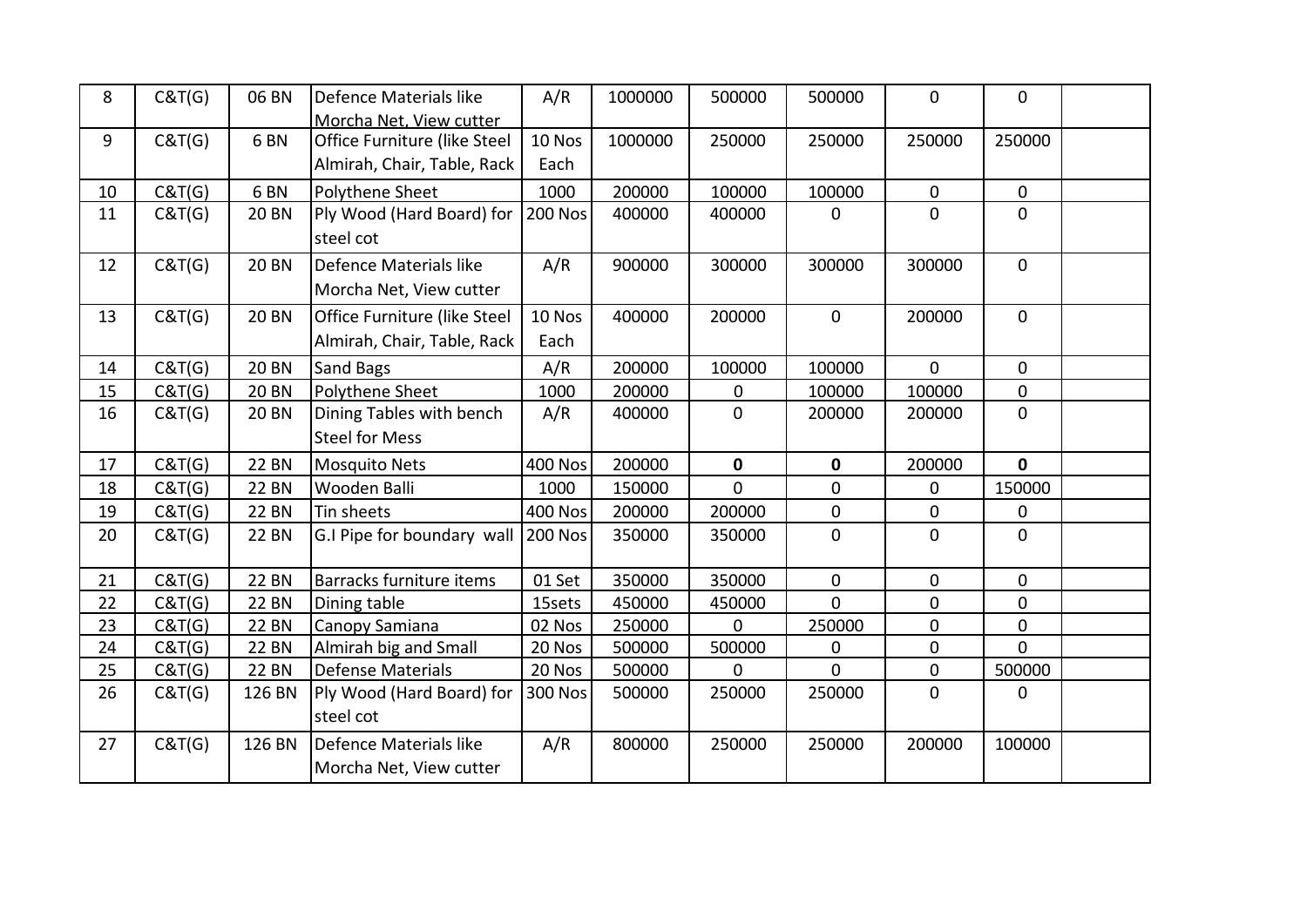| 8 | C&T(G) | 06 BN | Defence Materials like Morcha Net, View cutter | A/R | 1000000 | 500000 | 500000 | 0 | 0 | |
|---|---|---|---|---|---|---|---|---|---|---|
| 9 | C&T(G) | 6 BN | Office Furniture (like Steel Almirah, Chair, Table, Rack | 10 Nos Each | 1000000 | 250000 | 250000 | 250000 | 250000 | |
| 10 | C&T(G) | 6 BN | Polythene Sheet | 1000 | 200000 | 100000 | 100000 | 0 | 0 | |
| 11 | C&T(G) | 20 BN | Ply Wood (Hard Board) for steel cot | 200 Nos | 400000 | 400000 | 0 | 0 | 0 | |
| 12 | C&T(G) | 20 BN | Defence Materials like Morcha Net, View cutter | A/R | 900000 | 300000 | 300000 | 300000 | 0 | |
| 13 | C&T(G) | 20 BN | Office Furniture (like Steel Almirah, Chair, Table, Rack | 10 Nos Each | 400000 | 200000 | 0 | 200000 | 0 | |
| 14 | C&T(G) | 20 BN | Sand Bags | A/R | 200000 | 100000 | 100000 | 0 | 0 | |
| 15 | C&T(G) | 20 BN | Polythene Sheet | 1000 | 200000 | 0 | 100000 | 100000 | 0 | |
| 16 | C&T(G) | 20 BN | Dining Tables with bench Steel for Mess | A/R | 400000 | 0 | 200000 | 200000 | 0 | |
| 17 | C&T(G) | 22 BN | Mosquito Nets | 400 Nos | 200000 | **0** | **0** | 200000 | **0** | |
| 18 | C&T(G) | 22 BN | Wooden Balli | 1000 | 150000 | 0 | 0 | 0 | 150000 | |
| 19 | C&T(G) | 22 BN | Tin sheets | 400 Nos | 200000 | 200000 | 0 | 0 | 0 | |
| 20 | C&T(G) | 22 BN | G.I Pipe for boundary wall | 200 Nos | 350000 | 350000 | 0 | 0 | 0 | |
| 21 | C&T(G) | 22 BN | Barracks furniture items | 01 Set | 350000 | 350000 | 0 | 0 | 0 | |
| 22 | C&T(G) | 22 BN | Dining table | 15sets | 450000 | 450000 | 0 | 0 | 0 | |
| 23 | C&T(G) | 22 BN | Canopy Samiana | 02 Nos | 250000 | 0 | 250000 | 0 | 0 | |
| 24 | C&T(G) | 22 BN | Almirah big and Small | 20 Nos | 500000 | 500000 | 0 | 0 | 0 | |
| 25 | C&T(G) | 22 BN | Defense Materials | 20 Nos | 500000 | 0 | 0 | 0 | 500000 | |
| 26 | C&T(G) | 126 BN | Ply Wood (Hard Board) for steel cot | 300 Nos | 500000 | 250000 | 250000 | 0 | 0 | |
| 27 | C&T(G) | 126 BN | Defence Materials like Morcha Net, View cutter | A/R | 800000 | 250000 | 250000 | 200000 | 100000 | |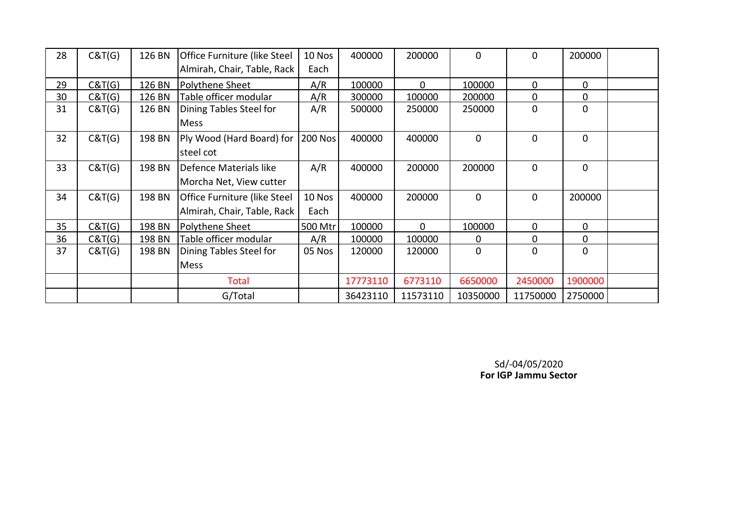| | | | | | | | | | | |
|---|---|---|---|---|---|---|---|---|---|---|
| 28 | C&T(G) | 126 BN | Office Furniture (like Steel Almirah, Chair, Table, Rack | 10 Nos Each | 400000 | 200000 | 0 | 0 | 200000 | |
| 29 | C&T(G) | 126 BN | Polythene Sheet | A/R | 100000 | 0 | 100000 | 0 | 0 | |
| 30 | C&T(G) | 126 BN | Table officer modular | A/R | 300000 | 100000 | 200000 | 0 | 0 | |
| 31 | C&T(G) | 126 BN | Dining Tables Steel for Mess | A/R | 500000 | 250000 | 250000 | 0 | 0 | |
| 32 | C&T(G) | 198 BN | Ply Wood (Hard Board) for steel cot | 200 Nos | 400000 | 400000 | 0 | 0 | 0 | |
| 33 | C&T(G) | 198 BN | Defence Materials like Morcha Net, View cutter | A/R | 400000 | 200000 | 200000 | 0 | 0 | |
| 34 | C&T(G) | 198 BN | Office Furniture (like Steel Almirah, Chair, Table, Rack | 10 Nos Each | 400000 | 200000 | 0 | 0 | 200000 | |
| 35 | C&T(G) | 198 BN | Polythene Sheet | 500 Mtr | 100000 | 0 | 100000 | 0 | 0 | |
| 36 | C&T(G) | 198 BN | Table officer modular | A/R | 100000 | 100000 | 0 | 0 | 0 | |
| 37 | C&T(G) | 198 BN | Dining Tables Steel for Mess | 05 Nos | 120000 | 120000 | 0 | 0 | 0 | |
| | | | Total | | 17773110 | 6773110 | 6650000 | 2450000 | 1900000 | |
| | | | G/Total | | 36423110 | 11573110 | 10350000 | 11750000 | 2750000 | |

Sd/-04/05/2020
**For IGP Jammu Sector**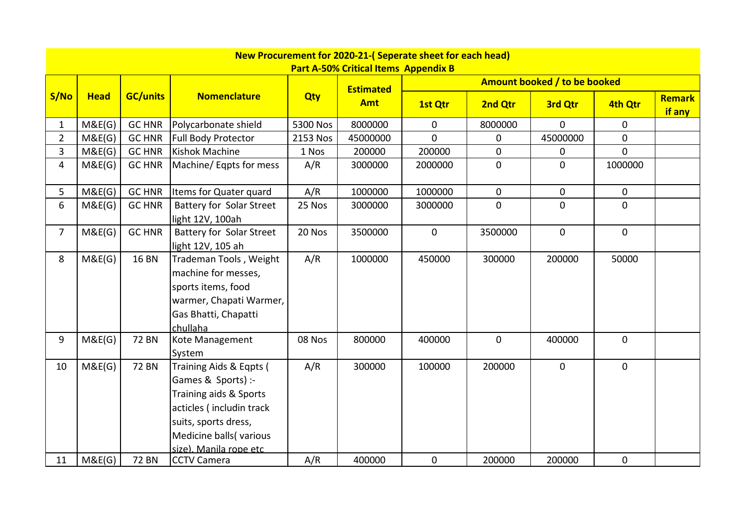**New Procurement for 2020-21-( Seperate sheet for each head)**
**Part A-50% Critical Items Appendix B**

| S/No | Head | GC/units | Nomenclature | Qty | Estimated Amt | Amount booked / to be booked | | | | Remark if any |
|---|---|---|---|---|---|---|---|---|---|---|
| | | | | | | 1st Qtr | 2nd Qtr | 3rd Qtr | 4th Qtr | |
| 1 | M&E(G) | GC HNR | Polycarbonate shield | 5300 Nos | 8000000 | 0 | 8000000 | 0 | 0 | |
| 2 | M&E(G) | GC HNR | Full Body Protector | 2153 Nos | 45000000 | 0 | 0 | 45000000 | 0 | |
| 3 | M&E(G) | GC HNR | Kishok Machine | 1 Nos | 200000 | 200000 | 0 | 0 | 0 | |
| 4 | M&E(G) | GC HNR | Machine/ Eqpts for mess | A/R | 3000000 | 2000000 | 0 | 0 | 1000000 | |
| 5 | M&E(G) | GC HNR | Items for Quater quard | A/R | 1000000 | 1000000 | 0 | 0 | 0 | |
| 6 | M&E(G) | GC HNR | Battery for Solar Street light 12V, 100ah | 25 Nos | 3000000 | 3000000 | 0 | 0 | 0 | |
| 7 | M&E(G) | GC HNR | Battery for Solar Street light 12V, 105 ah | 20 Nos | 3500000 | 0 | 3500000 | 0 | 0 | |
| 8 | M&E(G) | 16 BN | Trademan Tools , Weight machine for messes, sports items, food warmer, Chapati Warmer, Gas Bhatti, Chapatti chullaha | A/R | 1000000 | 450000 | 300000 | 200000 | 50000 | |
| 9 | M&E(G) | 72 BN | Kote Management System | 08 Nos | 800000 | 400000 | 0 | 400000 | 0 | |
| 10 | M&E(G) | 72 BN | Training Aids & Eqpts ( Games & Sports) :- Training aids & Sports acticles ( includin track suits, sports dress, Medicine balls( various size), Manila rope etc | A/R | 300000 | 100000 | 200000 | 0 | 0 | |
| 11 | M&E(G) | 72 BN | CCTV Camera | A/R | 400000 | 0 | 200000 | 200000 | 0 | |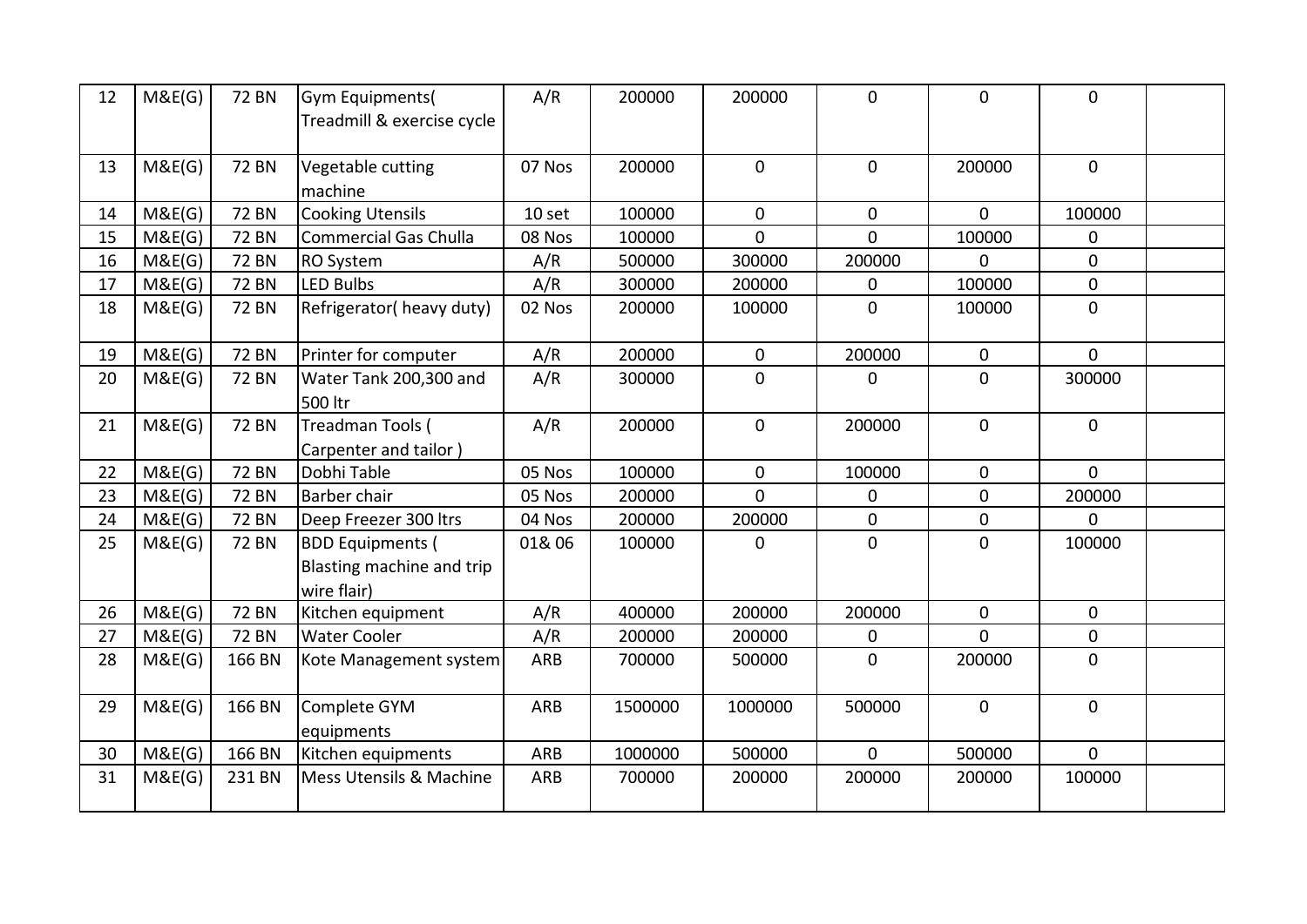| 12 | M&E(G) | 72 BN | Gym Equipments( Treadmill & exercise cycle | A/R | 200000 | 200000 | 0 | 0 | 0 | |
|---|---|---|---|---|---|---|---|---|---|---|
| 13 | M&E(G) | 72 BN | Vegetable cutting machine | 07 Nos | 200000 | 0 | 0 | 200000 | 0 | |
| 14 | M&E(G) | 72 BN | Cooking Utensils | 10 set | 100000 | 0 | 0 | 0 | 100000 | |
| 15 | M&E(G) | 72 BN | Commercial Gas Chulla | 08 Nos | 100000 | 0 | 0 | 100000 | 0 | |
| 16 | M&E(G) | 72 BN | RO System | A/R | 500000 | 300000 | 200000 | 0 | 0 | |
| 17 | M&E(G) | 72 BN | LED Bulbs | A/R | 300000 | 200000 | 0 | 100000 | 0 | |
| 18 | M&E(G) | 72 BN | Refrigerator( heavy duty) | 02 Nos | 200000 | 100000 | 0 | 100000 | 0 | |
| 19 | M&E(G) | 72 BN | Printer for computer | A/R | 200000 | 0 | 200000 | 0 | 0 | |
| 20 | M&E(G) | 72 BN | Water Tank 200,300 and 500 ltr | A/R | 300000 | 0 | 0 | 0 | 300000 | |
| 21 | M&E(G) | 72 BN | Treadman Tools ( Carpenter and tailor ) | A/R | 200000 | 0 | 200000 | 0 | 0 | |
| 22 | M&E(G) | 72 BN | Dobhi Table | 05 Nos | 100000 | 0 | 100000 | 0 | 0 | |
| 23 | M&E(G) | 72 BN | Barber chair | 05 Nos | 200000 | 0 | 0 | 0 | 200000 | |
| 24 | M&E(G) | 72 BN | Deep Freezer 300 ltrs | 04 Nos | 200000 | 200000 | 0 | 0 | 0 | |
| 25 | M&E(G) | 72 BN | BDD Equipments ( Blasting machine and trip wire flair) | 01& 06 | 100000 | 0 | 0 | 0 | 100000 | |
| 26 | M&E(G) | 72 BN | Kitchen equipment | A/R | 400000 | 200000 | 200000 | 0 | 0 | |
| 27 | M&E(G) | 72 BN | Water Cooler | A/R | 200000 | 200000 | 0 | 0 | 0 | |
| 28 | M&E(G) | 166 BN | Kote Management system | ARB | 700000 | 500000 | 0 | 200000 | 0 | |
| 29 | M&E(G) | 166 BN | Complete GYM equipments | ARB | 1500000 | 1000000 | 500000 | 0 | 0 | |
| 30 | M&E(G) | 166 BN | Kitchen equipments | ARB | 1000000 | 500000 | 0 | 500000 | 0 | |
| 31 | M&E(G) | 231 BN | Mess Utensils & Machine | ARB | 700000 | 200000 | 200000 | 200000 | 100000 | |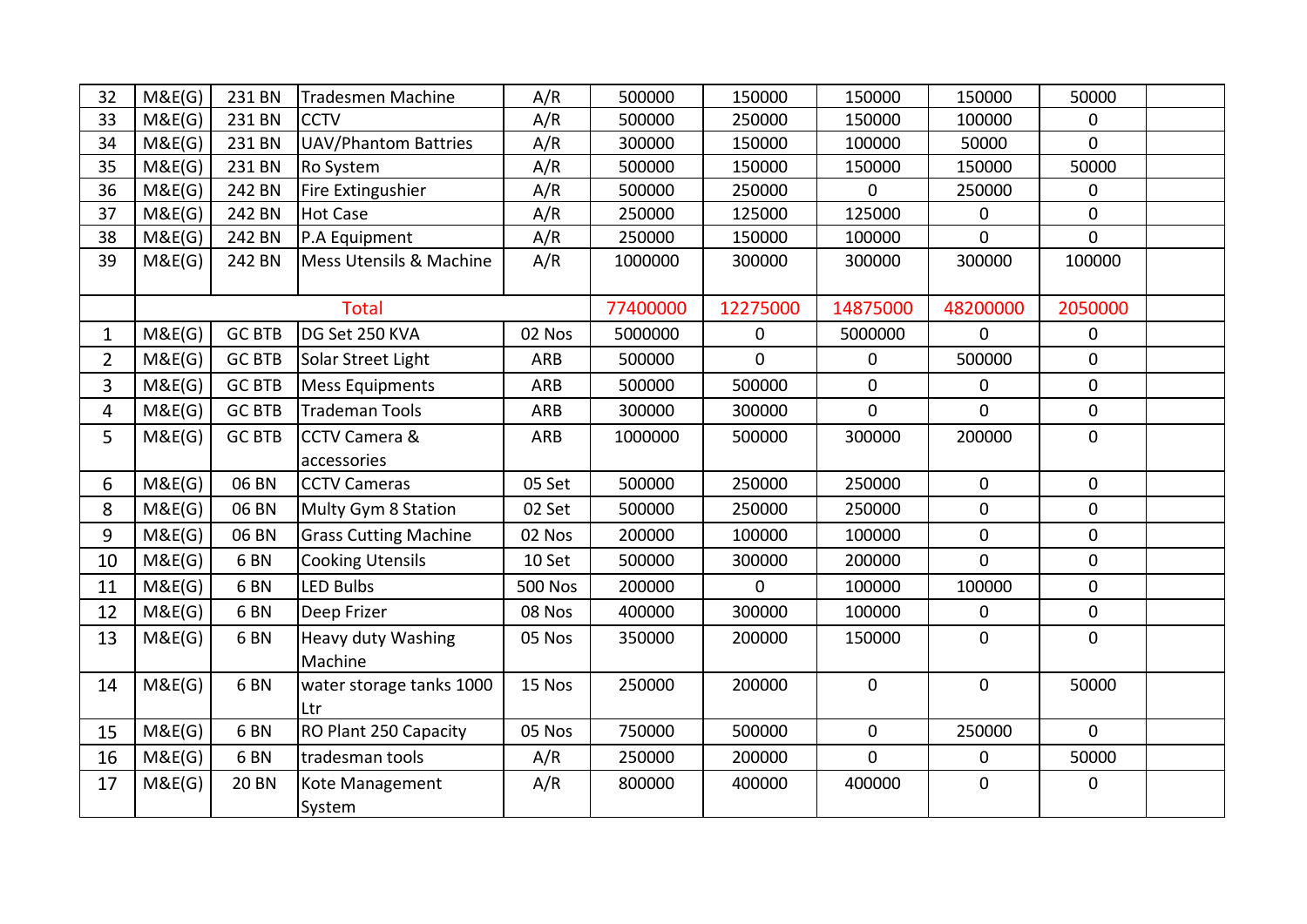| | | | | | | | | | | |
|---|---|---|---|---|---|---|---|---|---|---|
| 32 | M&E(G) | 231 BN | Tradesmen Machine | A/R | 500000 | 150000 | 150000 | 150000 | 50000 | |
| 33 | M&E(G) | 231 BN | CCTV | A/R | 500000 | 250000 | 150000 | 100000 | 0 | |
| 34 | M&E(G) | 231 BN | UAV/Phantom Battries | A/R | 300000 | 150000 | 100000 | 50000 | 0 | |
| 35 | M&E(G) | 231 BN | Ro System | A/R | 500000 | 150000 | 150000 | 150000 | 50000 | |
| 36 | M&E(G) | 242 BN | Fire Extingushier | A/R | 500000 | 250000 | 0 | 250000 | 0 | |
| 37 | M&E(G) | 242 BN | Hot Case | A/R | 250000 | 125000 | 125000 | 0 | 0 | |
| 38 | M&E(G) | 242 BN | P.A Equipment | A/R | 250000 | 150000 | 100000 | 0 | 0 | |
| 39 | M&E(G) | 242 BN | Mess Utensils & Machine | A/R | 1000000 | 300000 | 300000 | 300000 | 100000 | |
| | Total | | | | 77400000 | 12275000 | 14875000 | 48200000 | 2050000 | |
| 1 | M&E(G) | GC BTB | DG Set 250 KVA | 02 Nos | 5000000 | 0 | 5000000 | 0 | 0 | |
| 2 | M&E(G) | GC BTB | Solar Street Light | ARB | 500000 | 0 | 0 | 500000 | 0 | |
| 3 | M&E(G) | GC BTB | Mess Equipments | ARB | 500000 | 500000 | 0 | 0 | 0 | |
| 4 | M&E(G) | GC BTB | Trademan Tools | ARB | 300000 | 300000 | 0 | 0 | 0 | |
| 5 | M&E(G) | GC BTB | CCTV Camera & accessories | ARB | 1000000 | 500000 | 300000 | 200000 | 0 | |
| 6 | M&E(G) | 06 BN | CCTV Cameras | 05 Set | 500000 | 250000 | 250000 | 0 | 0 | |
| 8 | M&E(G) | 06 BN | Multy Gym 8 Station | 02 Set | 500000 | 250000 | 250000 | 0 | 0 | |
| 9 | M&E(G) | 06 BN | Grass Cutting Machine | 02 Nos | 200000 | 100000 | 100000 | 0 | 0 | |
| 10 | M&E(G) | 6 BN | Cooking Utensils | 10 Set | 500000 | 300000 | 200000 | 0 | 0 | |
| 11 | M&E(G) | 6 BN | LED Bulbs | 500 Nos | 200000 | 0 | 100000 | 100000 | 0 | |
| 12 | M&E(G) | 6 BN | Deep Frizer | 08 Nos | 400000 | 300000 | 100000 | 0 | 0 | |
| 13 | M&E(G) | 6 BN | Heavy duty Washing Machine | 05 Nos | 350000 | 200000 | 150000 | 0 | 0 | |
| 14 | M&E(G) | 6 BN | water storage tanks 1000 Ltr | 15 Nos | 250000 | 200000 | 0 | 0 | 50000 | |
| 15 | M&E(G) | 6 BN | RO Plant 250 Capacity | 05 Nos | 750000 | 500000 | 0 | 250000 | 0 | |
| 16 | M&E(G) | 6 BN | tradesman tools | A/R | 250000 | 200000 | 0 | 0 | 50000 | |
| 17 | M&E(G) | 20 BN | Kote Management System | A/R | 800000 | 400000 | 400000 | 0 | 0 | |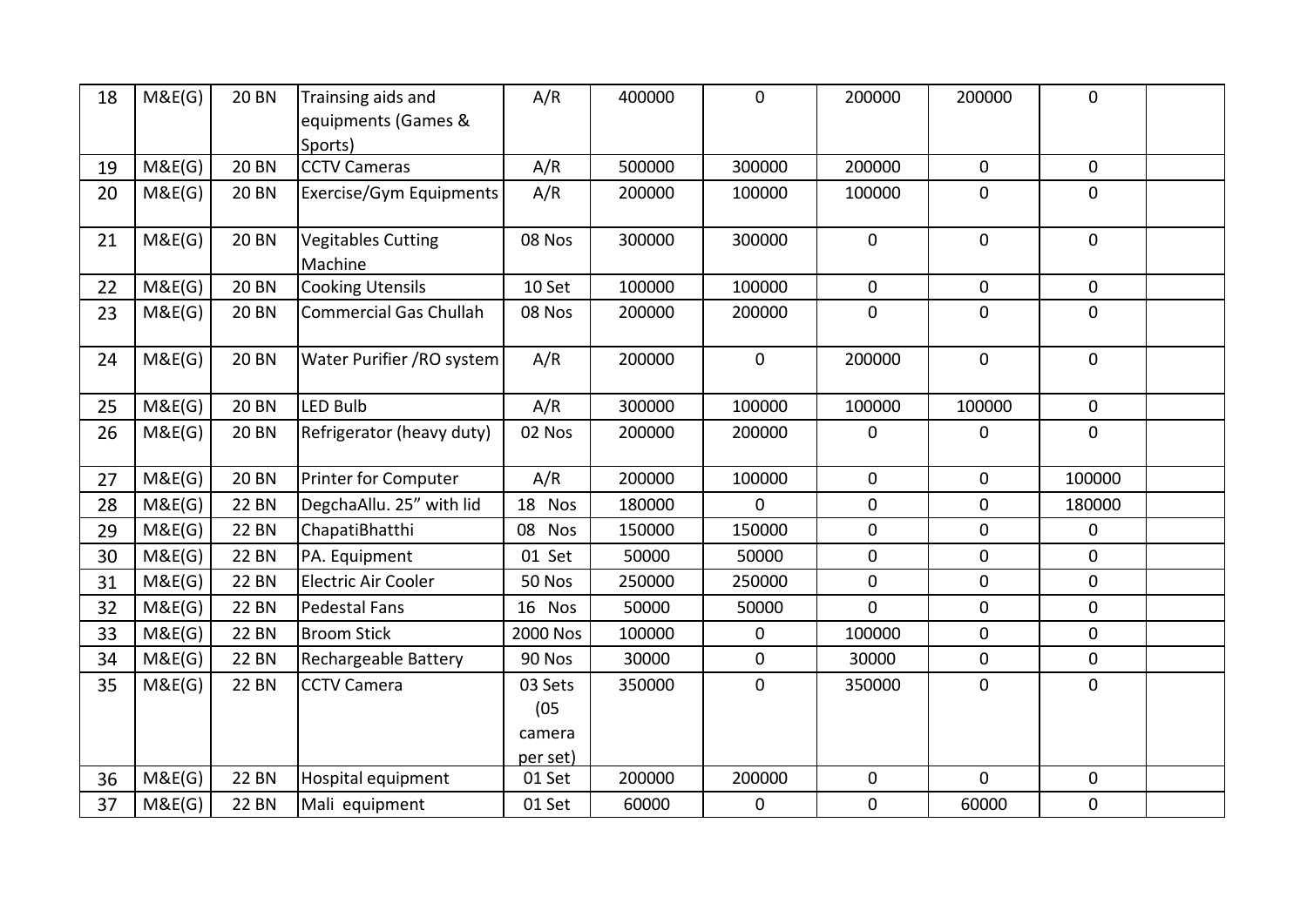| 18 | M&E(G) | 20 BN | Trainsing aids and equipments (Games & Sports) | A/R | 400000 | 0 | 200000 | 200000 | 0 | |
|---|---|---|---|---|---|---|---|---|---|---|
| 19 | M&E(G) | 20 BN | CCTV Cameras | A/R | 500000 | 300000 | 200000 | 0 | 0 | |
| 20 | M&E(G) | 20 BN | Exercise/Gym Equipments | A/R | 200000 | 100000 | 100000 | 0 | 0 | |
| 21 | M&E(G) | 20 BN | Vegitables Cutting Machine | 08 Nos | 300000 | 300000 | 0 | 0 | 0 | |
| 22 | M&E(G) | 20 BN | Cooking Utensils | 10 Set | 100000 | 100000 | 0 | 0 | 0 | |
| 23 | M&E(G) | 20 BN | Commercial Gas Chullah | 08 Nos | 200000 | 200000 | 0 | 0 | 0 | |
| 24 | M&E(G) | 20 BN | Water Purifier /RO system | A/R | 200000 | 0 | 200000 | 0 | 0 | |
| 25 | M&E(G) | 20 BN | LED Bulb | A/R | 300000 | 100000 | 100000 | 100000 | 0 | |
| 26 | M&E(G) | 20 BN | Refrigerator (heavy duty) | 02 Nos | 200000 | 200000 | 0 | 0 | 0 | |
| 27 | M&E(G) | 20 BN | Printer for Computer | A/R | 200000 | 100000 | 0 | 0 | 100000 | |
| 28 | M&E(G) | 22 BN | DegchaAllu. 25" with lid | 18 Nos | 180000 | 0 | 0 | 0 | 180000 | |
| 29 | M&E(G) | 22 BN | ChapatiBhatthi | 08 Nos | 150000 | 150000 | 0 | 0 | 0 | |
| 30 | M&E(G) | 22 BN | PA. Equipment | 01 Set | 50000 | 50000 | 0 | 0 | 0 | |
| 31 | M&E(G) | 22 BN | Electric Air Cooler | 50 Nos | 250000 | 250000 | 0 | 0 | 0 | |
| 32 | M&E(G) | 22 BN | Pedestal Fans | 16 Nos | 50000 | 50000 | 0 | 0 | 0 | |
| 33 | M&E(G) | 22 BN | Broom Stick | 2000 Nos | 100000 | 0 | 100000 | 0 | 0 | |
| 34 | M&E(G) | 22 BN | Rechargeable Battery | 90 Nos | 30000 | 0 | 30000 | 0 | 0 | |
| 35 | M&E(G) | 22 BN | CCTV Camera | 03 Sets (05 camera per set) | 350000 | 0 | 350000 | 0 | 0 | |
| 36 | M&E(G) | 22 BN | Hospital equipment | 01 Set | 200000 | 200000 | 0 | 0 | 0 | |
| 37 | M&E(G) | 22 BN | Mali equipment | 01 Set | 60000 | 0 | 0 | 60000 | 0 | |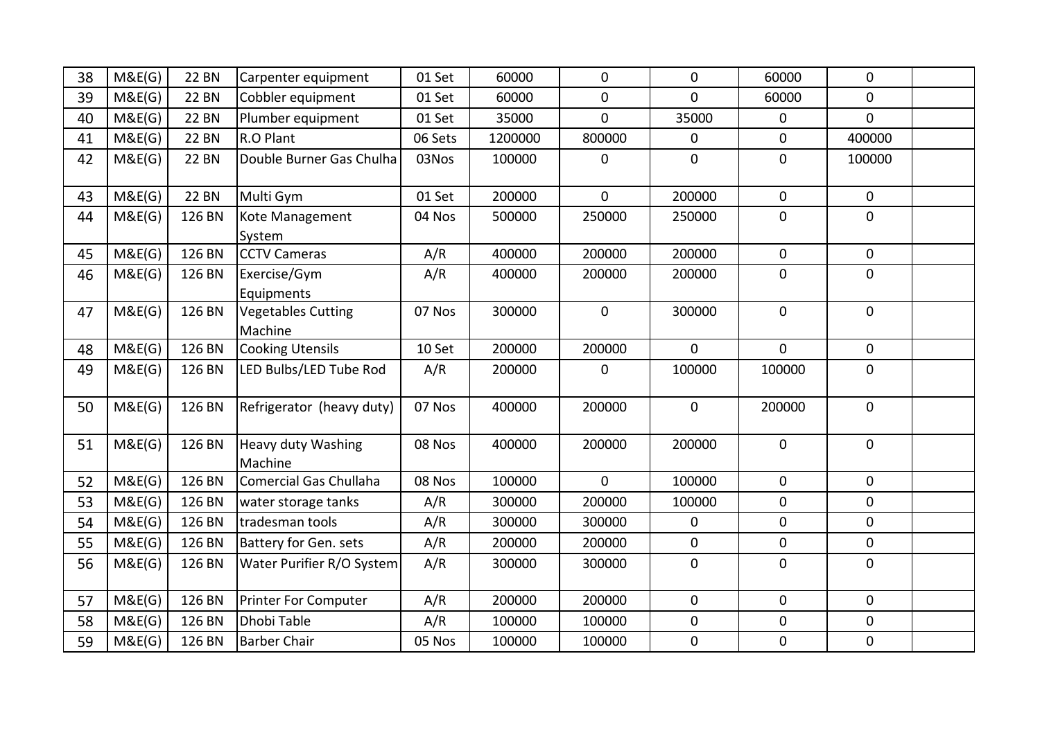| 38 | M&E(G) | 22 BN | Carpenter equipment | 01 Set | 60000 | 0 | 0 | 60000 | 0 | |
|---|---|---|---|---|---|---|---|---|---|---|
| 39 | M&E(G) | 22 BN | Cobbler equipment | 01 Set | 60000 | 0 | 0 | 60000 | 0 | |
| 40 | M&E(G) | 22 BN | Plumber equipment | 01 Set | 35000 | 0 | 35000 | 0 | 0 | |
| 41 | M&E(G) | 22 BN | R.O Plant | 06 Sets | 1200000 | 800000 | 0 | 0 | 400000 | |
| 42 | M&E(G) | 22 BN | Double Burner Gas Chulha | 03Nos | 100000 | 0 | 0 | 0 | 100000 | |
| 43 | M&E(G) | 22 BN | Multi Gym | 01 Set | 200000 | 0 | 200000 | 0 | 0 | |
| 44 | M&E(G) | 126 BN | Kote Management System | 04 Nos | 500000 | 250000 | 250000 | 0 | 0 | |
| 45 | M&E(G) | 126 BN | CCTV Cameras | A/R | 400000 | 200000 | 200000 | 0 | 0 | |
| 46 | M&E(G) | 126 BN | Exercise/Gym Equipments | A/R | 400000 | 200000 | 200000 | 0 | 0 | |
| 47 | M&E(G) | 126 BN | Vegetables Cutting Machine | 07 Nos | 300000 | 0 | 300000 | 0 | 0 | |
| 48 | M&E(G) | 126 BN | Cooking Utensils | 10 Set | 200000 | 200000 | 0 | 0 | 0 | |
| 49 | M&E(G) | 126 BN | LED Bulbs/LED Tube Rod | A/R | 200000 | 0 | 100000 | 100000 | 0 | |
| 50 | M&E(G) | 126 BN | Refrigerator (heavy duty) | 07 Nos | 400000 | 200000 | 0 | 200000 | 0 | |
| 51 | M&E(G) | 126 BN | Heavy duty Washing Machine | 08 Nos | 400000 | 200000 | 200000 | 0 | 0 | |
| 52 | M&E(G) | 126 BN | Comercial Gas Chullaha | 08 Nos | 100000 | 0 | 100000 | 0 | 0 | |
| 53 | M&E(G) | 126 BN | water storage tanks | A/R | 300000 | 200000 | 100000 | 0 | 0 | |
| 54 | M&E(G) | 126 BN | tradesman tools | A/R | 300000 | 300000 | 0 | 0 | 0 | |
| 55 | M&E(G) | 126 BN | Battery for Gen. sets | A/R | 200000 | 200000 | 0 | 0 | 0 | |
| 56 | M&E(G) | 126 BN | Water Purifier R/O System | A/R | 300000 | 300000 | 0 | 0 | 0 | |
| 57 | M&E(G) | 126 BN | Printer For Computer | A/R | 200000 | 200000 | 0 | 0 | 0 | |
| 58 | M&E(G) | 126 BN | Dhobi Table | A/R | 100000 | 100000 | 0 | 0 | 0 | |
| 59 | M&E(G) | 126 BN | Barber Chair | 05 Nos | 100000 | 100000 | 0 | 0 | 0 | |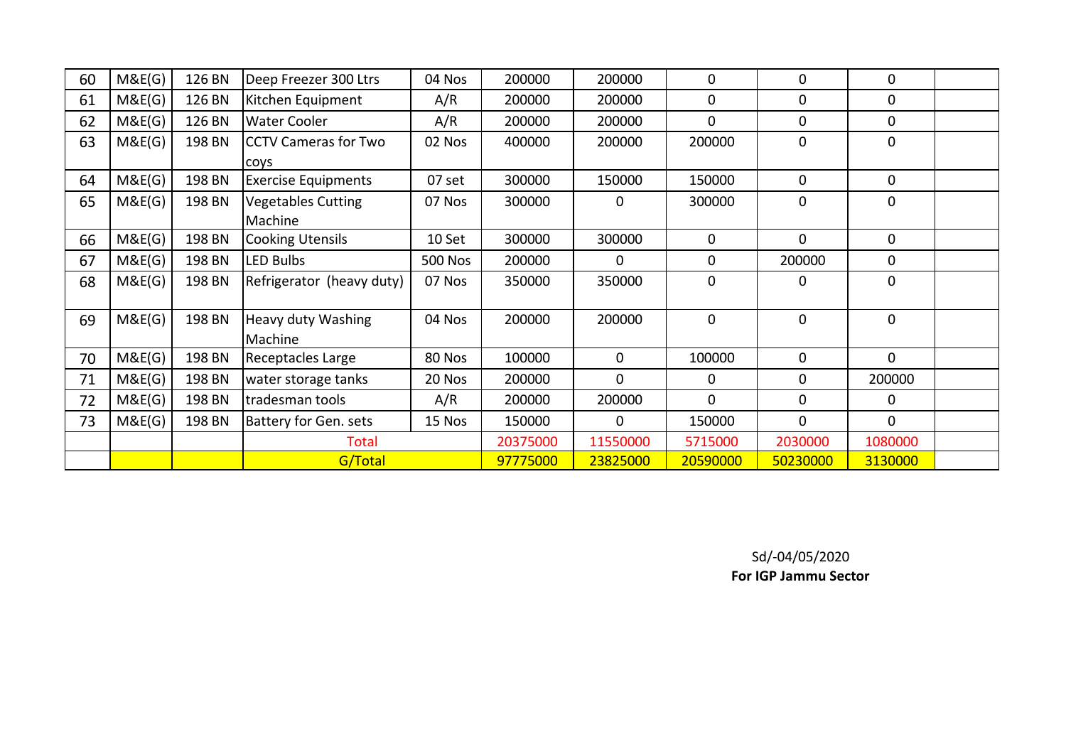| 60 | M&E(G) | 126 BN | Deep Freezer 300 Ltrs | 04 Nos | 200000 | 200000 | 0 | 0 | 0 | |
|---|---|---|---|---|---|---|---|---|---|---|
| 61 | M&E(G) | 126 BN | Kitchen Equipment | A/R | 200000 | 200000 | 0 | 0 | 0 | |
| 62 | M&E(G) | 126 BN | Water Cooler | A/R | 200000 | 200000 | 0 | 0 | 0 | |
| 63 | M&E(G) | 198 BN | CCTV Cameras for Two coys | 02 Nos | 400000 | 200000 | 200000 | 0 | 0 | |
| 64 | M&E(G) | 198 BN | Exercise Equipments | 07 set | 300000 | 150000 | 150000 | 0 | 0 | |
| 65 | M&E(G) | 198 BN | Vegetables Cutting Machine | 07 Nos | 300000 | 0 | 300000 | 0 | 0 | |
| 66 | M&E(G) | 198 BN | Cooking Utensils | 10 Set | 300000 | 300000 | 0 | 0 | 0 | |
| 67 | M&E(G) | 198 BN | LED Bulbs | 500 Nos | 200000 | 0 | 0 | 200000 | 0 | |
| 68 | M&E(G) | 198 BN | Refrigerator (heavy duty) | 07 Nos | 350000 | 350000 | 0 | 0 | 0 | |
| 69 | M&E(G) | 198 BN | Heavy duty Washing Machine | 04 Nos | 200000 | 200000 | 0 | 0 | 0 | |
| 70 | M&E(G) | 198 BN | Receptacles Large | 80 Nos | 100000 | 0 | 100000 | 0 | 0 | |
| 71 | M&E(G) | 198 BN | water storage tanks | 20 Nos | 200000 | 0 | 0 | 0 | 200000 | |
| 72 | M&E(G) | 198 BN | tradesman tools | A/R | 200000 | 200000 | 0 | 0 | 0 | |
| 73 | M&E(G) | 198 BN | Battery for Gen. sets | 15 Nos | 150000 | 0 | 150000 | 0 | 0 | |
| | | | Total | | 20375000 | 11550000 | 5715000 | 2030000 | 1080000 | |
| | | | G/Total | | 97775000 | 23825000 | 20590000 | 50230000 | 3130000 | |

Sd/-04/05/2020

**For IGP Jammu Sector**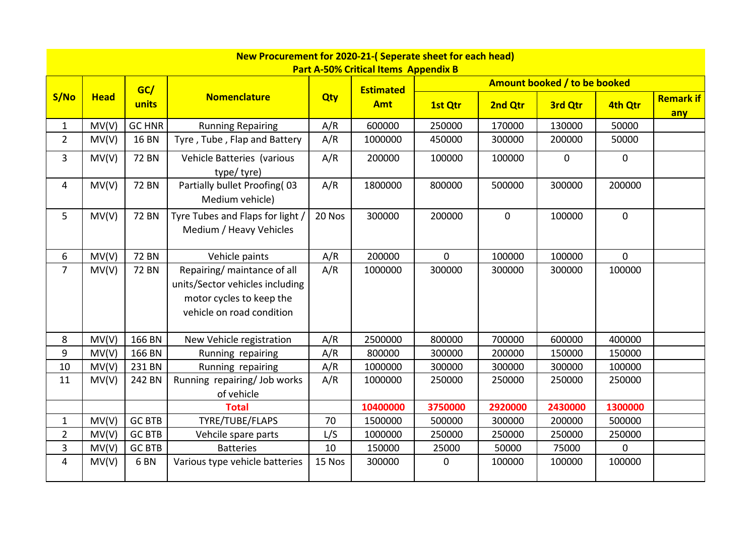**New Procurement for 2020-21-( Seperate sheet for each head)**
**Part A-50% Critical Items Appendix B**

| S/No | Head | GC/ units | Nomenclature | Qty | Estimated Amt | Amount booked / to be booked | | | | Remark if any |
|---|---|---|---|---|---|---|---|---|---|---|
| | | | | | | 1st Qtr | 2nd Qtr | 3rd Qtr | 4th Qtr | |
| 1 | MV(V) | GC HNR | Running Repairing | A/R | 600000 | 250000 | 170000 | 130000 | 50000 | |
| 2 | MV(V) | 16 BN | Tyre , Tube , Flap and Battery | A/R | 1000000 | 450000 | 300000 | 200000 | 50000 | |
| 3 | MV(V) | 72 BN | Vehicle Batteries (various type/ tyre) | A/R | 200000 | 100000 | 100000 | 0 | 0 | |
| 4 | MV(V) | 72 BN | Partially bullet Proofing( 03 Medium vehicle) | A/R | 1800000 | 800000 | 500000 | 300000 | 200000 | |
| 5 | MV(V) | 72 BN | Tyre Tubes and Flaps for light / Medium / Heavy Vehicles | 20 Nos | 300000 | 200000 | 0 | 100000 | 0 | |
| 6 | MV(V) | 72 BN | Vehicle paints | A/R | 200000 | 0 | 100000 | 100000 | 0 | |
| 7 | MV(V) | 72 BN | Repairing/ maintance of all units/Sector vehicles including motor cycles to keep the vehicle on road condition | A/R | 1000000 | 300000 | 300000 | 300000 | 100000 | |
| 8 | MV(V) | 166 BN | New Vehicle registration | A/R | 2500000 | 800000 | 700000 | 600000 | 400000 | |
| 9 | MV(V) | 166 BN | Running repairing | A/R | 800000 | 300000 | 200000 | 150000 | 150000 | |
| 10 | MV(V) | 231 BN | Running repairing | A/R | 1000000 | 300000 | 300000 | 300000 | 100000 | |
| 11 | MV(V) | 242 BN | Running repairing/ Job works of vehicle | A/R | 1000000 | 250000 | 250000 | 250000 | 250000 | |
| | | | **Total** | | **10400000** | **3750000** | **2920000** | **2430000** | **1300000** | |
| 1 | MV(V) | GC BTB | TYRE/TUBE/FLAPS | 70 | 1500000 | 500000 | 300000 | 200000 | 500000 | |
| 2 | MV(V) | GC BTB | Vehcile spare parts | L/S | 1000000 | 250000 | 250000 | 250000 | 250000 | |
| 3 | MV(V) | GC BTB | Batteries | 10 | 150000 | 25000 | 50000 | 75000 | 0 | |
| 4 | MV(V) | 6 BN | Various type vehicle batteries | 15 Nos | 300000 | 0 | 100000 | 100000 | 100000 | |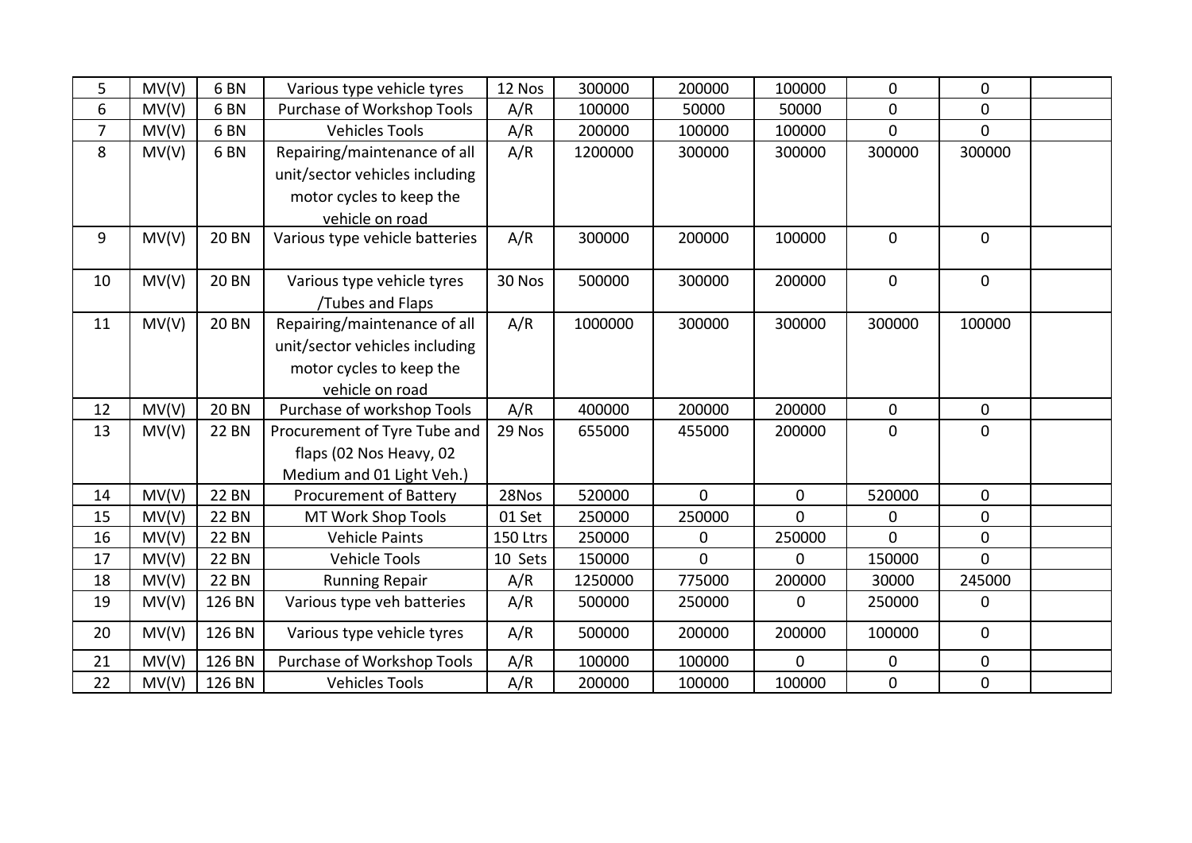| 5 | MV(V) | 6 BN | Various type vehicle tyres | 12 Nos | 300000 | 200000 | 100000 | 0 | 0 | |
|---|---|---|---|---|---|---|---|---|---|---|
| 6 | MV(V) | 6 BN | Purchase of Workshop Tools | A/R | 100000 | 50000 | 50000 | 0 | 0 | |
| 7 | MV(V) | 6 BN | Vehicles Tools | A/R | 200000 | 100000 | 100000 | 0 | 0 | |
| 8 | MV(V) | 6 BN | Repairing/maintenance of all unit/sector vehicles including motor cycles to keep the vehicle on road | A/R | 1200000 | 300000 | 300000 | 300000 | 300000 | |
| 9 | MV(V) | 20 BN | Various type vehicle batteries | A/R | 300000 | 200000 | 100000 | 0 | 0 | |
| 10 | MV(V) | 20 BN | Various type vehicle tyres /Tubes and Flaps | 30 Nos | 500000 | 300000 | 200000 | 0 | 0 | |
| 11 | MV(V) | 20 BN | Repairing/maintenance of all unit/sector vehicles including motor cycles to keep the vehicle on road | A/R | 1000000 | 300000 | 300000 | 300000 | 100000 | |
| 12 | MV(V) | 20 BN | Purchase of workshop Tools | A/R | 400000 | 200000 | 200000 | 0 | 0 | |
| 13 | MV(V) | 22 BN | Procurement of Tyre Tube and flaps (02 Nos Heavy, 02 Medium and 01 Light Veh.) | 29 Nos | 655000 | 455000 | 200000 | 0 | 0 | |
| 14 | MV(V) | 22 BN | Procurement of Battery | 28Nos | 520000 | 0 | 0 | 520000 | 0 | |
| 15 | MV(V) | 22 BN | MT Work Shop Tools | 01 Set | 250000 | 250000 | 0 | 0 | 0 | |
| 16 | MV(V) | 22 BN | Vehicle Paints | 150 Ltrs | 250000 | 0 | 250000 | 0 | 0 | |
| 17 | MV(V) | 22 BN | Vehicle Tools | 10 Sets | 150000 | 0 | 0 | 150000 | 0 | |
| 18 | MV(V) | 22 BN | Running Repair | A/R | 1250000 | 775000 | 200000 | 30000 | 245000 | |
| 19 | MV(V) | 126 BN | Various type veh batteries | A/R | 500000 | 250000 | 0 | 250000 | 0 | |
| 20 | MV(V) | 126 BN | Various type vehicle tyres | A/R | 500000 | 200000 | 200000 | 100000 | 0 | |
| 21 | MV(V) | 126 BN | Purchase of Workshop Tools | A/R | 100000 | 100000 | 0 | 0 | 0 | |
| 22 | MV(V) | 126 BN | Vehicles Tools | A/R | 200000 | 100000 | 100000 | 0 | 0 | |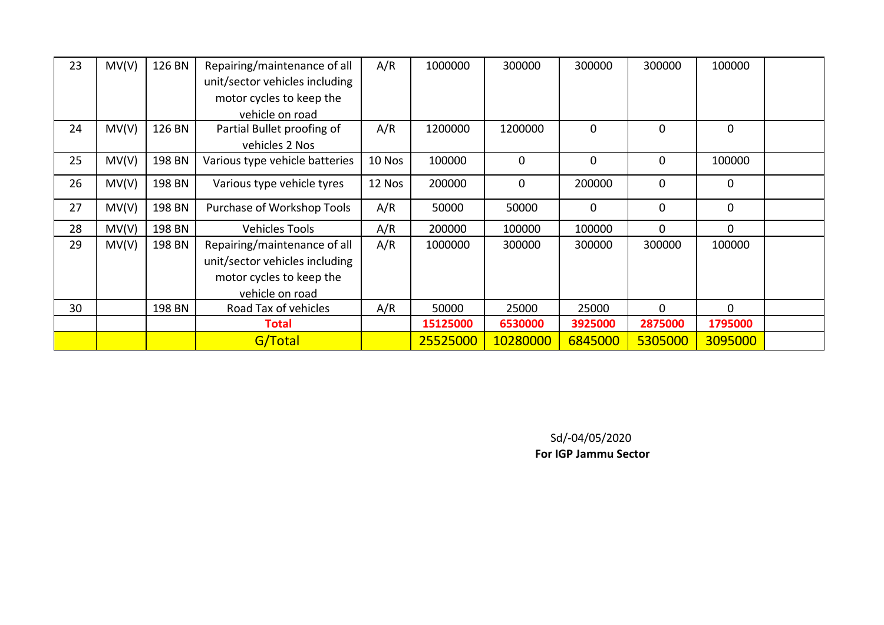| 23 | MV(V) | 126 BN | Repairing/maintenance of all unit/sector vehicles including motor cycles to keep the vehicle on road | A/R | 1000000 | 300000 | 300000 | 300000 | 100000 | |
|---|---|---|---|---|---|---|---|---|---|---|
| 24 | MV(V) | 126 BN | Partial Bullet proofing of vehicles 2 Nos | A/R | 1200000 | 1200000 | 0 | 0 | 0 | |
| 25 | MV(V) | 198 BN | Various type vehicle batteries | 10 Nos | 100000 | 0 | 0 | 0 | 100000 | |
| 26 | MV(V) | 198 BN | Various type vehicle tyres | 12 Nos | 200000 | 0 | 200000 | 0 | 0 | |
| 27 | MV(V) | 198 BN | Purchase of Workshop Tools | A/R | 50000 | 50000 | 0 | 0 | 0 | |
| 28 | MV(V) | 198 BN | Vehicles Tools | A/R | 200000 | 100000 | 100000 | 0 | 0 | |
| 29 | MV(V) | 198 BN | Repairing/maintenance of all unit/sector vehicles including motor cycles to keep the vehicle on road | A/R | 1000000 | 300000 | 300000 | 300000 | 100000 | |
| 30 | | 198 BN | Road Tax of vehicles | A/R | 50000 | 25000 | 25000 | 0 | 0 | |
| | | | **Total** | | **15125000** | **6530000** | **3925000** | **2875000** | **1795000** | |
| | | | G/Total | | 25525000 | 10280000 | 6845000 | 5305000 | 3095000 | |

Sd/-04/05/2020
**For IGP Jammu Sector**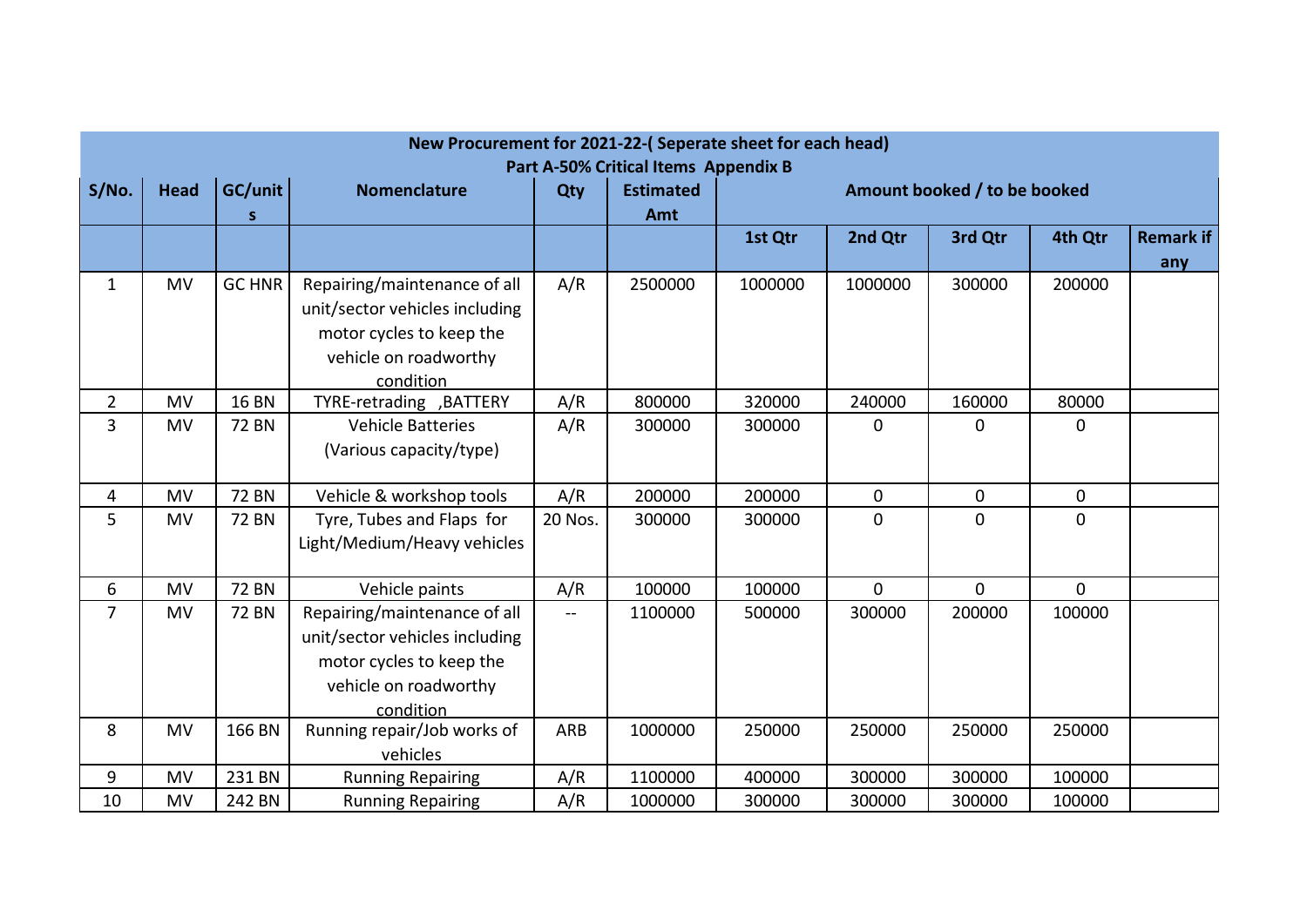| New Procurement for 2021-22-( Seperate sheet for each head) Part A-50% Critical Items Appendix B | | | | | | | | | | |
|---|---|---|---|---|---|---|---|---|---|---|
| **S/No.** | **Head** | **GC/units** | **Nomenclature** | **Qty** | **Estimated Amt** | **Amount booked / to be booked** | | | | |
| | | | | | | **1st Qtr** | **2nd Qtr** | **3rd Qtr** | **4th Qtr** | **Remark if any** |
| 1 | MV | GC HNR | Repairing/maintenance of all unit/sector vehicles including motor cycles to keep the vehicle on roadworthy condition | A/R | 2500000 | 1000000 | 1000000 | 300000 | 200000 | |
| 2 | MV | 16 BN | TYRE-retrading ,BATTERY | A/R | 800000 | 320000 | 240000 | 160000 | 80000 | |
| 3 | MV | 72 BN | Vehicle Batteries (Various capacity/type) | A/R | 300000 | 300000 | 0 | 0 | 0 | |
| 4 | MV | 72 BN | Vehicle & workshop tools | A/R | 200000 | 200000 | 0 | 0 | 0 | |
| 5 | MV | 72 BN | Tyre, Tubes and Flaps for Light/Medium/Heavy vehicles | 20 Nos. | 300000 | 300000 | 0 | 0 | 0 | |
| 6 | MV | 72 BN | Vehicle paints | A/R | 100000 | 100000 | 0 | 0 | 0 | |
| 7 | MV | 72 BN | Repairing/maintenance of all unit/sector vehicles including motor cycles to keep the vehicle on roadworthy condition | -- | 1100000 | 500000 | 300000 | 200000 | 100000 | |
| 8 | MV | 166 BN | Running repair/Job works of vehicles | ARB | 1000000 | 250000 | 250000 | 250000 | 250000 | |
| 9 | MV | 231 BN | Running Repairing | A/R | 1100000 | 400000 | 300000 | 300000 | 100000 | |
| 10 | MV | 242 BN | Running Repairing | A/R | 1000000 | 300000 | 300000 | 300000 | 100000 | |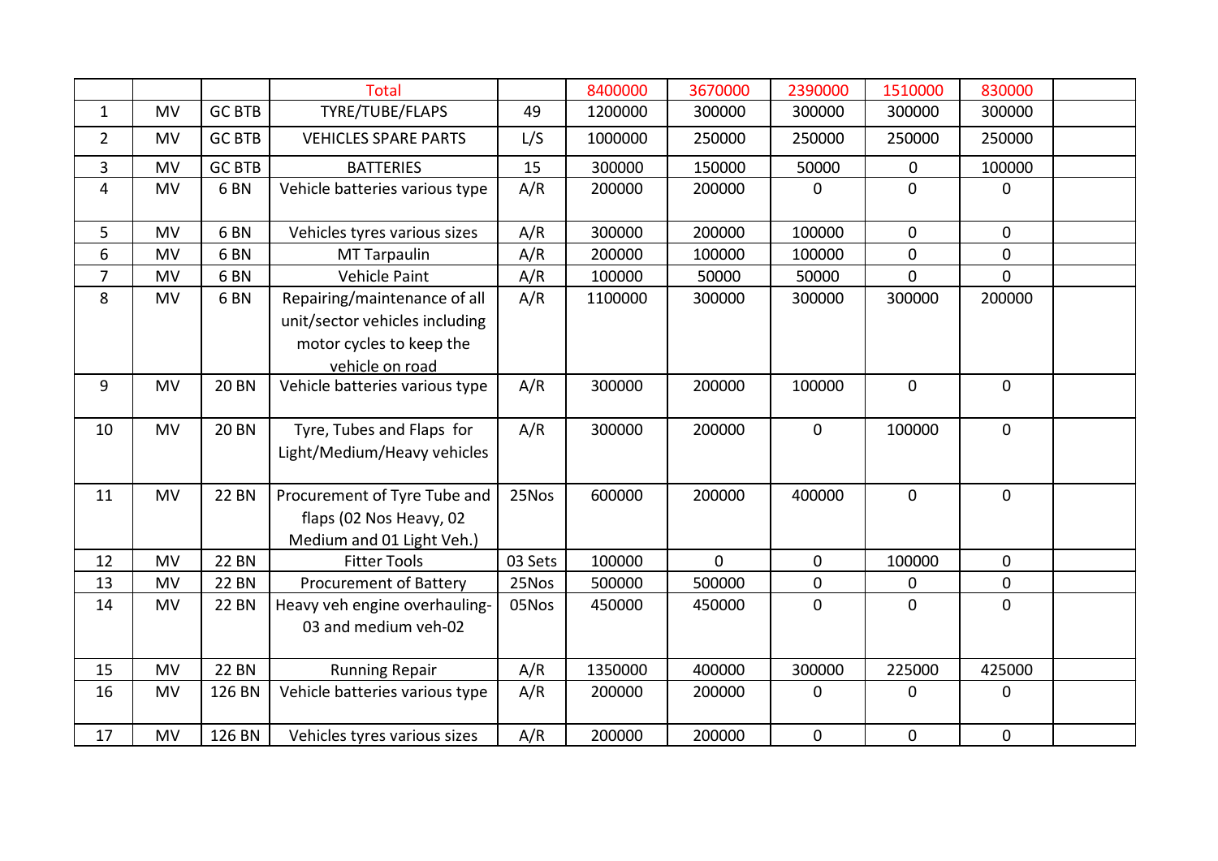| | | | Total | | 8400000 | 3670000 | 2390000 | 1510000 | 830000 | |
|---|---|---|---|---|---|---|---|---|---|---|
| 1 | MV | GC BTB | TYRE/TUBE/FLAPS | 49 | 1200000 | 300000 | 300000 | 300000 | 300000 | |
| 2 | MV | GC BTB | VEHICLES SPARE PARTS | L/S | 1000000 | 250000 | 250000 | 250000 | 250000 | |
| 3 | MV | GC BTB | BATTERIES | 15 | 300000 | 150000 | 50000 | 0 | 100000 | |
| 4 | MV | 6 BN | Vehicle batteries various type | A/R | 200000 | 200000 | 0 | 0 | 0 | |
| 5 | MV | 6 BN | Vehicles tyres various sizes | A/R | 300000 | 200000 | 100000 | 0 | 0 | |
| 6 | MV | 6 BN | MT Tarpaulin | A/R | 200000 | 100000 | 100000 | 0 | 0 | |
| 7 | MV | 6 BN | Vehicle Paint | A/R | 100000 | 50000 | 50000 | 0 | 0 | |
| 8 | MV | 6 BN | Repairing/maintenance of all unit/sector vehicles including motor cycles to keep the vehicle on road | A/R | 1100000 | 300000 | 300000 | 300000 | 200000 | |
| 9 | MV | 20 BN | Vehicle batteries various type | A/R | 300000 | 200000 | 100000 | 0 | 0 | |
| 10 | MV | 20 BN | Tyre, Tubes and Flaps for Light/Medium/Heavy vehicles | A/R | 300000 | 200000 | 0 | 100000 | 0 | |
| 11 | MV | 22 BN | Procurement of Tyre Tube and flaps (02 Nos Heavy, 02 Medium and 01 Light Veh.) | 25Nos | 600000 | 200000 | 400000 | 0 | 0 | |
| 12 | MV | 22 BN | Fitter Tools | 03 Sets | 100000 | 0 | 0 | 100000 | 0 | |
| 13 | MV | 22 BN | Procurement of Battery | 25Nos | 500000 | 500000 | 0 | 0 | 0 | |
| 14 | MV | 22 BN | Heavy veh engine overhauling-03 and medium veh-02 | 05Nos | 450000 | 450000 | 0 | 0 | 0 | |
| 15 | MV | 22 BN | Running Repair | A/R | 1350000 | 400000 | 300000 | 225000 | 425000 | |
| 16 | MV | 126 BN | Vehicle batteries various type | A/R | 200000 | 200000 | 0 | 0 | 0 | |
| 17 | MV | 126 BN | Vehicles tyres various sizes | A/R | 200000 | 200000 | 0 | 0 | 0 | |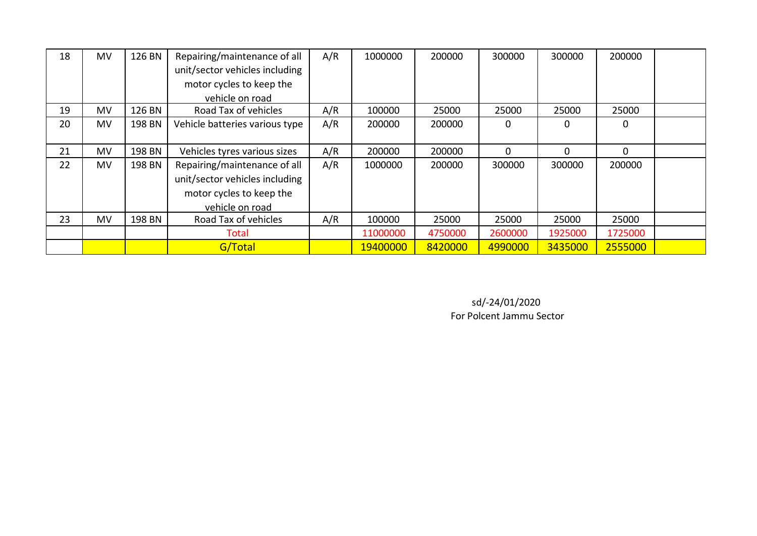| 18 | MV | 126 BN | Repairing/maintenance of all unit/sector vehicles including motor cycles to keep the vehicle on road | A/R | 1000000 | 200000 | 300000 | 300000 | 200000 | |
|---|---|---|---|---|---|---|---|---|---|---|
| 19 | MV | 126 BN | Road Tax of vehicles | A/R | 100000 | 25000 | 25000 | 25000 | 25000 | |
| 20 | MV | 198 BN | Vehicle batteries various type | A/R | 200000 | 200000 | 0 | 0 | 0 | |
| 21 | MV | 198 BN | Vehicles tyres various sizes | A/R | 200000 | 200000 | 0 | 0 | 0 | |
| 22 | MV | 198 BN | Repairing/maintenance of all unit/sector vehicles including motor cycles to keep the vehicle on road | A/R | 1000000 | 200000 | 300000 | 300000 | 200000 | |
| 23 | MV | 198 BN | Road Tax of vehicles | A/R | 100000 | 25000 | 25000 | 25000 | 25000 | |
| | | | Total | | 11000000 | 4750000 | 2600000 | 1925000 | 1725000 | |
| | | | G/Total | | 19400000 | 8420000 | 4990000 | 3435000 | 2555000 | |

sd/-24/01/2020
For Polcent Jammu Sector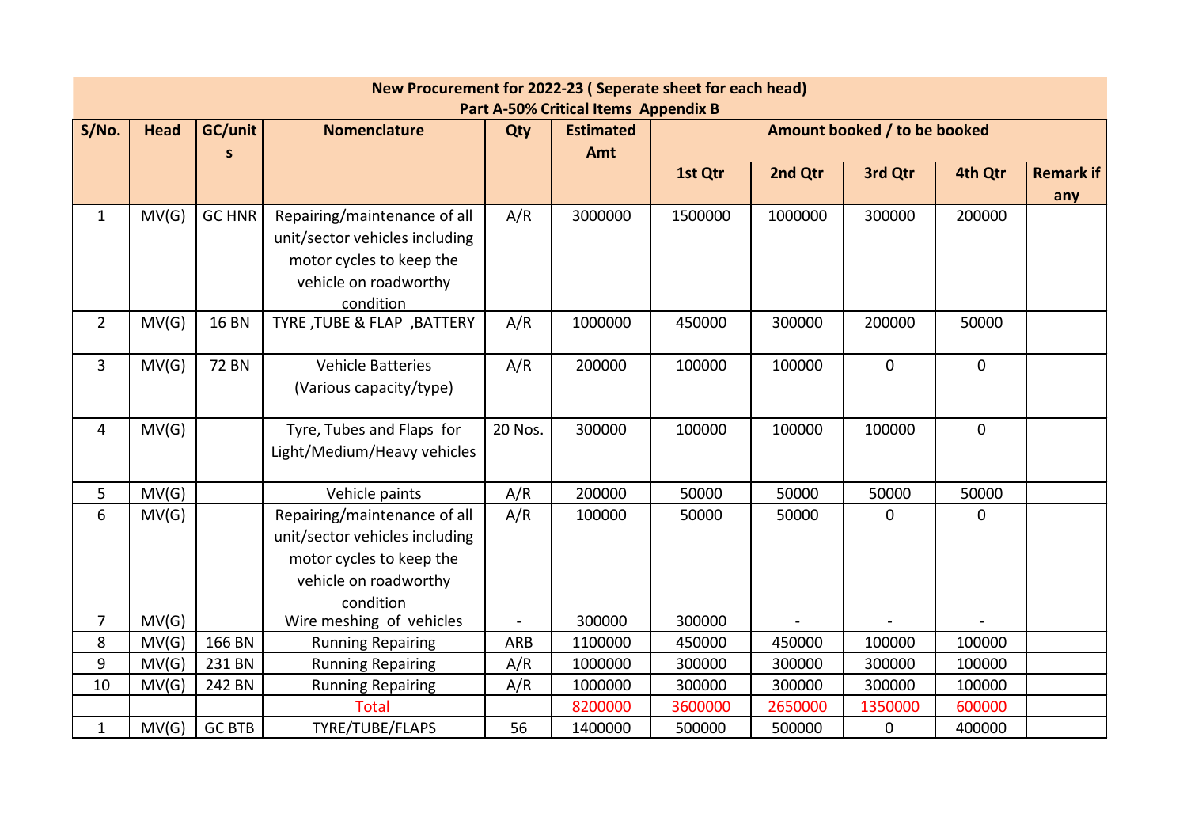| New Procurement for 2022-23 ( Seperate sheet for each head) Part A-50% Critical Items Appendix B | | | | | | | | | | |
|---|---|---|---|---|---|---|---|---|---|---|
| S/No. | Head | GC/units | Nomenclature | Qty | Estimated Amt | Amount booked / to be booked | | | | |
| | | | | | | 1st Qtr | 2nd Qtr | 3rd Qtr | 4th Qtr | Remark if any |
| 1 | MV(G) | GC HNR | Repairing/maintenance of all unit/sector vehicles including motor cycles to keep the vehicle on roadworthy condition | A/R | 3000000 | 1500000 | 1000000 | 300000 | 200000 | |
| 2 | MV(G) | 16 BN | TYRE ,TUBE & FLAP ,BATTERY | A/R | 1000000 | 450000 | 300000 | 200000 | 50000 | |
| 3 | MV(G) | 72 BN | Vehicle Batteries (Various capacity/type) | A/R | 200000 | 100000 | 100000 | 0 | 0 | |
| 4 | MV(G) | | Tyre, Tubes and Flaps for Light/Medium/Heavy vehicles | 20 Nos. | 300000 | 100000 | 100000 | 100000 | 0 | |
| 5 | MV(G) | | Vehicle paints | A/R | 200000 | 50000 | 50000 | 50000 | 50000 | |
| 6 | MV(G) | | Repairing/maintenance of all unit/sector vehicles including motor cycles to keep the vehicle on roadworthy condition | A/R | 100000 | 50000 | 50000 | 0 | 0 | |
| 7 | MV(G) | | Wire meshing of vehicles | - | 300000 | 300000 | - | - | - | |
| 8 | MV(G) | 166 BN | Running Repairing | ARB | 1100000 | 450000 | 450000 | 100000 | 100000 | |
| 9 | MV(G) | 231 BN | Running Repairing | A/R | 1000000 | 300000 | 300000 | 300000 | 100000 | |
| 10 | MV(G) | 242 BN | Running Repairing | A/R | 1000000 | 300000 | 300000 | 300000 | 100000 | |
| | | | Total | | 8200000 | 3600000 | 2650000 | 1350000 | 600000 | |
| 1 | MV(G) | GC BTB | TYRE/TUBE/FLAPS | 56 | 1400000 | 500000 | 500000 | 0 | 400000 | |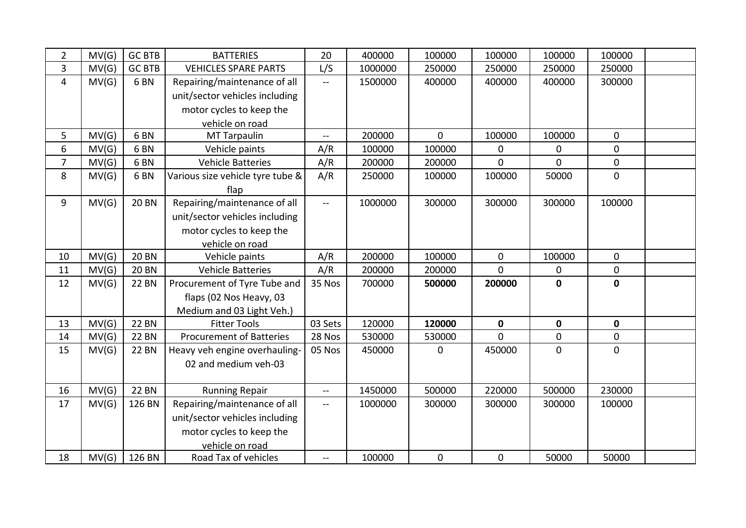| 2 | MV(G) | GC BTB | BATTERIES | 20 | 400000 | 100000 | 100000 | 100000 | 100000 | |
|---|---|---|---|---|---|---|---|---|---|---|
| 3 | MV(G) | GC BTB | VEHICLES SPARE PARTS | L/S | 1000000 | 250000 | 250000 | 250000 | 250000 | |
| 4 | MV(G) | 6 BN | Repairing/maintenance of all unit/sector vehicles including motor cycles to keep the vehicle on road | -- | 1500000 | 400000 | 400000 | 400000 | 300000 | |
| 5 | MV(G) | 6 BN | MT Tarpaulin | -- | 200000 | 0 | 100000 | 100000 | 0 | |
| 6 | MV(G) | 6 BN | Vehicle paints | A/R | 100000 | 100000 | 0 | 0 | 0 | |
| 7 | MV(G) | 6 BN | Vehicle Batteries | A/R | 200000 | 200000 | 0 | 0 | 0 | |
| 8 | MV(G) | 6 BN | Various size vehicle tyre tube & flap | A/R | 250000 | 100000 | 100000 | 50000 | 0 | |
| 9 | MV(G) | 20 BN | Repairing/maintenance of all unit/sector vehicles including motor cycles to keep the vehicle on road | -- | 1000000 | 300000 | 300000 | 300000 | 100000 | |
| 10 | MV(G) | 20 BN | Vehicle paints | A/R | 200000 | 100000 | 0 | 100000 | 0 | |
| 11 | MV(G) | 20 BN | Vehicle Batteries | A/R | 200000 | 200000 | 0 | 0 | 0 | |
| 12 | MV(G) | 22 BN | Procurement of Tyre Tube and flaps (02 Nos Heavy, 03 Medium and 03 Light Veh.) | 35 Nos | 700000 | **500000** | **200000** | **0** | **0** | |
| 13 | MV(G) | 22 BN | Fitter Tools | 03 Sets | 120000 | **120000** | **0** | **0** | **0** | |
| 14 | MV(G) | 22 BN | Procurement of Batteries | 28 Nos | 530000 | 530000 | 0 | 0 | 0 | |
| 15 | MV(G) | 22 BN | Heavy veh engine overhauling-02 and medium veh-03 | 05 Nos | 450000 | 0 | 450000 | 0 | 0 | |
| 16 | MV(G) | 22 BN | Running Repair | -- | 1450000 | 500000 | 220000 | 500000 | 230000 | |
| 17 | MV(G) | 126 BN | Repairing/maintenance of all unit/sector vehicles including motor cycles to keep the vehicle on road | -- | 1000000 | 300000 | 300000 | 300000 | 100000 | |
| 18 | MV(G) | 126 BN | Road Tax of vehicles | -- | 100000 | 0 | 0 | 50000 | 50000 | |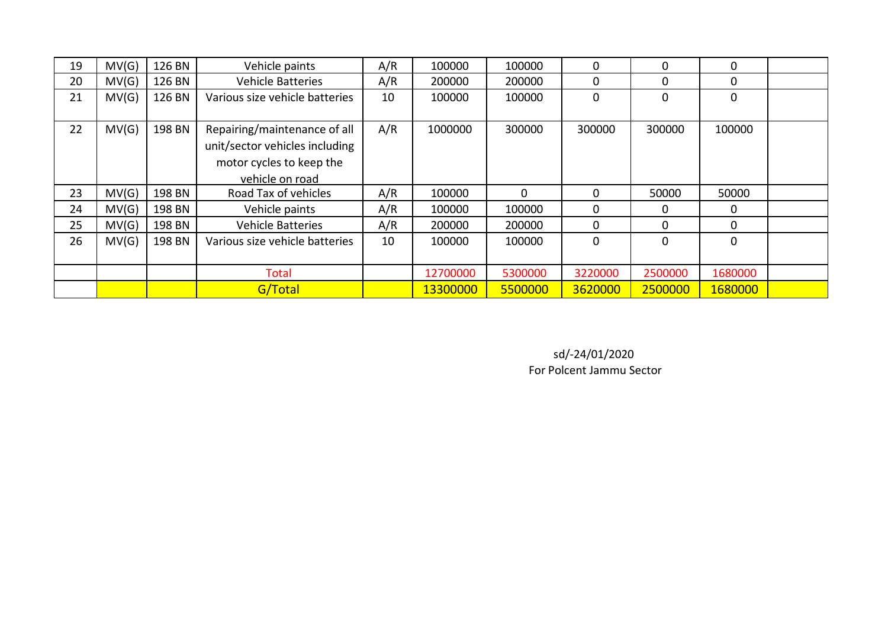| 19 | MV(G) | 126 BN | Vehicle paints | A/R | 100000 | 100000 | 0 | 0 | 0 | |
|---|---|---|---|---|---|---|---|---|---|---|
| 20 | MV(G) | 126 BN | Vehicle Batteries | A/R | 200000 | 200000 | 0 | 0 | 0 | |
| 21 | MV(G) | 126 BN | Various size vehicle batteries | 10 | 100000 | 100000 | 0 | 0 | 0 | |
| 22 | MV(G) | 198 BN | Repairing/maintenance of all unit/sector vehicles including motor cycles to keep the vehicle on road | A/R | 1000000 | 300000 | 300000 | 300000 | 100000 | |
| 23 | MV(G) | 198 BN | Road Tax of vehicles | A/R | 100000 | 0 | 0 | 50000 | 50000 | |
| 24 | MV(G) | 198 BN | Vehicle paints | A/R | 100000 | 100000 | 0 | 0 | 0 | |
| 25 | MV(G) | 198 BN | Vehicle Batteries | A/R | 200000 | 200000 | 0 | 0 | 0 | |
| 26 | MV(G) | 198 BN | Various size vehicle batteries | 10 | 100000 | 100000 | 0 | 0 | 0 | |
| | | | Total | | 12700000 | 5300000 | 3220000 | 2500000 | 1680000 | |
| | | | G/Total | | 13300000 | 5500000 | 3620000 | 2500000 | 1680000 | |

sd/-24/01/2020
For Polcent Jammu Sector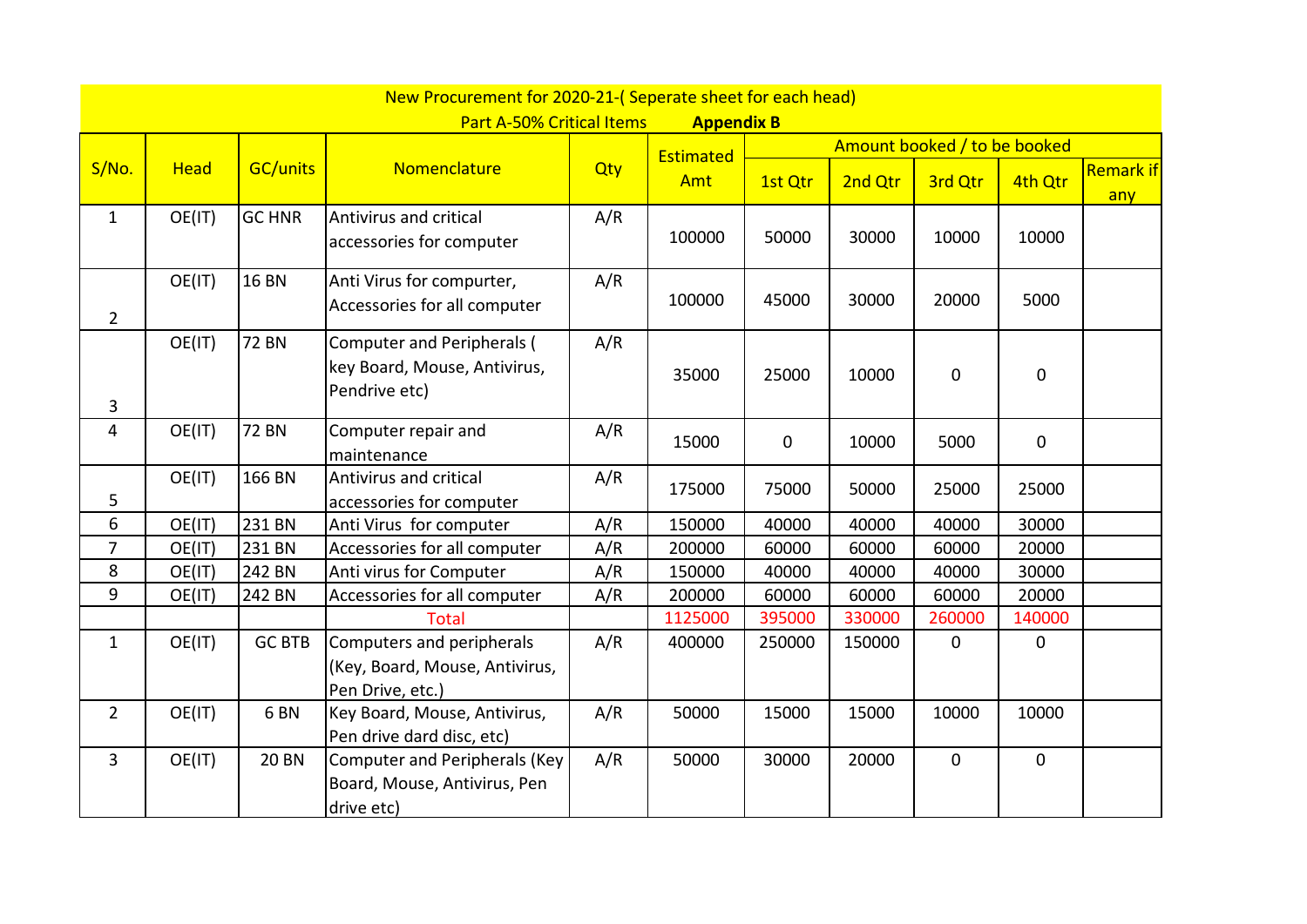New Procurement for 2020-21-( Seperate sheet for each head)

Part A-50% Critical Items **Appendix B**

| S/No. | Head | GC/units | Nomenclature | Qty | Estimated Amt | Amount booked / to be booked | | | | Remark if any |
|---|---|---|---|---|---|---|---|---|---|---|
| | | | | | | 1st Qtr | 2nd Qtr | 3rd Qtr | 4th Qtr | |
| 1 | OE(IT) | GC HNR | Antivirus and critical accessories for computer | A/R | 100000 | 50000 | 30000 | 10000 | 10000 | |
| 2 | OE(IT) | 16 BN | Anti Virus for compurter, Accessories for all computer | A/R | 100000 | 45000 | 30000 | 20000 | 5000 | |
| 3 | OE(IT) | 72 BN | Computer and Peripherals ( key Board, Mouse, Antivirus, Pendrive etc) | A/R | 35000 | 25000 | 10000 | 0 | 0 | |
| 4 | OE(IT) | 72 BN | Computer repair and maintenance | A/R | 15000 | 0 | 10000 | 5000 | 0 | |
| 5 | OE(IT) | 166 BN | Antivirus and critical accessories for computer | A/R | 175000 | 75000 | 50000 | 25000 | 25000 | |
| 6 | OE(IT) | 231 BN | Anti Virus for computer | A/R | 150000 | 40000 | 40000 | 40000 | 30000 | |
| 7 | OE(IT) | 231 BN | Accessories for all computer | A/R | 200000 | 60000 | 60000 | 60000 | 20000 | |
| 8 | OE(IT) | 242 BN | Anti virus for Computer | A/R | 150000 | 40000 | 40000 | 40000 | 30000 | |
| 9 | OE(IT) | 242 BN | Accessories for all computer | A/R | 200000 | 60000 | 60000 | 60000 | 20000 | |
| | | | Total | | 1125000 | 395000 | 330000 | 260000 | 140000 | |
| 1 | OE(IT) | GC BTB | Computers and peripherals (Key, Board, Mouse, Antivirus, Pen Drive, etc.) | A/R | 400000 | 250000 | 150000 | 0 | 0 | |
| 2 | OE(IT) | 6 BN | Key Board, Mouse, Antivirus, Pen drive dard disc, etc) | A/R | 50000 | 15000 | 15000 | 10000 | 10000 | |
| 3 | OE(IT) | 20 BN | Computer and Peripherals (Key Board, Mouse, Antivirus, Pen drive etc) | A/R | 50000 | 30000 | 20000 | 0 | 0 | |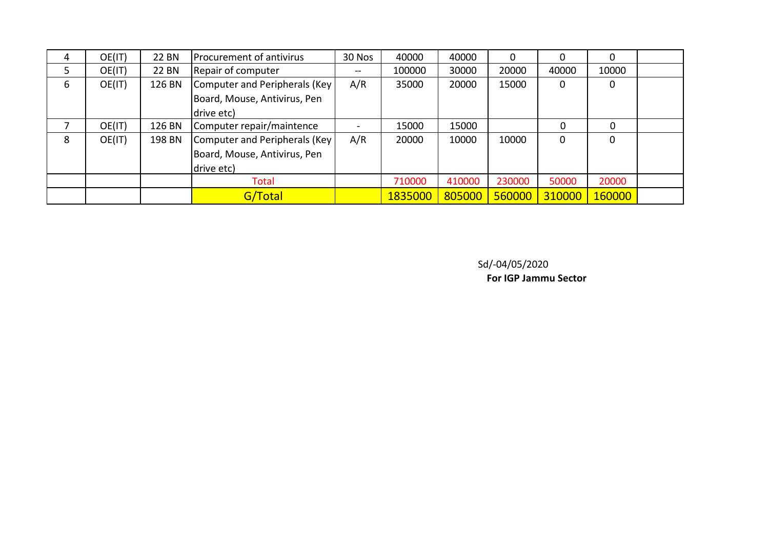| 4 | OE(IT) | 22 BN | Procurement of antivirus | 30 Nos | 40000 | 40000 | 0 | 0 | 0 | |
|---|---|---|---|---|---|---|---|---|---|---|
| 5 | OE(IT) | 22 BN | Repair of computer | -- | 100000 | 30000 | 20000 | 40000 | 10000 | |
| 6 | OE(IT) | 126 BN | Computer and Peripherals (Key Board, Mouse, Antivirus, Pen drive etc) | A/R | 35000 | 20000 | 15000 | 0 | 0 | |
| 7 | OE(IT) | 126 BN | Computer repair/maintence | - | 15000 | 15000 | | 0 | 0 | |
| 8 | OE(IT) | 198 BN | Computer and Peripherals (Key Board, Mouse, Antivirus, Pen drive etc) | A/R | 20000 | 10000 | 10000 | 0 | 0 | |
| | | | Total | | 710000 | 410000 | 230000 | 50000 | 20000 | |
| | | | G/Total | | 1835000 | 805000 | 560000 | 310000 | 160000 | |

Sd/-04/05/2020
**For IGP Jammu Sector**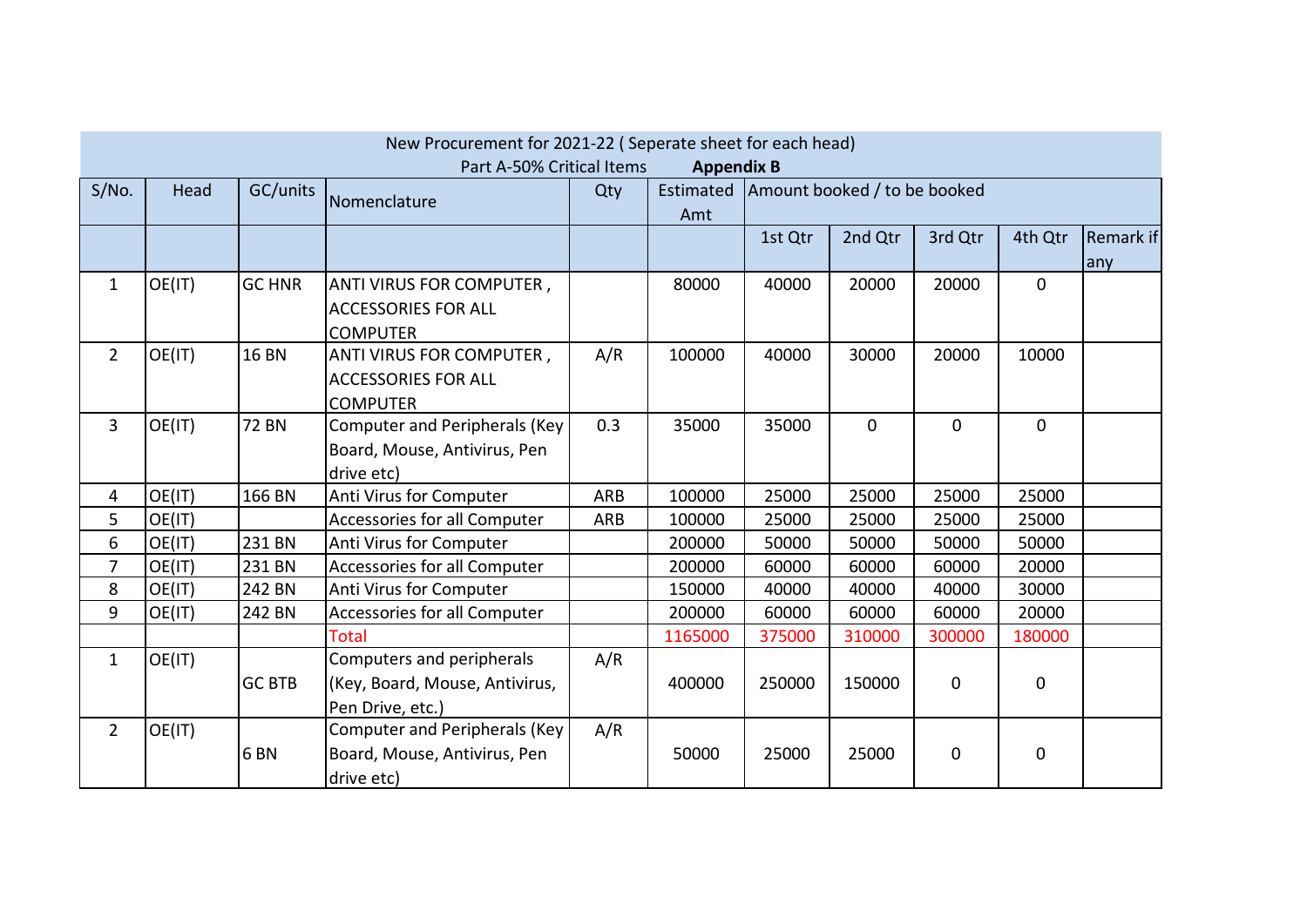| New Procurement for 2021-22 ( Seperate sheet for each head) Part A-50% Critical Items **Appendix B** | | | | | | | | | | |
|---|---|---|---|---|---|---|---|---|---|---|
| S/No. | Head | GC/units | Nomenclature | Qty | Estimated Amt | Amount booked / to be booked | | | | |
| | | | | | | 1st Qtr | 2nd Qtr | 3rd Qtr | 4th Qtr | Remark if any |
| 1 | OE(IT) | GC HNR | ANTI VIRUS FOR COMPUTER , ACCESSORIES FOR ALL COMPUTER | | 80000 | 40000 | 20000 | 20000 | 0 | |
| 2 | OE(IT) | 16 BN | ANTI VIRUS FOR COMPUTER , ACCESSORIES FOR ALL COMPUTER | A/R | 100000 | 40000 | 30000 | 20000 | 10000 | |
| 3 | OE(IT) | 72 BN | Computer and Peripherals (Key Board, Mouse, Antivirus, Pen drive etc) | 0.3 | 35000 | 35000 | 0 | 0 | 0 | |
| 4 | OE(IT) | 166 BN | Anti Virus for Computer | ARB | 100000 | 25000 | 25000 | 25000 | 25000 | |
| 5 | OE(IT) | | Accessories for all Computer | ARB | 100000 | 25000 | 25000 | 25000 | 25000 | |
| 6 | OE(IT) | 231 BN | Anti Virus for Computer | | 200000 | 50000 | 50000 | 50000 | 50000 | |
| 7 | OE(IT) | 231 BN | Accessories for all Computer | | 200000 | 60000 | 60000 | 60000 | 20000 | |
| 8 | OE(IT) | 242 BN | Anti Virus for Computer | | 150000 | 40000 | 40000 | 40000 | 30000 | |
| 9 | OE(IT) | 242 BN | Accessories for all Computer | | 200000 | 60000 | 60000 | 60000 | 20000 | |
| | | | Total | | 1165000 | 375000 | 310000 | 300000 | 180000 | |
| 1 | OE(IT) | GC BTB | Computers and peripherals (Key, Board, Mouse, Antivirus, Pen Drive, etc.) | A/R | 400000 | 250000 | 150000 | 0 | 0 | |
| 2 | OE(IT) | 6 BN | Computer and Peripherals (Key Board, Mouse, Antivirus, Pen drive etc) | A/R | 50000 | 25000 | 25000 | 0 | 0 | |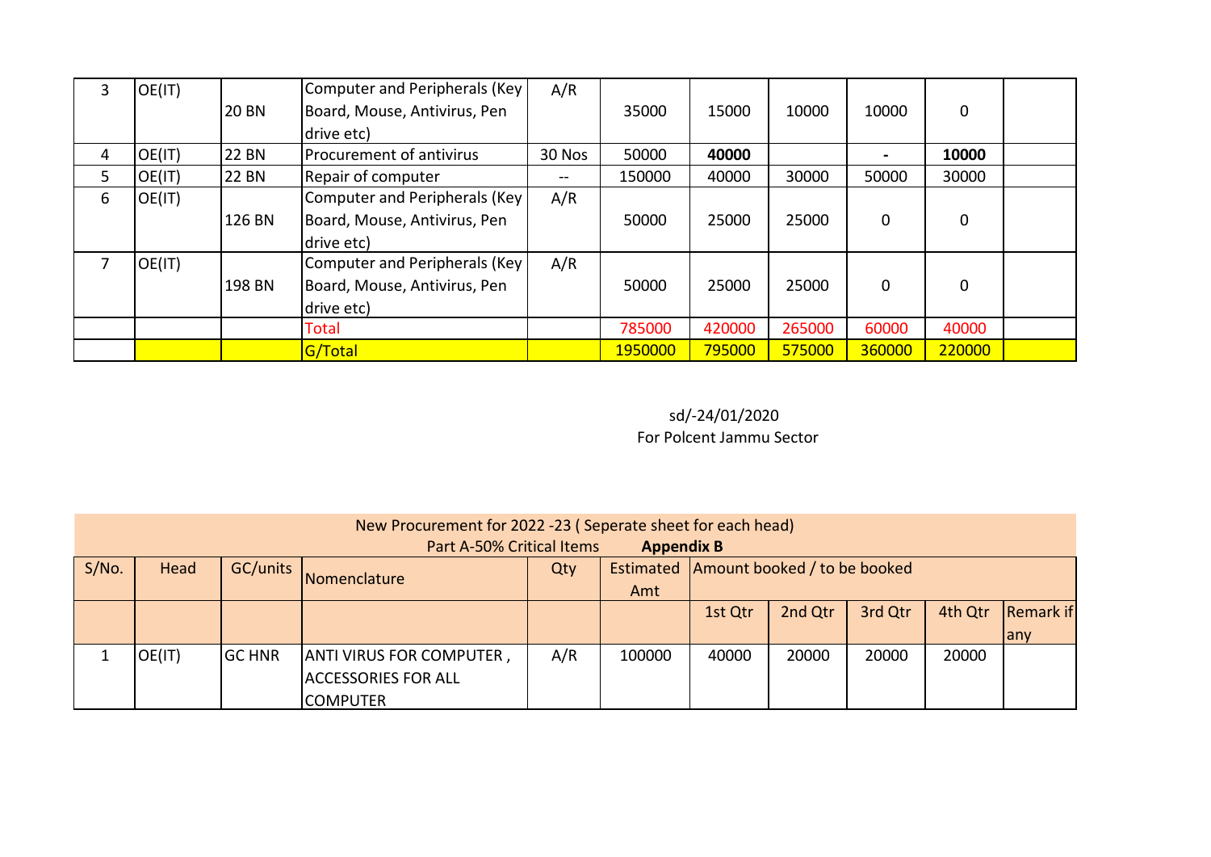| 3 | OE(IT) | 20 BN | Computer and Peripherals (Key Board, Mouse, Antivirus, Pen drive etc) | A/R | 35000 | 15000 | 10000 | 10000 | 0 | |
|---|---|---|---|---|---|---|---|---|---|---|
| 4 | OE(IT) | 22 BN | Procurement of antivirus | 30 Nos | 50000 | **40000** | | - | **10000** | |
| 5 | OE(IT) | 22 BN | Repair of computer | -- | 150000 | 40000 | 30000 | 50000 | 30000 | |
| 6 | OE(IT) | 126 BN | Computer and Peripherals (Key Board, Mouse, Antivirus, Pen drive etc) | A/R | 50000 | 25000 | 25000 | 0 | 0 | |
| 7 | OE(IT) | 198 BN | Computer and Peripherals (Key Board, Mouse, Antivirus, Pen drive etc) | A/R | 50000 | 25000 | 25000 | 0 | 0 | |
| | | | Total | | 785000 | 420000 | 265000 | 60000 | 40000 | |
| | | | G/Total | | 1950000 | 795000 | 575000 | 360000 | 220000 | |

sd/-24/01/2020
For Polcent Jammu Sector

New Procurement for 2022 -23 ( Seperate sheet for each head)
Part A-50% Critical Items **Appendix B**

| S/No. | Head | GC/units | Nomenclature | Qty | Estimated Amt | Amount booked / to be booked | | | | |
|---|---|---|---|---|---|---|---|---|---|---|
| | | | | | | 1st Qtr | 2nd Qtr | 3rd Qtr | 4th Qtr | Remark if any |
| 1 | OE(IT) | GC HNR | ANTI VIRUS FOR COMPUTER , ACCESSORIES FOR ALL COMPUTER | A/R | 100000 | 40000 | 20000 | 20000 | 20000 | |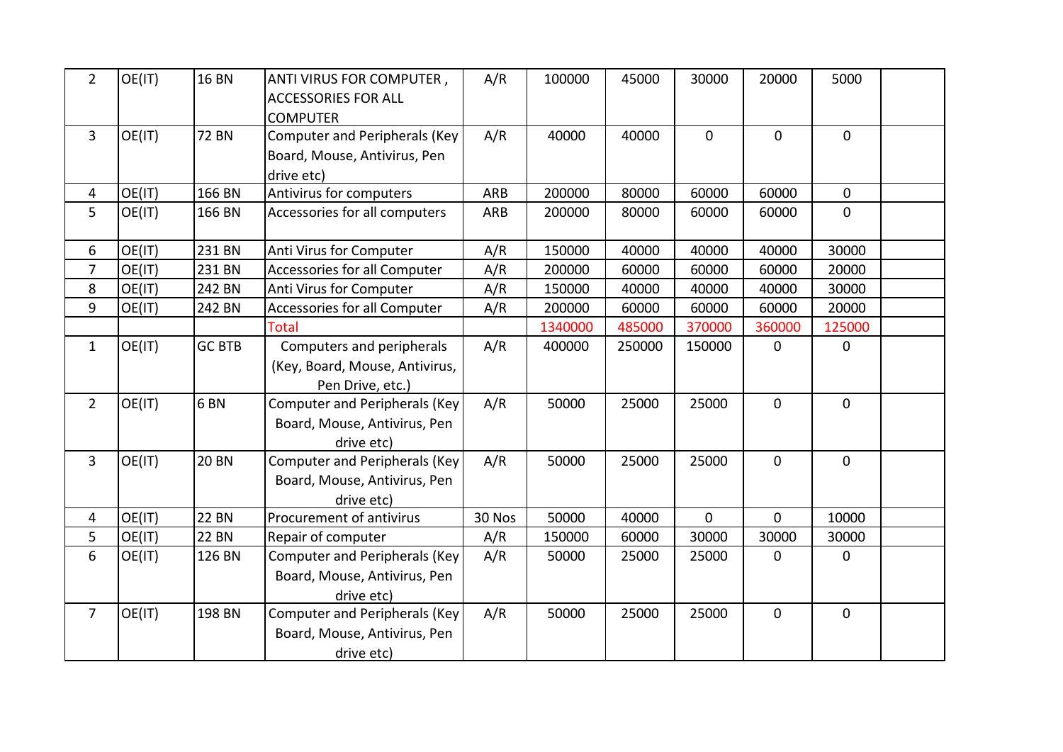| | | | | | | | | | | |
|---|---|---|---|---|---|---|---|---|---|---|
| 2 | OE(IT) | 16 BN | ANTI VIRUS FOR COMPUTER , ACCESSORIES FOR ALL COMPUTER | A/R | 100000 | 45000 | 30000 | 20000 | 5000 | |
| 3 | OE(IT) | 72 BN | Computer and Peripherals (Key Board, Mouse, Antivirus, Pen drive etc) | A/R | 40000 | 40000 | 0 | 0 | 0 | |
| 4 | OE(IT) | 166 BN | Antivirus for computers | ARB | 200000 | 80000 | 60000 | 60000 | 0 | |
| 5 | OE(IT) | 166 BN | Accessories for all computers | ARB | 200000 | 80000 | 60000 | 60000 | 0 | |
| 6 | OE(IT) | 231 BN | Anti Virus for Computer | A/R | 150000 | 40000 | 40000 | 40000 | 30000 | |
| 7 | OE(IT) | 231 BN | Accessories for all Computer | A/R | 200000 | 60000 | 60000 | 60000 | 20000 | |
| 8 | OE(IT) | 242 BN | Anti Virus for Computer | A/R | 150000 | 40000 | 40000 | 40000 | 30000 | |
| 9 | OE(IT) | 242 BN | Accessories for all Computer | A/R | 200000 | 60000 | 60000 | 60000 | 20000 | |
| | | | Total | | 1340000 | 485000 | 370000 | 360000 | 125000 | |
| 1 | OE(IT) | GC BTB | Computers and peripherals (Key, Board, Mouse, Antivirus, Pen Drive, etc.) | A/R | 400000 | 250000 | 150000 | 0 | 0 | |
| 2 | OE(IT) | 6 BN | Computer and Peripherals (Key Board, Mouse, Antivirus, Pen drive etc) | A/R | 50000 | 25000 | 25000 | 0 | 0 | |
| 3 | OE(IT) | 20 BN | Computer and Peripherals (Key Board, Mouse, Antivirus, Pen drive etc) | A/R | 50000 | 25000 | 25000 | 0 | 0 | |
| 4 | OE(IT) | 22 BN | Procurement of antivirus | 30 Nos | 50000 | 40000 | 0 | 0 | 10000 | |
| 5 | OE(IT) | 22 BN | Repair of computer | A/R | 150000 | 60000 | 30000 | 30000 | 30000 | |
| 6 | OE(IT) | 126 BN | Computer and Peripherals (Key Board, Mouse, Antivirus, Pen drive etc) | A/R | 50000 | 25000 | 25000 | 0 | 0 | |
| 7 | OE(IT) | 198 BN | Computer and Peripherals (Key Board, Mouse, Antivirus, Pen drive etc) | A/R | 50000 | 25000 | 25000 | 0 | 0 | |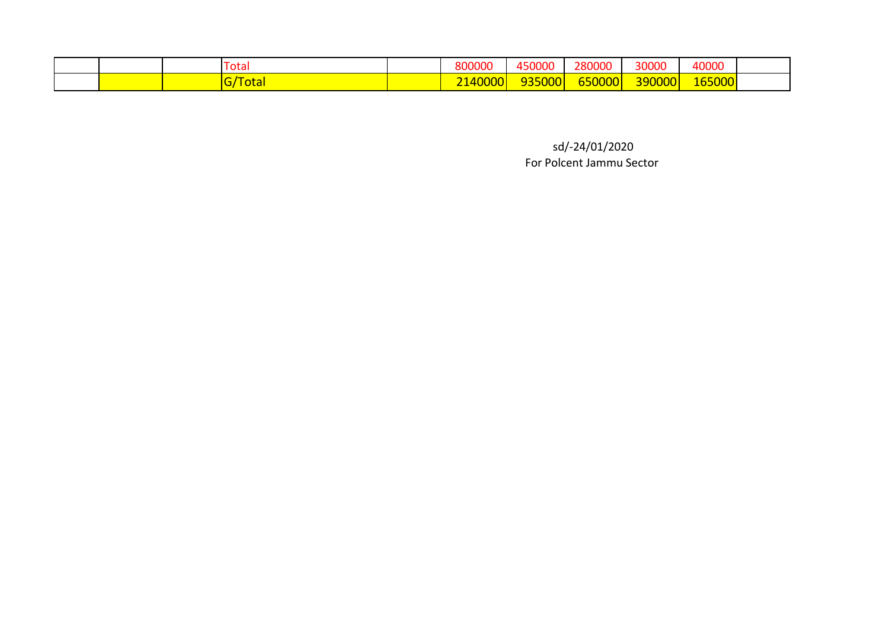|  |  |  | Total |  | 800000 | 450000 | 280000 | 30000 | 40000 |  |
|---|---|---|---|---|---|---|---|---|---|---|
|  |  |  | G/Total |  | 2140000 | 935000 | 650000 | 390000 | 165000 |  |

sd/-24/01/2020
For Polcent Jammu Sector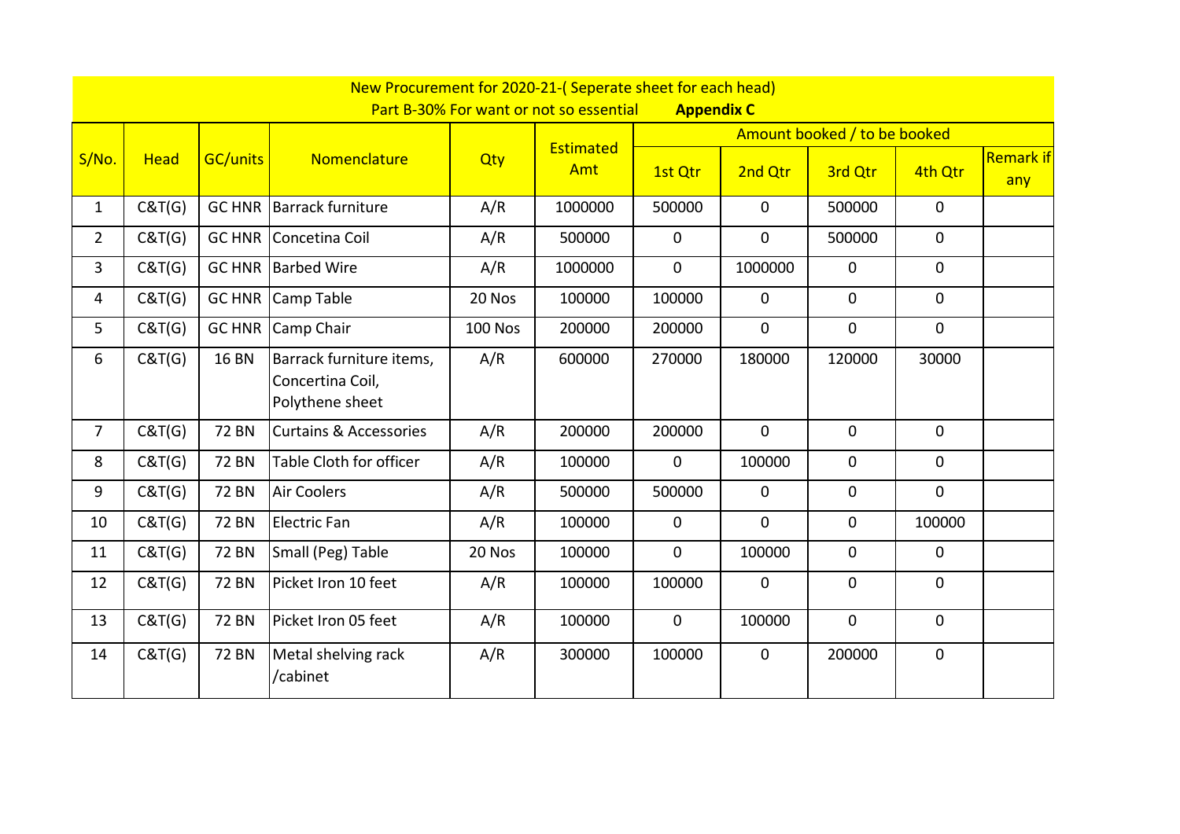New Procurement for 2020-21-( Seperate sheet for each head)

Part B-30% For want or not so essential **Appendix C**

| S/No. | Head | GC/units | Nomenclature | Qty | Estimated Amt | Amount booked / to be booked | | | | Remark if any |
|---|---|---|---|---|---|---|---|---|---|---|
| | | | | | | 1st Qtr | 2nd Qtr | 3rd Qtr | 4th Qtr | |
| 1 | C&T(G) | GC HNR | Barrack furniture | A/R | 1000000 | 500000 | 0 | 500000 | 0 | |
| 2 | C&T(G) | GC HNR | Concetina Coil | A/R | 500000 | 0 | 0 | 500000 | 0 | |
| 3 | C&T(G) | GC HNR | Barbed Wire | A/R | 1000000 | 0 | 1000000 | 0 | 0 | |
| 4 | C&T(G) | GC HNR | Camp Table | 20 Nos | 100000 | 100000 | 0 | 0 | 0 | |
| 5 | C&T(G) | GC HNR | Camp Chair | 100 Nos | 200000 | 200000 | 0 | 0 | 0 | |
| 6 | C&T(G) | 16 BN | Barrack furniture items, Concertina Coil, Polythene sheet | A/R | 600000 | 270000 | 180000 | 120000 | 30000 | |
| 7 | C&T(G) | 72 BN | Curtains & Accessories | A/R | 200000 | 200000 | 0 | 0 | 0 | |
| 8 | C&T(G) | 72 BN | Table Cloth for officer | A/R | 100000 | 0 | 100000 | 0 | 0 | |
| 9 | C&T(G) | 72 BN | Air Coolers | A/R | 500000 | 500000 | 0 | 0 | 0 | |
| 10 | C&T(G) | 72 BN | Electric Fan | A/R | 100000 | 0 | 0 | 0 | 100000 | |
| 11 | C&T(G) | 72 BN | Small (Peg) Table | 20 Nos | 100000 | 0 | 100000 | 0 | 0 | |
| 12 | C&T(G) | 72 BN | Picket Iron 10 feet | A/R | 100000 | 100000 | 0 | 0 | 0 | |
| 13 | C&T(G) | 72 BN | Picket Iron 05 feet | A/R | 100000 | 0 | 100000 | 0 | 0 | |
| 14 | C&T(G) | 72 BN | Metal shelving rack /cabinet | A/R | 300000 | 100000 | 0 | 200000 | 0 | |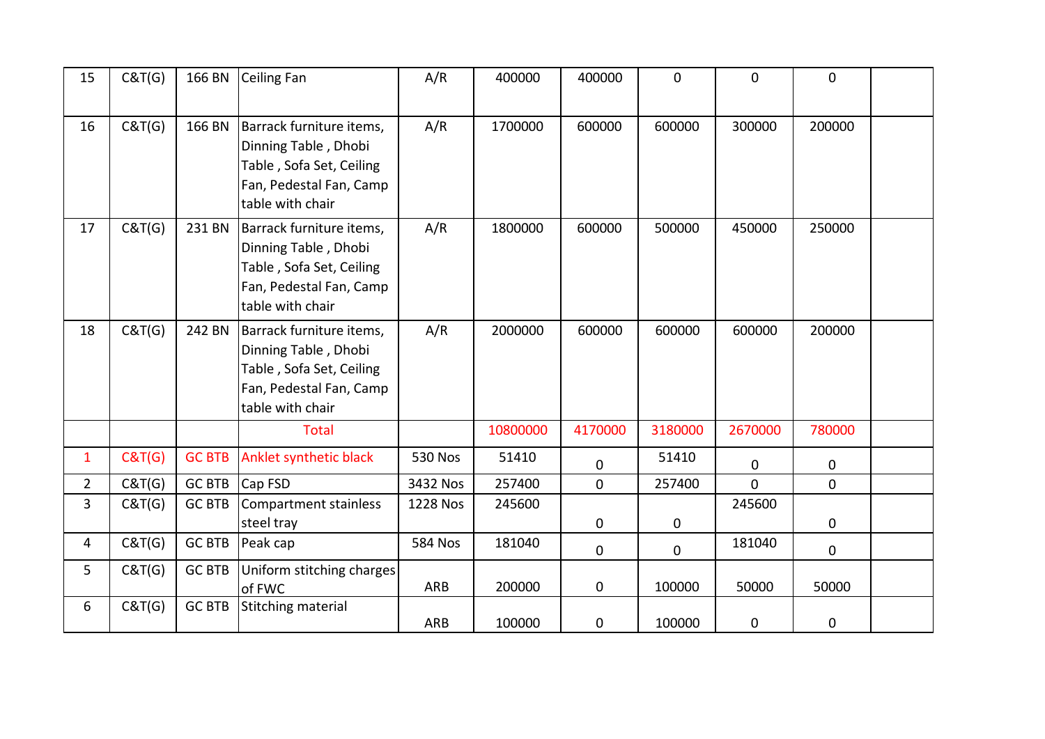| | | | | | | | | | | |
|---|---|---|---|---|---|---|---|---|---|---|
| 15 | C&T(G) | 166 BN | Ceiling Fan | A/R | 400000 | 400000 | 0 | 0 | 0 | |
| 16 | C&T(G) | 166 BN | Barrack furniture items, Dinning Table , Dhobi Table , Sofa Set, Ceiling Fan, Pedestal Fan, Camp table with chair | A/R | 1700000 | 600000 | 600000 | 300000 | 200000 | |
| 17 | C&T(G) | 231 BN | Barrack furniture items, Dinning Table , Dhobi Table , Sofa Set, Ceiling Fan, Pedestal Fan, Camp table with chair | A/R | 1800000 | 600000 | 500000 | 450000 | 250000 | |
| 18 | C&T(G) | 242 BN | Barrack furniture items, Dinning Table , Dhobi Table , Sofa Set, Ceiling Fan, Pedestal Fan, Camp table with chair | A/R | 2000000 | 600000 | 600000 | 600000 | 200000 | |
| | | | Total | | 10800000 | 4170000 | 3180000 | 2670000 | 780000 | |
| 1 | C&T(G) | GC BTB | Anklet synthetic black | 530 Nos | 51410 | 0 | 51410 | 0 | 0 | |
| 2 | C&T(G) | GC BTB | Cap FSD | 3432 Nos | 257400 | 0 | 257400 | 0 | 0 | |
| 3 | C&T(G) | GC BTB | Compartment stainless steel tray | 1228 Nos | 245600 | 0 | 0 | 245600 | 0 | |
| 4 | C&T(G) | GC BTB | Peak cap | 584 Nos | 181040 | 0 | 0 | 181040 | 0 | |
| 5 | C&T(G) | GC BTB | Uniform stitching charges of FWC | ARB | 200000 | 0 | 100000 | 50000 | 50000 | |
| 6 | C&T(G) | GC BTB | Stitching material | ARB | 100000 | 0 | 100000 | 0 | 0 | |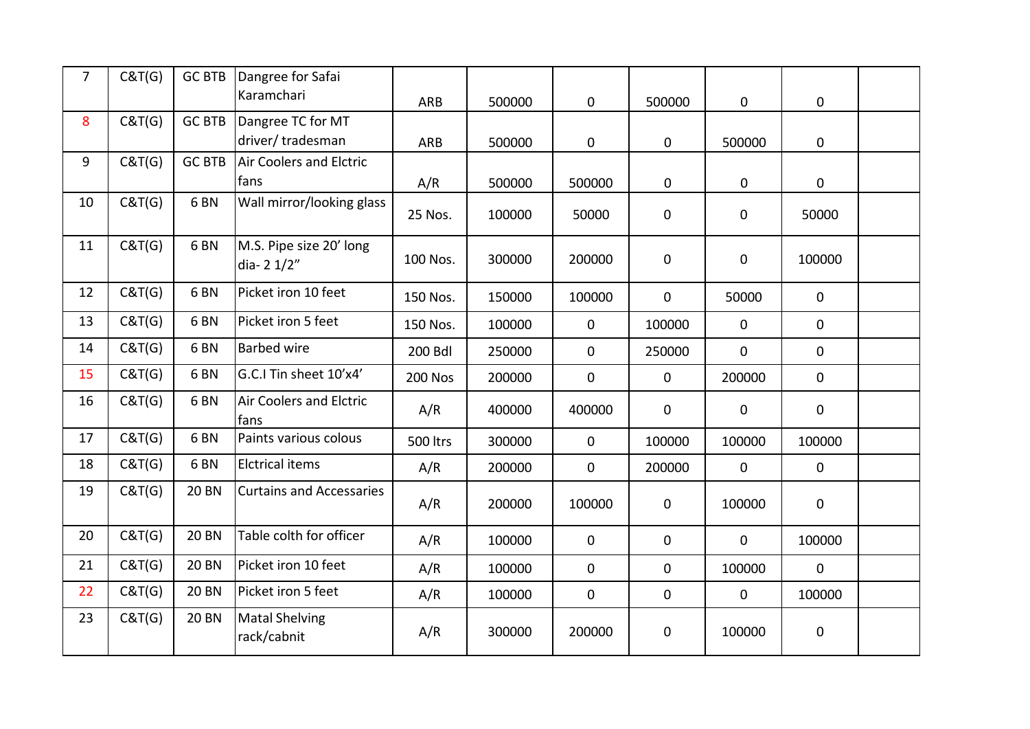| 7 | C&T(G) | GC BTB | Dangree for Safai Karamchari | ARB | 500000 | 0 | 500000 | 0 | 0 | |
|---|---|---|---|---|---|---|---|---|---|---|
| 8 | C&T(G) | GC BTB | Dangree TC for MT driver/ tradesman | ARB | 500000 | 0 | 0 | 500000 | 0 | |
| 9 | C&T(G) | GC BTB | Air Coolers and Elctric fans | A/R | 500000 | 500000 | 0 | 0 | 0 | |
| 10 | C&T(G) | 6 BN | Wall mirror/looking glass | 25 Nos. | 100000 | 50000 | 0 | 0 | 50000 | |
| 11 | C&T(G) | 6 BN | M.S. Pipe size 20' long dia- 2 1/2" | 100 Nos. | 300000 | 200000 | 0 | 0 | 100000 | |
| 12 | C&T(G) | 6 BN | Picket iron 10 feet | 150 Nos. | 150000 | 100000 | 0 | 50000 | 0 | |
| 13 | C&T(G) | 6 BN | Picket iron 5 feet | 150 Nos. | 100000 | 0 | 100000 | 0 | 0 | |
| 14 | C&T(G) | 6 BN | Barbed wire | 200 Bdl | 250000 | 0 | 250000 | 0 | 0 | |
| 15 | C&T(G) | 6 BN | G.C.I Tin sheet 10'x4' | 200 Nos | 200000 | 0 | 0 | 200000 | 0 | |
| 16 | C&T(G) | 6 BN | Air Coolers and Elctric fans | A/R | 400000 | 400000 | 0 | 0 | 0 | |
| 17 | C&T(G) | 6 BN | Paints various colous | 500 ltrs | 300000 | 0 | 100000 | 100000 | 100000 | |
| 18 | C&T(G) | 6 BN | Elctrical items | A/R | 200000 | 0 | 200000 | 0 | 0 | |
| 19 | C&T(G) | 20 BN | Curtains and Accessaries | A/R | 200000 | 100000 | 0 | 100000 | 0 | |
| 20 | C&T(G) | 20 BN | Table colth for officer | A/R | 100000 | 0 | 0 | 0 | 100000 | |
| 21 | C&T(G) | 20 BN | Picket iron 10 feet | A/R | 100000 | 0 | 0 | 100000 | 0 | |
| 22 | C&T(G) | 20 BN | Picket iron 5 feet | A/R | 100000 | 0 | 0 | 0 | 100000 | |
| 23 | C&T(G) | 20 BN | Matal Shelving rack/cabnit | A/R | 300000 | 200000 | 0 | 100000 | 0 | |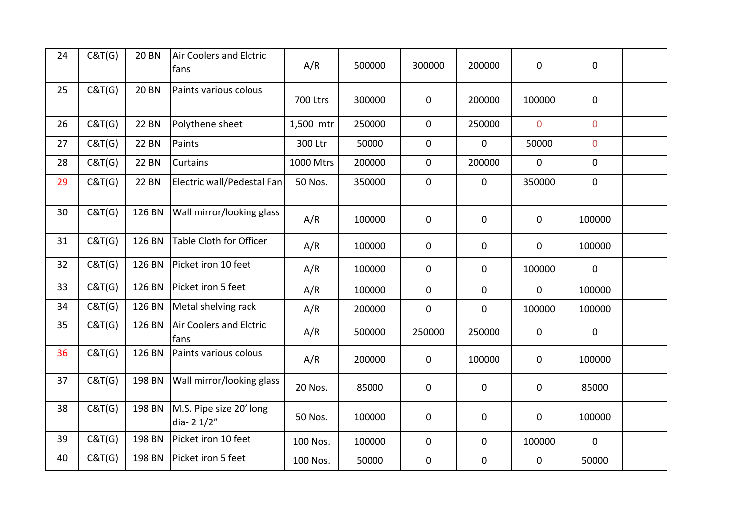| 24 | C&T(G) | 20 BN | Air Coolers and Elctric fans | A/R | 500000 | 300000 | 200000 | 0 | 0 | |
|---|---|---|---|---|---|---|---|---|---|---|
| 25 | C&T(G) | 20 BN | Paints various colous | 700 Ltrs | 300000 | 0 | 200000 | 100000 | 0 | |
| 26 | C&T(G) | 22 BN | Polythene sheet | 1,500 mtr | 250000 | 0 | 250000 | 0 | 0 | |
| 27 | C&T(G) | 22 BN | Paints | 300 Ltr | 50000 | 0 | 0 | 50000 | 0 | |
| 28 | C&T(G) | 22 BN | Curtains | 1000 Mtrs | 200000 | 0 | 200000 | 0 | 0 | |
| 29 | C&T(G) | 22 BN | Electric wall/Pedestal Fan | 50 Nos. | 350000 | 0 | 0 | 350000 | 0 | |
| 30 | C&T(G) | 126 BN | Wall mirror/looking glass | A/R | 100000 | 0 | 0 | 0 | 100000 | |
| 31 | C&T(G) | 126 BN | Table Cloth for Officer | A/R | 100000 | 0 | 0 | 0 | 100000 | |
| 32 | C&T(G) | 126 BN | Picket iron 10 feet | A/R | 100000 | 0 | 0 | 100000 | 0 | |
| 33 | C&T(G) | 126 BN | Picket iron 5 feet | A/R | 100000 | 0 | 0 | 0 | 100000 | |
| 34 | C&T(G) | 126 BN | Metal shelving rack | A/R | 200000 | 0 | 0 | 100000 | 100000 | |
| 35 | C&T(G) | 126 BN | Air Coolers and Elctric fans | A/R | 500000 | 250000 | 250000 | 0 | 0 | |
| 36 | C&T(G) | 126 BN | Paints various colous | A/R | 200000 | 0 | 100000 | 0 | 100000 | |
| 37 | C&T(G) | 198 BN | Wall mirror/looking glass | 20 Nos. | 85000 | 0 | 0 | 0 | 85000 | |
| 38 | C&T(G) | 198 BN | M.S. Pipe size 20' long dia- 2 1/2" | 50 Nos. | 100000 | 0 | 0 | 0 | 100000 | |
| 39 | C&T(G) | 198 BN | Picket iron 10 feet | 100 Nos. | 100000 | 0 | 0 | 100000 | 0 | |
| 40 | C&T(G) | 198 BN | Picket iron 5 feet | 100 Nos. | 50000 | 0 | 0 | 0 | 50000 | |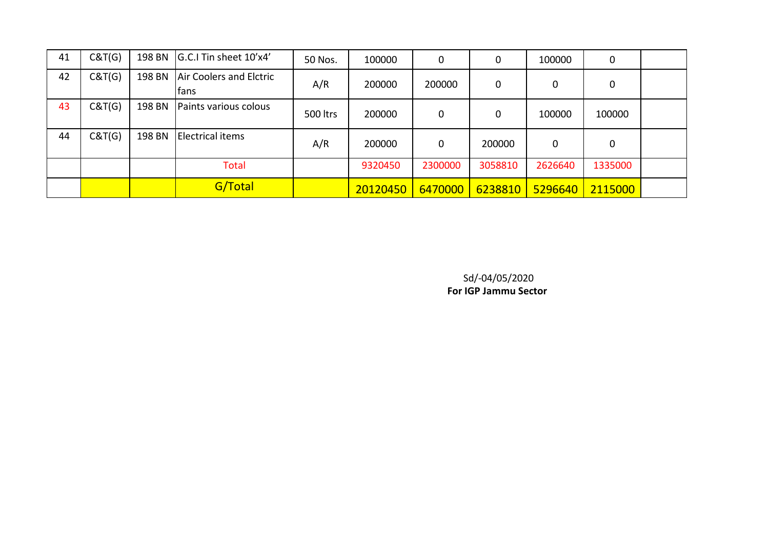| | | | | | | | | | | |
|---|---|---|---|---|---|---|---|---|---|---|
| 41 | C&T(G) | 198 BN | G.C.I Tin sheet 10'x4' | 50 Nos. | 100000 | 0 | 0 | 100000 | 0 | |
| 42 | C&T(G) | 198 BN | Air Coolers and Elctric fans | A/R | 200000 | 200000 | 0 | 0 | 0 | |
| 43 | C&T(G) | 198 BN | Paints various colous | 500 ltrs | 200000 | 0 | 0 | 100000 | 100000 | |
| 44 | C&T(G) | 198 BN | Electrical items | A/R | 200000 | 0 | 200000 | 0 | 0 | |
| | | | Total | | 9320450 | 2300000 | 3058810 | 2626640 | 1335000 | |
| | | | G/Total | | 20120450 | 6470000 | 6238810 | 5296640 | 2115000 | |

Sd/-04/05/2020
**For IGP Jammu Sector**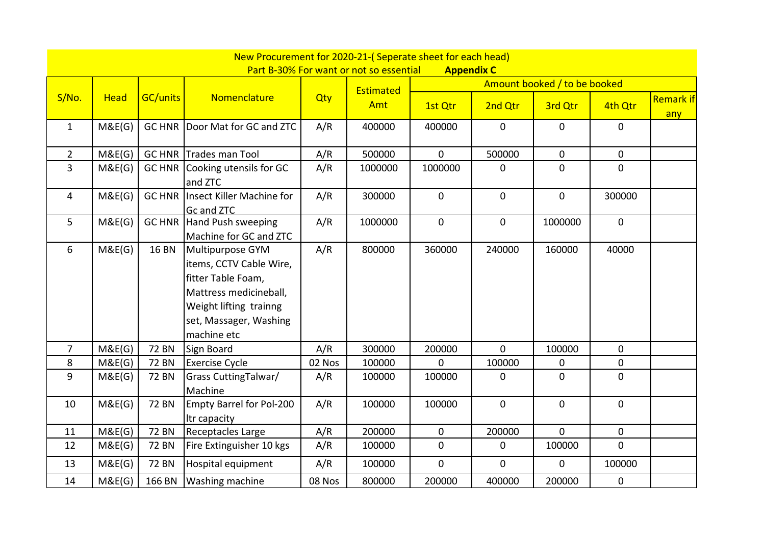New Procurement for 2020-21-( Seperate sheet for each head)

Part B-30% For want or not so essential **Appendix C**

| S/No. | Head | GC/units | Nomenclature | Qty | Estimated Amt | Amount booked / to be booked | | | | Remark if any |
|---|---|---|---|---|---|---|---|---|---|---|
| | | | | | | 1st Qtr | 2nd Qtr | 3rd Qtr | 4th Qtr | |
| 1 | M&E(G) | GC HNR | Door Mat for GC and ZTC | A/R | 400000 | 400000 | 0 | 0 | 0 | |
| 2 | M&E(G) | GC HNR | Trades man Tool | A/R | 500000 | 0 | 500000 | 0 | 0 | |
| 3 | M&E(G) | GC HNR | Cooking utensils for GC and ZTC | A/R | 1000000 | 1000000 | 0 | 0 | 0 | |
| 4 | M&E(G) | GC HNR | Insect Killer Machine for Gc and ZTC | A/R | 300000 | 0 | 0 | 0 | 300000 | |
| 5 | M&E(G) | GC HNR | Hand Push sweeping Machine for GC and ZTC | A/R | 1000000 | 0 | 0 | 1000000 | 0 | |
| 6 | M&E(G) | 16 BN | Multipurpose GYM items, CCTV Cable Wire, fitter Table Foam, Mattress medicineball, Weight lifting trainng set, Massager, Washing machine etc | A/R | 800000 | 360000 | 240000 | 160000 | 40000 | |
| 7 | M&E(G) | 72 BN | Sign Board | A/R | 300000 | 200000 | 0 | 100000 | 0 | |
| 8 | M&E(G) | 72 BN | Exercise Cycle | 02 Nos | 100000 | 0 | 100000 | 0 | 0 | |
| 9 | M&E(G) | 72 BN | Grass CuttingTalwar/ Machine | A/R | 100000 | 100000 | 0 | 0 | 0 | |
| 10 | M&E(G) | 72 BN | Empty Barrel for Pol-200 ltr capacity | A/R | 100000 | 100000 | 0 | 0 | 0 | |
| 11 | M&E(G) | 72 BN | Receptacles Large | A/R | 200000 | 0 | 200000 | 0 | 0 | |
| 12 | M&E(G) | 72 BN | Fire Extinguisher 10 kgs | A/R | 100000 | 0 | 0 | 100000 | 0 | |
| 13 | M&E(G) | 72 BN | Hospital equipment | A/R | 100000 | 0 | 0 | 0 | 100000 | |
| 14 | M&E(G) | 166 BN | Washing machine | 08 Nos | 800000 | 200000 | 400000 | 200000 | 0 | |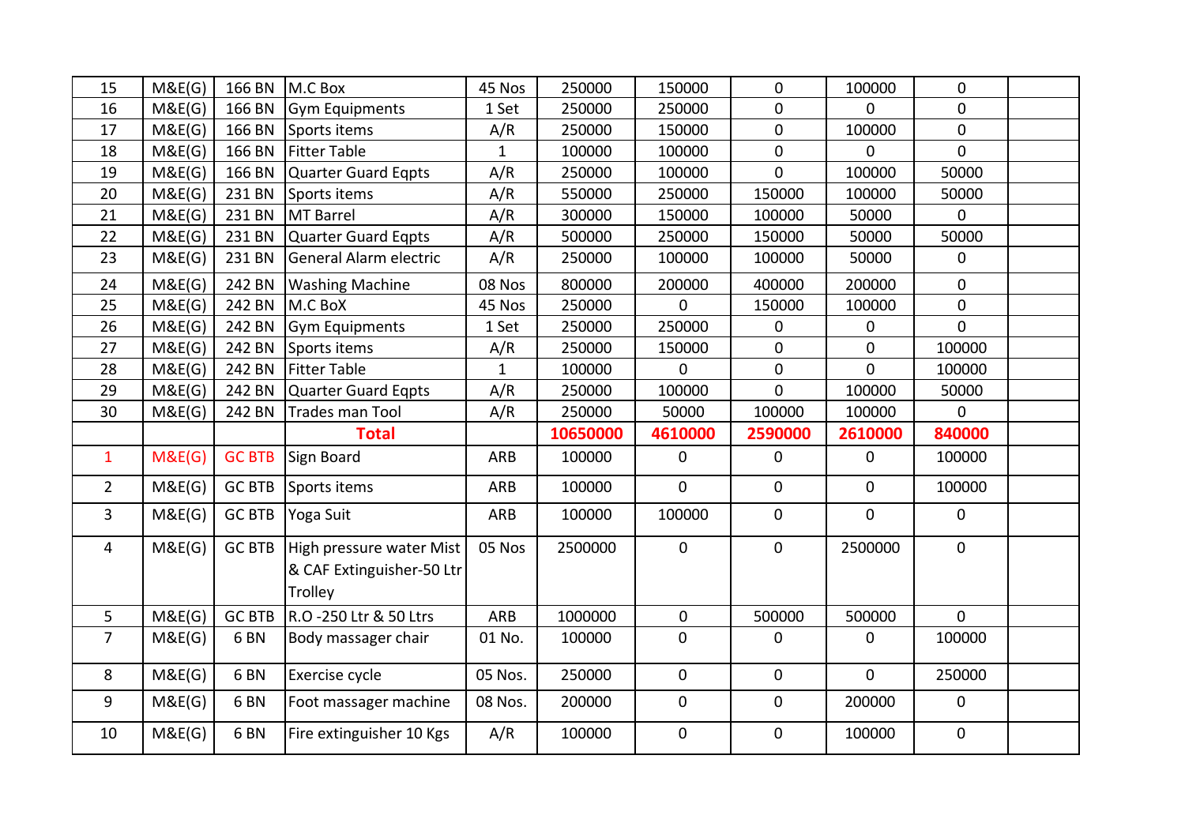| 15 | M&E(G) | 166 BN | M.C Box | 45 Nos | 250000 | 150000 | 0 | 100000 | 0 | |
|---|---|---|---|---|---|---|---|---|---|---|
| 16 | M&E(G) | 166 BN | Gym Equipments | 1 Set | 250000 | 250000 | 0 | 0 | 0 | |
| 17 | M&E(G) | 166 BN | Sports items | A/R | 250000 | 150000 | 0 | 100000 | 0 | |
| 18 | M&E(G) | 166 BN | Fitter Table | 1 | 100000 | 100000 | 0 | 0 | 0 | |
| 19 | M&E(G) | 166 BN | Quarter Guard Eqpts | A/R | 250000 | 100000 | 0 | 100000 | 50000 | |
| 20 | M&E(G) | 231 BN | Sports items | A/R | 550000 | 250000 | 150000 | 100000 | 50000 | |
| 21 | M&E(G) | 231 BN | MT Barrel | A/R | 300000 | 150000 | 100000 | 50000 | 0 | |
| 22 | M&E(G) | 231 BN | Quarter Guard Eqpts | A/R | 500000 | 250000 | 150000 | 50000 | 50000 | |
| 23 | M&E(G) | 231 BN | General Alarm electric | A/R | 250000 | 100000 | 100000 | 50000 | 0 | |
| 24 | M&E(G) | 242 BN | Washing Machine | 08 Nos | 800000 | 200000 | 400000 | 200000 | 0 | |
| 25 | M&E(G) | 242 BN | M.C BoX | 45 Nos | 250000 | 0 | 150000 | 100000 | 0 | |
| 26 | M&E(G) | 242 BN | Gym Equipments | 1 Set | 250000 | 250000 | 0 | 0 | 0 | |
| 27 | M&E(G) | 242 BN | Sports items | A/R | 250000 | 150000 | 0 | 0 | 100000 | |
| 28 | M&E(G) | 242 BN | Fitter Table | 1 | 100000 | 0 | 0 | 0 | 100000 | |
| 29 | M&E(G) | 242 BN | Quarter Guard Eqpts | A/R | 250000 | 100000 | 0 | 100000 | 50000 | |
| 30 | M&E(G) | 242 BN | Trades man Tool | A/R | 250000 | 50000 | 100000 | 100000 | 0 | |
| | | | **Total** | | **10650000** | **4610000** | **2590000** | **2610000** | **840000** | |
| 1 | M&E(G) | GC BTB | Sign Board | ARB | 100000 | 0 | 0 | 0 | 100000 | |
| 2 | M&E(G) | GC BTB | Sports items | ARB | 100000 | 0 | 0 | 0 | 100000 | |
| 3 | M&E(G) | GC BTB | Yoga Suit | ARB | 100000 | 100000 | 0 | 0 | 0 | |
| 4 | M&E(G) | GC BTB | High pressure water Mist & CAF Extinguisher-50 Ltr Trolley | 05 Nos | 2500000 | 0 | 0 | 2500000 | 0 | |
| 5 | M&E(G) | GC BTB | R.O -250 Ltr & 50 Ltrs | ARB | 1000000 | 0 | 500000 | 500000 | 0 | |
| 7 | M&E(G) | 6 BN | Body massager chair | 01 No. | 100000 | 0 | 0 | 0 | 100000 | |
| 8 | M&E(G) | 6 BN | Exercise cycle | 05 Nos. | 250000 | 0 | 0 | 0 | 250000 | |
| 9 | M&E(G) | 6 BN | Foot massager machine | 08 Nos. | 200000 | 0 | 0 | 200000 | 0 | |
| 10 | M&E(G) | 6 BN | Fire extinguisher 10 Kgs | A/R | 100000 | 0 | 0 | 100000 | 0 | |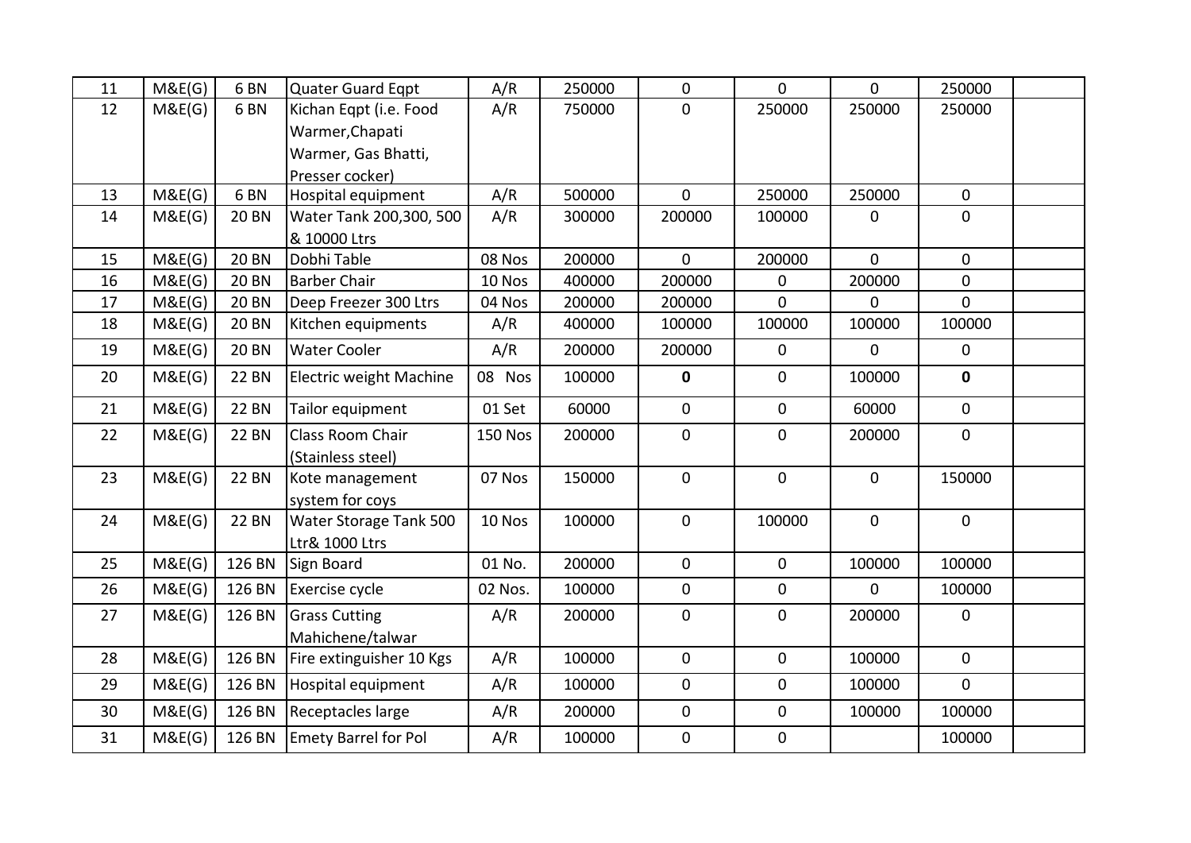| 11 | M&E(G) | 6 BN | Quater Guard Eqpt | A/R | 250000 | 0 | 0 | 0 | 250000 | |
|---|---|---|---|---|---|---|---|---|---|---|
| 12 | M&E(G) | 6 BN | Kichan Eqpt (i.e. Food Warmer,Chapati Warmer, Gas Bhatti, Presser cocker) | A/R | 750000 | 0 | 250000 | 250000 | 250000 | |
| 13 | M&E(G) | 6 BN | Hospital equipment | A/R | 500000 | 0 | 250000 | 250000 | 0 | |
| 14 | M&E(G) | 20 BN | Water Tank 200,300, 500 & 10000 Ltrs | A/R | 300000 | 200000 | 100000 | 0 | 0 | |
| 15 | M&E(G) | 20 BN | Dobhi Table | 08 Nos | 200000 | 0 | 200000 | 0 | 0 | |
| 16 | M&E(G) | 20 BN | Barber Chair | 10 Nos | 400000 | 200000 | 0 | 200000 | 0 | |
| 17 | M&E(G) | 20 BN | Deep Freezer 300 Ltrs | 04 Nos | 200000 | 200000 | 0 | 0 | 0 | |
| 18 | M&E(G) | 20 BN | Kitchen equipments | A/R | 400000 | 100000 | 100000 | 100000 | 100000 | |
| 19 | M&E(G) | 20 BN | Water Cooler | A/R | 200000 | 200000 | 0 | 0 | 0 | |
| 20 | M&E(G) | 22 BN | Electric weight Machine | 08 Nos | 100000 | **0** | 0 | 100000 | **0** | |
| 21 | M&E(G) | 22 BN | Tailor equipment | 01 Set | 60000 | 0 | 0 | 60000 | 0 | |
| 22 | M&E(G) | 22 BN | Class Room Chair (Stainless steel) | 150 Nos | 200000 | 0 | 0 | 200000 | 0 | |
| 23 | M&E(G) | 22 BN | Kote management system for coys | 07 Nos | 150000 | 0 | 0 | 0 | 150000 | |
| 24 | M&E(G) | 22 BN | Water Storage Tank 500 Ltr& 1000 Ltrs | 10 Nos | 100000 | 0 | 100000 | 0 | 0 | |
| 25 | M&E(G) | 126 BN | Sign Board | 01 No. | 200000 | 0 | 0 | 100000 | 100000 | |
| 26 | M&E(G) | 126 BN | Exercise cycle | 02 Nos. | 100000 | 0 | 0 | 0 | 100000 | |
| 27 | M&E(G) | 126 BN | Grass Cutting Mahichene/talwar | A/R | 200000 | 0 | 0 | 200000 | 0 | |
| 28 | M&E(G) | 126 BN | Fire extinguisher 10 Kgs | A/R | 100000 | 0 | 0 | 100000 | 0 | |
| 29 | M&E(G) | 126 BN | Hospital equipment | A/R | 100000 | 0 | 0 | 100000 | 0 | |
| 30 | M&E(G) | 126 BN | Receptacles large | A/R | 200000 | 0 | 0 | 100000 | 100000 | |
| 31 | M&E(G) | 126 BN | Emety Barrel for Pol | A/R | 100000 | 0 | 0 | | 100000 | |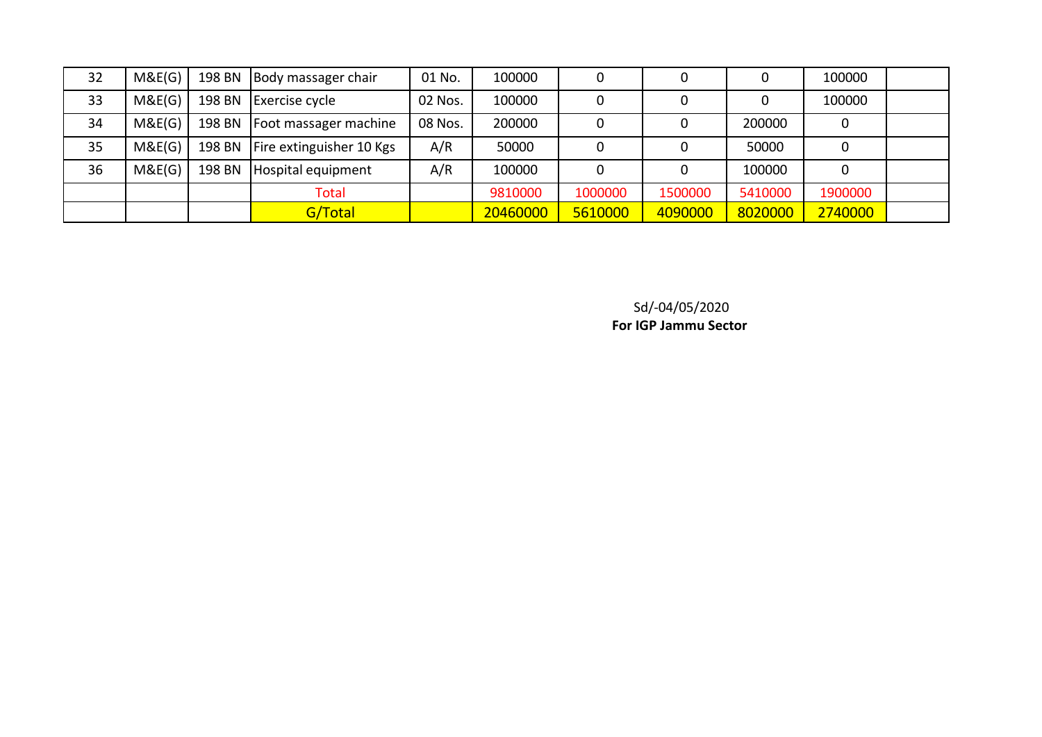| | | | | | | | | | | |
|---|---|---|---|---|---|---|---|---|---|---|
| 32 | M&E(G) | 198 BN | Body massager chair | 01 No. | 100000 | 0 | 0 | 0 | 100000 | |
| 33 | M&E(G) | 198 BN | Exercise cycle | 02 Nos. | 100000 | 0 | 0 | 0 | 100000 | |
| 34 | M&E(G) | 198 BN | Foot massager machine | 08 Nos. | 200000 | 0 | 0 | 200000 | 0 | |
| 35 | M&E(G) | 198 BN | Fire extinguisher 10 Kgs | A/R | 50000 | 0 | 0 | 50000 | 0 | |
| 36 | M&E(G) | 198 BN | Hospital equipment | A/R | 100000 | 0 | 0 | 100000 | 0 | |
| | | | Total | | 9810000 | 1000000 | 1500000 | 5410000 | 1900000 | |
| | | | G/Total | | 20460000 | 5610000 | 4090000 | 8020000 | 2740000 | |

Sd/-04/05/2020

**For IGP Jammu Sector**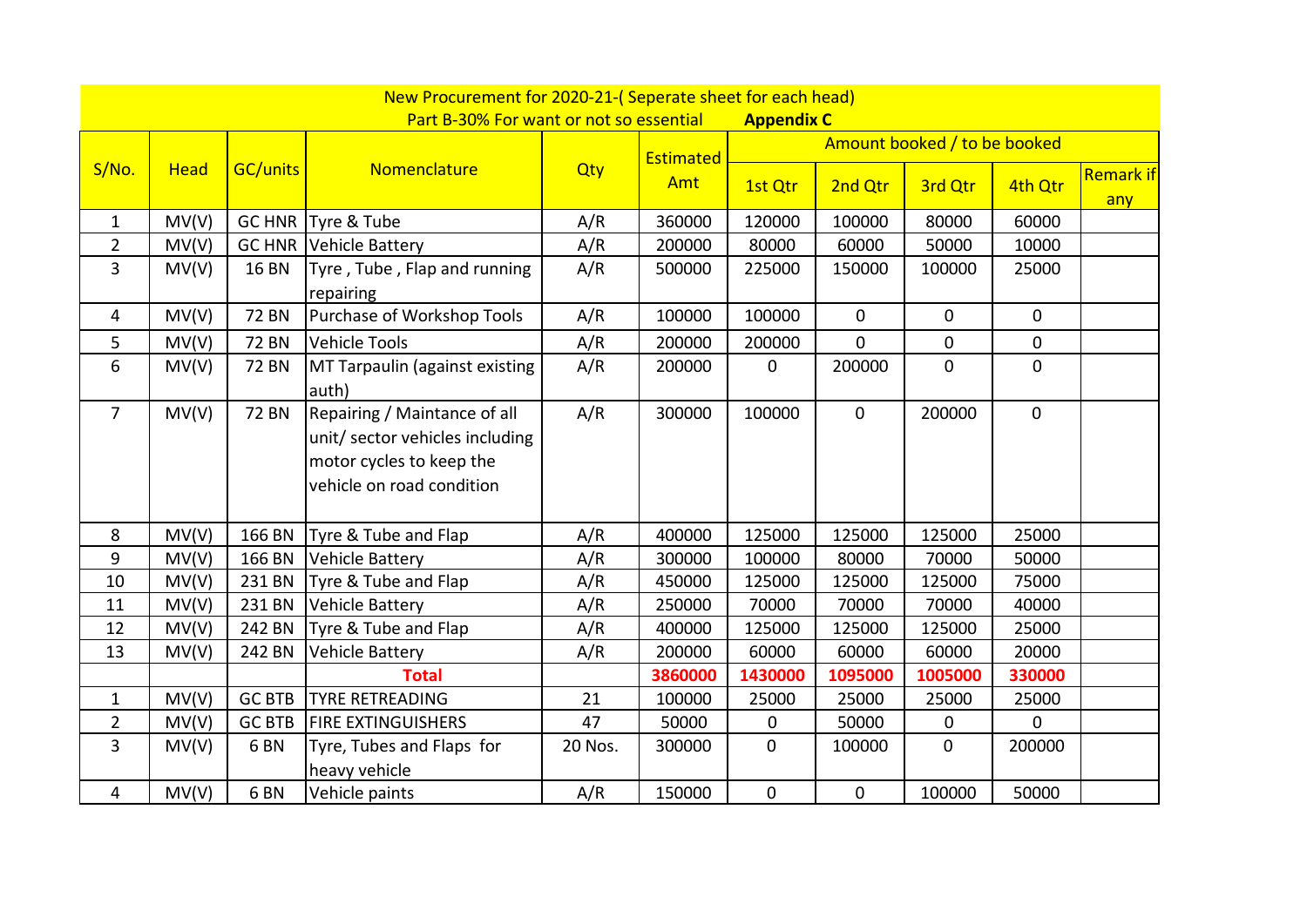New Procurement for 2020-21-( Seperate sheet for each head)

Part B-30% For want or not so essential **Appendix C**

| S/No. | Head | GC/units | Nomenclature | Qty | Estimated Amt | Amount booked / to be booked | | | | Remark if any |
|---|---|---|---|---|---|---|---|---|---|---|
| | | | | | | 1st Qtr | 2nd Qtr | 3rd Qtr | 4th Qtr | |
| 1 | MV(V) | GC HNR | Tyre & Tube | A/R | 360000 | 120000 | 100000 | 80000 | 60000 | |
| 2 | MV(V) | GC HNR | Vehicle Battery | A/R | 200000 | 80000 | 60000 | 50000 | 10000 | |
| 3 | MV(V) | 16 BN | Tyre , Tube , Flap and running repairing | A/R | 500000 | 225000 | 150000 | 100000 | 25000 | |
| 4 | MV(V) | 72 BN | Purchase of Workshop Tools | A/R | 100000 | 100000 | 0 | 0 | 0 | |
| 5 | MV(V) | 72 BN | Vehicle Tools | A/R | 200000 | 200000 | 0 | 0 | 0 | |
| 6 | MV(V) | 72 BN | MT Tarpaulin (against existing auth) | A/R | 200000 | 0 | 200000 | 0 | 0 | |
| 7 | MV(V) | 72 BN | Repairing / Maintance of all unit/ sector vehicles including motor cycles to keep the vehicle on road condition | A/R | 300000 | 100000 | 0 | 200000 | 0 | |
| 8 | MV(V) | 166 BN | Tyre & Tube and Flap | A/R | 400000 | 125000 | 125000 | 125000 | 25000 | |
| 9 | MV(V) | 166 BN | Vehicle Battery | A/R | 300000 | 100000 | 80000 | 70000 | 50000 | |
| 10 | MV(V) | 231 BN | Tyre & Tube and Flap | A/R | 450000 | 125000 | 125000 | 125000 | 75000 | |
| 11 | MV(V) | 231 BN | Vehicle Battery | A/R | 250000 | 70000 | 70000 | 70000 | 40000 | |
| 12 | MV(V) | 242 BN | Tyre & Tube and Flap | A/R | 400000 | 125000 | 125000 | 125000 | 25000 | |
| 13 | MV(V) | 242 BN | Vehicle Battery | A/R | 200000 | 60000 | 60000 | 60000 | 20000 | |
| | | | **Total** | | **3860000** | **1430000** | **1095000** | **1005000** | **330000** | |
| 1 | MV(V) | GC BTB | TYRE RETREADING | 21 | 100000 | 25000 | 25000 | 25000 | 25000 | |
| 2 | MV(V) | GC BTB | FIRE EXTINGUISHERS | 47 | 50000 | 0 | 50000 | 0 | 0 | |
| 3 | MV(V) | 6 BN | Tyre, Tubes and Flaps for heavy vehicle | 20 Nos. | 300000 | 0 | 100000 | 0 | 200000 | |
| 4 | MV(V) | 6 BN | Vehicle paints | A/R | 150000 | 0 | 0 | 100000 | 50000 | |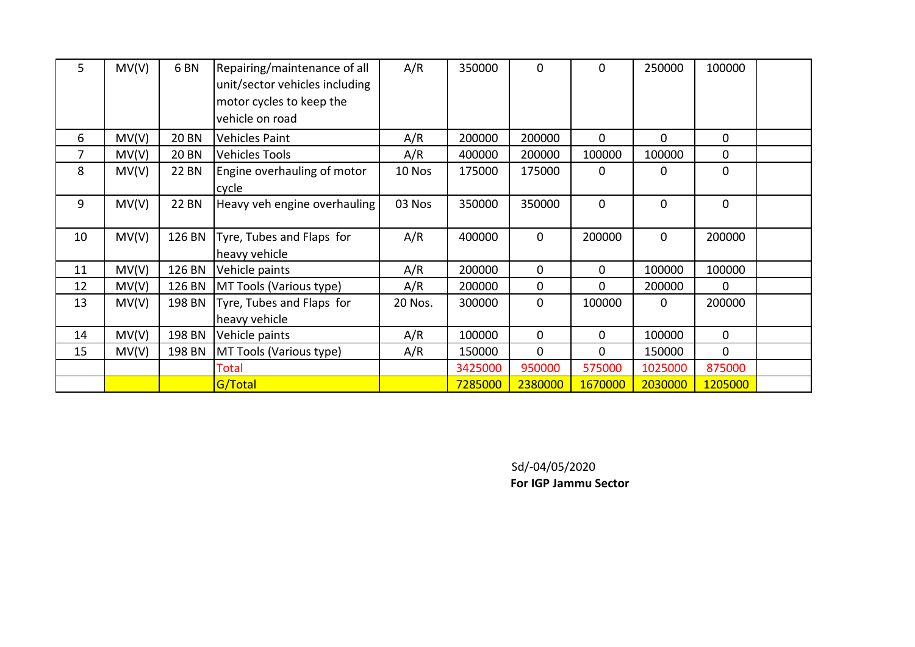| | | | | | | | | | | |
|---|---|---|---|---|---|---|---|---|---|---|
| 5 | MV(V) | 6 BN | Repairing/maintenance of all unit/sector vehicles including motor cycles to keep the vehicle on road | A/R | 350000 | 0 | 0 | 250000 | 100000 | |
| 6 | MV(V) | 20 BN | Vehicles Paint | A/R | 200000 | 200000 | 0 | 0 | 0 | |
| 7 | MV(V) | 20 BN | Vehicles Tools | A/R | 400000 | 200000 | 100000 | 100000 | 0 | |
| 8 | MV(V) | 22 BN | Engine overhauling of motor cycle | 10 Nos | 175000 | 175000 | 0 | 0 | 0 | |
| 9 | MV(V) | 22 BN | Heavy veh engine overhauling | 03 Nos | 350000 | 350000 | 0 | 0 | 0 | |
| 10 | MV(V) | 126 BN | Tyre, Tubes and Flaps for heavy vehicle | A/R | 400000 | 0 | 200000 | 0 | 200000 | |
| 11 | MV(V) | 126 BN | Vehicle paints | A/R | 200000 | 0 | 0 | 100000 | 100000 | |
| 12 | MV(V) | 126 BN | MT Tools (Various type) | A/R | 200000 | 0 | 0 | 200000 | 0 | |
| 13 | MV(V) | 198 BN | Tyre, Tubes and Flaps for heavy vehicle | 20 Nos. | 300000 | 0 | 100000 | 0 | 200000 | |
| 14 | MV(V) | 198 BN | Vehicle paints | A/R | 100000 | 0 | 0 | 100000 | 0 | |
| 15 | MV(V) | 198 BN | MT Tools (Various type) | A/R | 150000 | 0 | 0 | 150000 | 0 | |
| | | | Total | | 3425000 | 950000 | 575000 | 1025000 | 875000 | |
| | | | G/Total | | 7285000 | 2380000 | 1670000 | 2030000 | 1205000 | |

Sd/-04/05/2020

**For IGP Jammu Sector**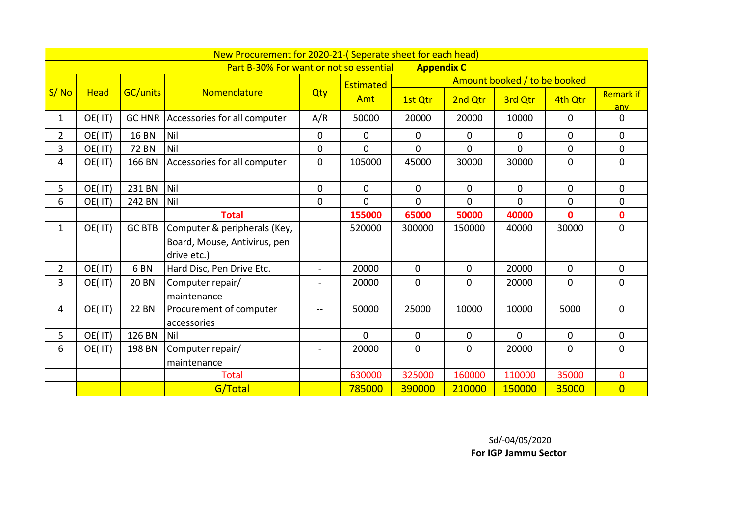New Procurement for 2020-21-( Seperate sheet for each head)

Part B-30% For want or not so essential **Appendix C**

| S/ No | Head | GC/units | Nomenclature | Qty | Estimated Amt | Amount booked / to be booked | | | | |
|---|---|---|---|---|---|---|---|---|---|---|
| | | | | | | 1st Qtr | 2nd Qtr | 3rd Qtr | 4th Qtr | Remark if any |
| 1 | OE( IT) | GC HNR | Accessories for all computer | A/R | 50000 | 20000 | 20000 | 10000 | 0 | 0 |
| 2 | OE( IT) | 16 BN | Nil | 0 | 0 | 0 | 0 | 0 | 0 | 0 |
| 3 | OE( IT) | 72 BN | Nil | 0 | 0 | 0 | 0 | 0 | 0 | 0 |
| 4 | OE( IT) | 166 BN | Accessories for all computer | 0 | 105000 | 45000 | 30000 | 30000 | 0 | 0 |
| 5 | OE( IT) | 231 BN | Nil | 0 | 0 | 0 | 0 | 0 | 0 | 0 |
| 6 | OE( IT) | 242 BN | Nil | 0 | 0 | 0 | 0 | 0 | 0 | 0 |
| | | | **Total** | | **155000** | **65000** | **50000** | **40000** | **0** | **0** |
| 1 | OE( IT) | GC BTB | Computer & peripherals (Key, Board, Mouse, Antivirus, pen drive etc.) | | 520000 | 300000 | 150000 | 40000 | 30000 | 0 |
| 2 | OE( IT) | 6 BN | Hard Disc, Pen Drive Etc. | - | 20000 | 0 | 0 | 20000 | 0 | 0 |
| 3 | OE( IT) | 20 BN | Computer repair/ maintenance | - | 20000 | 0 | 0 | 20000 | 0 | 0 |
| 4 | OE( IT) | 22 BN | Procurement of computer accessories | -- | 50000 | 25000 | 10000 | 10000 | 5000 | 0 |
| 5 | OE( IT) | 126 BN | Nil | | 0 | 0 | 0 | 0 | 0 | 0 |
| 6 | OE( IT) | 198 BN | Computer repair/ maintenance | - | 20000 | 0 | 0 | 20000 | 0 | 0 |
| | | | Total | | 630000 | 325000 | 160000 | 110000 | 35000 | 0 |
| | | | G/Total | | 785000 | 390000 | 210000 | 150000 | 35000 | 0 |

Sd/-04/05/2020

**For IGP Jammu Sector**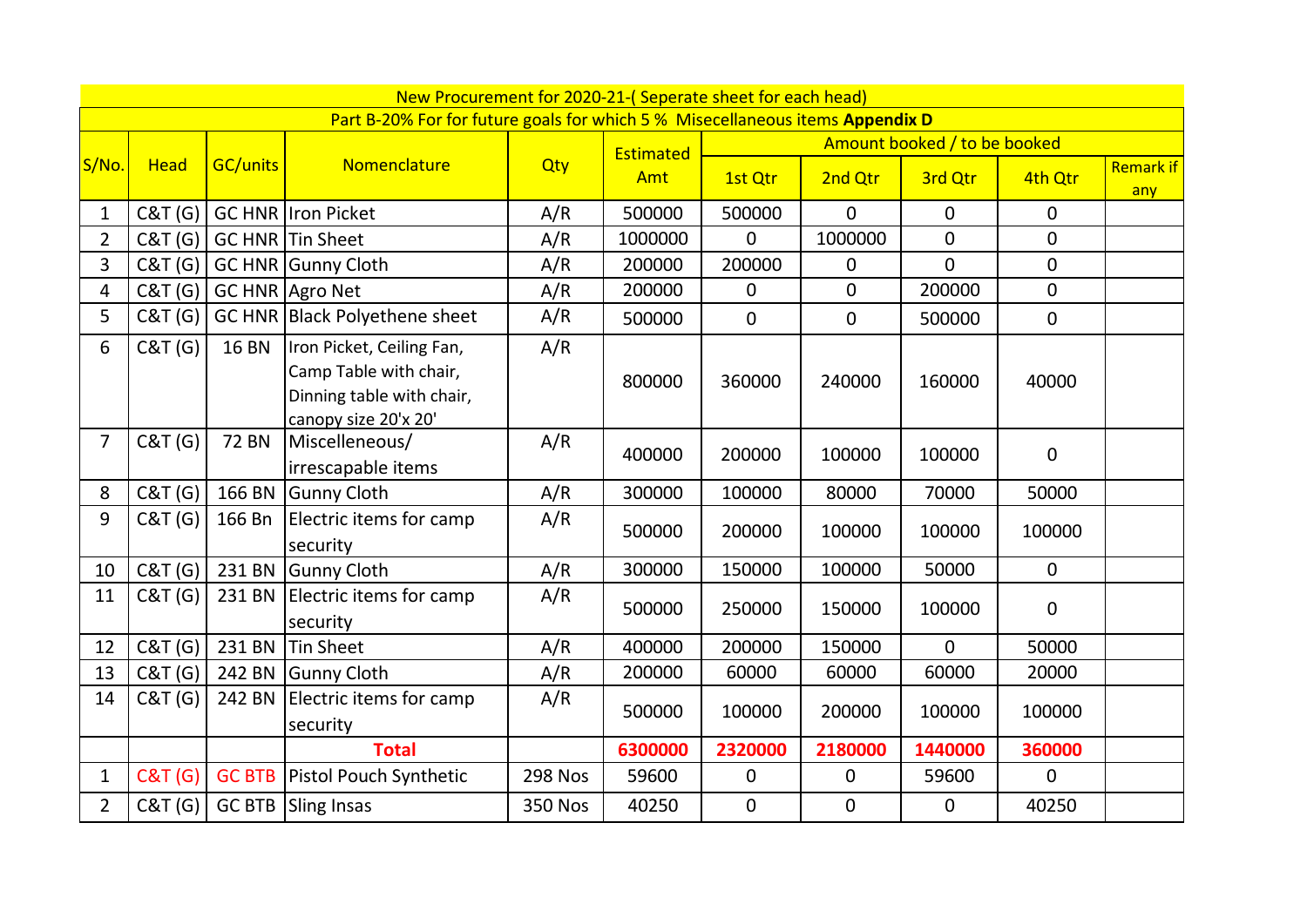| New Procurement for 2020-21-( Seperate sheet for each head) | | | | | | | | | | |
|---|---|---|---|---|---|---|---|---|---|---|
| Part B-20% For for future goals for which 5 % Misecellaneous items **Appendix D** | | | | | | | | | | |
| S/No. | Head | GC/units | Nomenclature | Qty | Estimated Amt | Amount booked / to be booked | | | | |
| | | | | | | 1st Qtr | 2nd Qtr | 3rd Qtr | 4th Qtr | Remark if any |
| 1 | C&T (G) | GC HNR | Iron Picket | A/R | 500000 | 500000 | 0 | 0 | 0 | |
| 2 | C&T (G) | GC HNR | Tin Sheet | A/R | 1000000 | 0 | 1000000 | 0 | 0 | |
| 3 | C&T (G) | GC HNR | Gunny Cloth | A/R | 200000 | 200000 | 0 | 0 | 0 | |
| 4 | C&T (G) | GC HNR | Agro Net | A/R | 200000 | 0 | 0 | 200000 | 0 | |
| 5 | C&T (G) | GC HNR | Black Polyethene sheet | A/R | 500000 | 0 | 0 | 500000 | 0 | |
| 6 | C&T (G) | 16 BN | Iron Picket, Ceiling Fan, Camp Table with chair, Dinning table with chair, canopy size 20'x 20' | A/R | 800000 | 360000 | 240000 | 160000 | 40000 | |
| 7 | C&T (G) | 72 BN | Miscelleneous/ irrescapable items | A/R | 400000 | 200000 | 100000 | 100000 | 0 | |
| 8 | C&T (G) | 166 BN | Gunny Cloth | A/R | 300000 | 100000 | 80000 | 70000 | 50000 | |
| 9 | C&T (G) | 166 Bn | Electric items for camp security | A/R | 500000 | 200000 | 100000 | 100000 | 100000 | |
| 10 | C&T (G) | 231 BN | Gunny Cloth | A/R | 300000 | 150000 | 100000 | 50000 | 0 | |
| 11 | C&T (G) | 231 BN | Electric items for camp security | A/R | 500000 | 250000 | 150000 | 100000 | 0 | |
| 12 | C&T (G) | 231 BN | Tin Sheet | A/R | 400000 | 200000 | 150000 | 0 | 50000 | |
| 13 | C&T (G) | 242 BN | Gunny Cloth | A/R | 200000 | 60000 | 60000 | 60000 | 20000 | |
| 14 | C&T (G) | 242 BN | Electric items for camp security | A/R | 500000 | 100000 | 200000 | 100000 | 100000 | |
| | | | **Total** | | **6300000** | **2320000** | **2180000** | **1440000** | **360000** | |
| 1 | C&T (G) | GC BTB | Pistol Pouch Synthetic | 298 Nos | 59600 | 0 | 0 | 59600 | 0 | |
| 2 | C&T (G) | GC BTB | Sling Insas | 350 Nos | 40250 | 0 | 0 | 0 | 40250 | |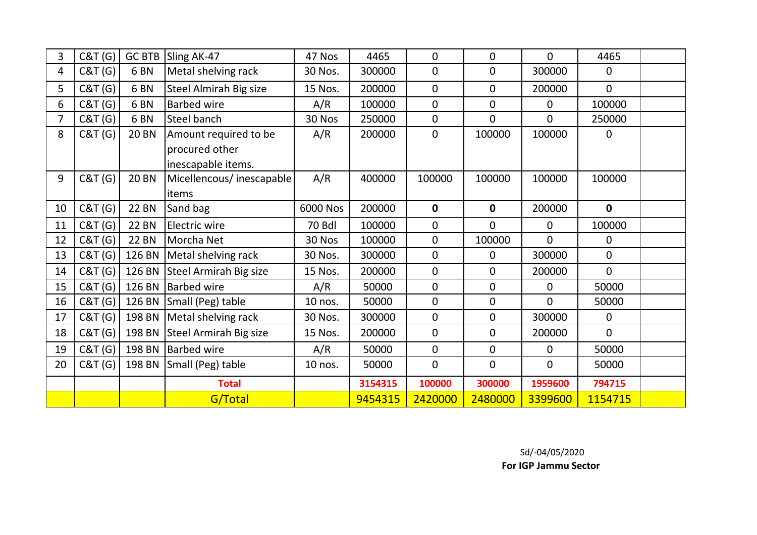| 3 | C&T (G) | GC BTB | Sling AK-47 | 47 Nos | 4465 | 0 | 0 | 0 | 4465 | |
|---|---|---|---|---|---|---|---|---|---|---|
| 4 | C&T (G) | 6 BN | Metal shelving rack | 30 Nos. | 300000 | 0 | 0 | 300000 | 0 | |
| 5 | C&T (G) | 6 BN | Steel Almirah Big size | 15 Nos. | 200000 | 0 | 0 | 200000 | 0 | |
| 6 | C&T (G) | 6 BN | Barbed wire | A/R | 100000 | 0 | 0 | 0 | 100000 | |
| 7 | C&T (G) | 6 BN | Steel banch | 30 Nos | 250000 | 0 | 0 | 0 | 250000 | |
| 8 | C&T (G) | 20 BN | Amount required to be procured other inescapable items. | A/R | 200000 | 0 | 100000 | 100000 | 0 | |
| 9 | C&T (G) | 20 BN | Micellencous/ inescapable items | A/R | 400000 | 100000 | 100000 | 100000 | 100000 | |
| 10 | C&T (G) | 22 BN | Sand bag | 6000 Nos | 200000 | **0** | **0** | 200000 | **0** | |
| 11 | C&T (G) | 22 BN | Electric wire | 70 Bdl | 100000 | 0 | 0 | 0 | 100000 | |
| 12 | C&T (G) | 22 BN | Morcha Net | 30 Nos | 100000 | 0 | 100000 | 0 | 0 | |
| 13 | C&T (G) | 126 BN | Metal shelving rack | 30 Nos. | 300000 | 0 | 0 | 300000 | 0 | |
| 14 | C&T (G) | 126 BN | Steel Armirah Big size | 15 Nos. | 200000 | 0 | 0 | 200000 | 0 | |
| 15 | C&T (G) | 126 BN | Barbed wire | A/R | 50000 | 0 | 0 | 0 | 50000 | |
| 16 | C&T (G) | 126 BN | Small (Peg) table | 10 nos. | 50000 | 0 | 0 | 0 | 50000 | |
| 17 | C&T (G) | 198 BN | Metal shelving rack | 30 Nos. | 300000 | 0 | 0 | 300000 | 0 | |
| 18 | C&T (G) | 198 BN | Steel Armirah Big size | 15 Nos. | 200000 | 0 | 0 | 200000 | 0 | |
| 19 | C&T (G) | 198 BN | Barbed wire | A/R | 50000 | 0 | 0 | 0 | 50000 | |
| 20 | C&T (G) | 198 BN | Small (Peg) table | 10 nos. | 50000 | 0 | 0 | 0 | 50000 | |
| | | | **Total** | | **3154315** | **100000** | **300000** | **1959600** | **794715** | |
| | | | G/Total | | 9454315 | 2420000 | 2480000 | 3399600 | 1154715 | |

Sd/-04/05/2020

**For IGP Jammu Sector**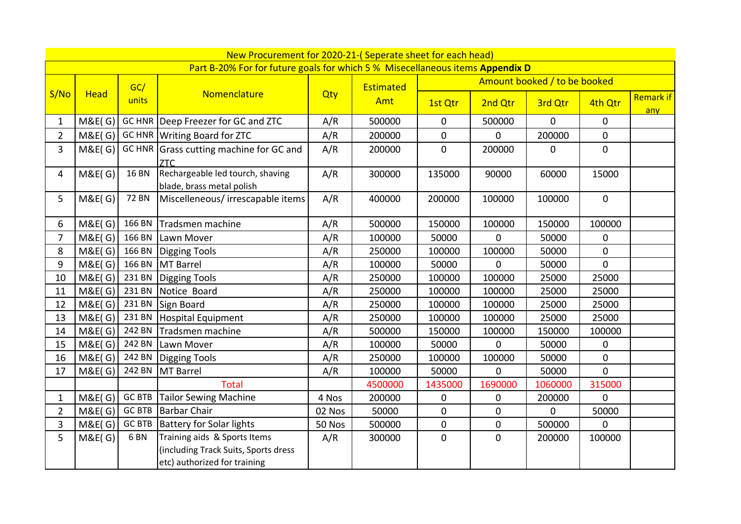| New Procurement for 2020-21-( Seperate sheet for each head) | | | | | | | | | | |
|---|---|---|---|---|---|---|---|---|---|---|
| Part B-20% For for future goals for which 5 % Misecellaneous items **Appendix D** | | | | | | | | | | |
| S/No | Head | GC/ units | Nomenclature | Qty | Estimated Amt | Amount booked / to be booked | | | | Remark if any |
| | | | | | | 1st Qtr | 2nd Qtr | 3rd Qtr | 4th Qtr | |
| 1 | M&E( G) | GC HNR | Deep Freezer for GC and ZTC | A/R | 500000 | 0 | 500000 | 0 | 0 | |
| 2 | M&E( G) | GC HNR | Writing Board for ZTC | A/R | 200000 | 0 | 0 | 200000 | 0 | |
| 3 | M&E( G) | GC HNR | Grass cutting machine for GC and ZTC | A/R | 200000 | 0 | 200000 | 0 | 0 | |
| 4 | M&E( G) | 16 BN | Rechargeable led tourch, shaving blade, brass metal polish | A/R | 300000 | 135000 | 90000 | 60000 | 15000 | |
| 5 | M&E( G) | 72 BN | Miscelleneous/ irrescapable items | A/R | 400000 | 200000 | 100000 | 100000 | 0 | |
| 6 | M&E( G) | 166 BN | Tradsmen machine | A/R | 500000 | 150000 | 100000 | 150000 | 100000 | |
| 7 | M&E( G) | 166 BN | Lawn Mover | A/R | 100000 | 50000 | 0 | 50000 | 0 | |
| 8 | M&E( G) | 166 BN | Digging Tools | A/R | 250000 | 100000 | 100000 | 50000 | 0 | |
| 9 | M&E( G) | 166 BN | MT Barrel | A/R | 100000 | 50000 | 0 | 50000 | 0 | |
| 10 | M&E( G) | 231 BN | Digging Tools | A/R | 250000 | 100000 | 100000 | 25000 | 25000 | |
| 11 | M&E( G) | 231 BN | Notice Board | A/R | 250000 | 100000 | 100000 | 25000 | 25000 | |
| 12 | M&E( G) | 231 BN | Sign Board | A/R | 250000 | 100000 | 100000 | 25000 | 25000 | |
| 13 | M&E( G) | 231 BN | Hospital Equipment | A/R | 250000 | 100000 | 100000 | 25000 | 25000 | |
| 14 | M&E( G) | 242 BN | Tradsmen machine | A/R | 500000 | 150000 | 100000 | 150000 | 100000 | |
| 15 | M&E( G) | 242 BN | Lawn Mover | A/R | 100000 | 50000 | 0 | 50000 | 0 | |
| 16 | M&E( G) | 242 BN | Digging Tools | A/R | 250000 | 100000 | 100000 | 50000 | 0 | |
| 17 | M&E( G) | 242 BN | MT Barrel | A/R | 100000 | 50000 | 0 | 50000 | 0 | |
| | | | Total | | 4500000 | 1435000 | 1690000 | 1060000 | 315000 | |
| 1 | M&E( G) | GC BTB | Tailor Sewing Machine | 4 Nos | 200000 | 0 | 0 | 200000 | 0 | |
| 2 | M&E( G) | GC BTB | Barbar Chair | 02 Nos | 50000 | 0 | 0 | 0 | 50000 | |
| 3 | M&E( G) | GC BTB | Battery for Solar lights | 50 Nos | 500000 | 0 | 0 | 500000 | 0 | |
| 5 | M&E( G) | 6 BN | Training aids & Sports Items (including Track Suits, Sports dress etc) authorized for training | A/R | 300000 | 0 | 0 | 200000 | 100000 | |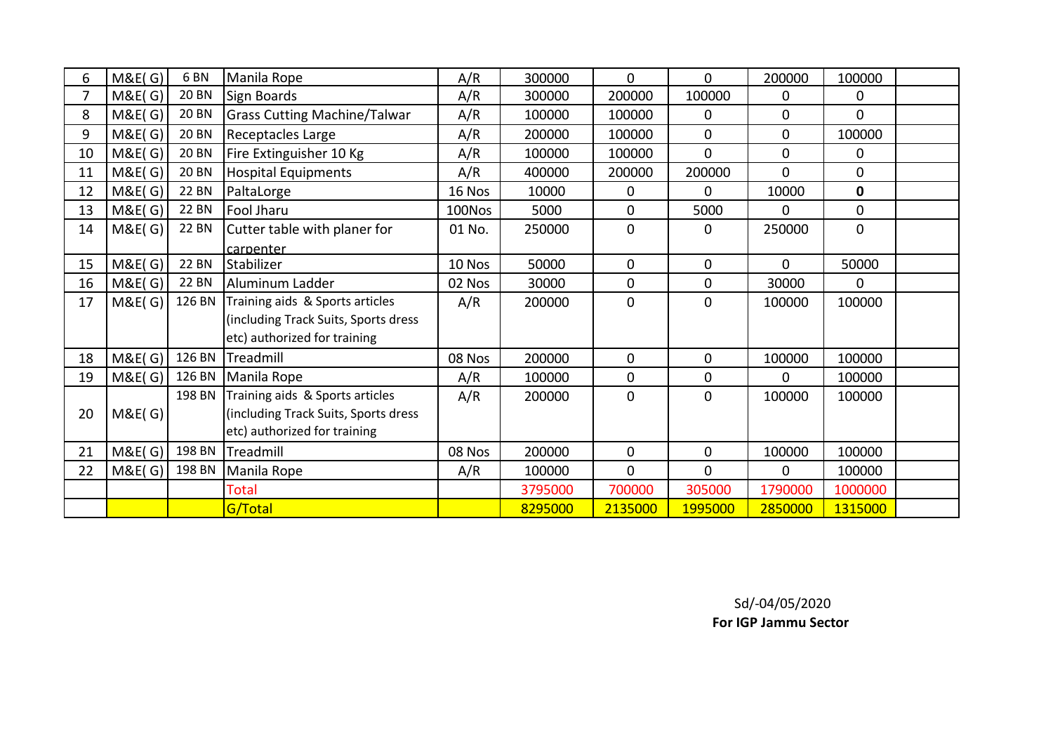| | | | | | | | | | | |
|---|---|---|---|---|---|---|---|---|---|---|
| 6 | M&E( G) | 6 BN | Manila Rope | A/R | 300000 | 0 | 0 | 200000 | 100000 | |
| 7 | M&E( G) | 20 BN | Sign Boards | A/R | 300000 | 200000 | 100000 | 0 | 0 | |
| 8 | M&E( G) | 20 BN | Grass Cutting Machine/Talwar | A/R | 100000 | 100000 | 0 | 0 | 0 | |
| 9 | M&E( G) | 20 BN | Receptacles Large | A/R | 200000 | 100000 | 0 | 0 | 100000 | |
| 10 | M&E( G) | 20 BN | Fire Extinguisher 10 Kg | A/R | 100000 | 100000 | 0 | 0 | 0 | |
| 11 | M&E( G) | 20 BN | Hospital Equipments | A/R | 400000 | 200000 | 200000 | 0 | 0 | |
| 12 | M&E( G) | 22 BN | PaltaLorge | 16 Nos | 10000 | 0 | 0 | 10000 | **0** | |
| 13 | M&E( G) | 22 BN | Fool Jharu | 100Nos | 5000 | 0 | 5000 | 0 | 0 | |
| 14 | M&E( G) | 22 BN | Cutter table with planer for carpenter | 01 No. | 250000 | 0 | 0 | 250000 | 0 | |
| 15 | M&E( G) | 22 BN | Stabilizer | 10 Nos | 50000 | 0 | 0 | 0 | 50000 | |
| 16 | M&E( G) | 22 BN | Aluminum Ladder | 02 Nos | 30000 | 0 | 0 | 30000 | 0 | |
| 17 | M&E( G) | 126 BN | Training aids & Sports articles (including Track Suits, Sports dress etc) authorized for training | A/R | 200000 | 0 | 0 | 100000 | 100000 | |
| 18 | M&E( G) | 126 BN | Treadmill | 08 Nos | 200000 | 0 | 0 | 100000 | 100000 | |
| 19 | M&E( G) | 126 BN | Manila Rope | A/R | 100000 | 0 | 0 | 0 | 100000 | |
| 20 | M&E( G) | 198 BN | Training aids & Sports articles (including Track Suits, Sports dress etc) authorized for training | A/R | 200000 | 0 | 0 | 100000 | 100000 | |
| 21 | M&E( G) | 198 BN | Treadmill | 08 Nos | 200000 | 0 | 0 | 100000 | 100000 | |
| 22 | M&E( G) | 198 BN | Manila Rope | A/R | 100000 | 0 | 0 | 0 | 100000 | |
| | | | Total | | 3795000 | 700000 | 305000 | 1790000 | 1000000 | |
| | | | G/Total | | 8295000 | 2135000 | 1995000 | 2850000 | 1315000 | |

Sd/-04/05/2020

**For IGP Jammu Sector**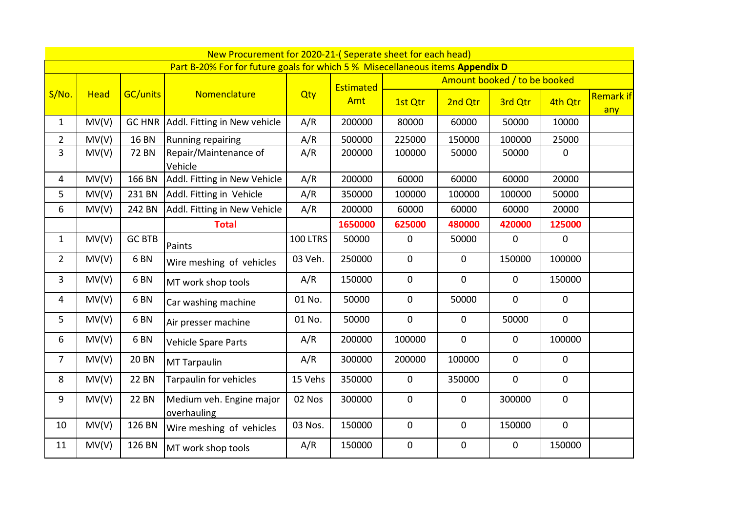New Procurement for 2020-21-( Seperate sheet for each head)

Part B-20% For for future goals for which 5 % Misecellaneous items **Appendix D**

| S/No. | Head | GC/units | Nomenclature | Qty | Estimated Amt | Amount booked / to be booked | | | | Remark if any |
|---|---|---|---|---|---|---|---|---|---|---|
| | | | | | | 1st Qtr | 2nd Qtr | 3rd Qtr | 4th Qtr | |
| 1 | MV(V) | GC HNR | Addl. Fitting in New vehicle | A/R | 200000 | 80000 | 60000 | 50000 | 10000 | |
| 2 | MV(V) | 16 BN | Running repairing | A/R | 500000 | 225000 | 150000 | 100000 | 25000 | |
| 3 | MV(V) | 72 BN | Repair/Maintenance of Vehicle | A/R | 200000 | 100000 | 50000 | 50000 | 0 | |
| 4 | MV(V) | 166 BN | Addl. Fitting in New Vehicle | A/R | 200000 | 60000 | 60000 | 60000 | 20000 | |
| 5 | MV(V) | 231 BN | Addl. Fitting in Vehicle | A/R | 350000 | 100000 | 100000 | 100000 | 50000 | |
| 6 | MV(V) | 242 BN | Addl. Fitting in New Vehicle | A/R | 200000 | 60000 | 60000 | 60000 | 20000 | |
| | | | **Total** | | **1650000** | **625000** | **480000** | **420000** | **125000** | |
| 1 | MV(V) | GC BTB | Paints | 100 LTRS | 50000 | 0 | 50000 | 0 | 0 | |
| 2 | MV(V) | 6 BN | Wire meshing of vehicles | 03 Veh. | 250000 | 0 | 0 | 150000 | 100000 | |
| 3 | MV(V) | 6 BN | MT work shop tools | A/R | 150000 | 0 | 0 | 0 | 150000 | |
| 4 | MV(V) | 6 BN | Car washing machine | 01 No. | 50000 | 0 | 50000 | 0 | 0 | |
| 5 | MV(V) | 6 BN | Air presser machine | 01 No. | 50000 | 0 | 0 | 50000 | 0 | |
| 6 | MV(V) | 6 BN | Vehicle Spare Parts | A/R | 200000 | 100000 | 0 | 0 | 100000 | |
| 7 | MV(V) | 20 BN | MT Tarpaulin | A/R | 300000 | 200000 | 100000 | 0 | 0 | |
| 8 | MV(V) | 22 BN | Tarpaulin for vehicles | 15 Vehs | 350000 | 0 | 350000 | 0 | 0 | |
| 9 | MV(V) | 22 BN | Medium veh. Engine major overhauling | 02 Nos | 300000 | 0 | 0 | 300000 | 0 | |
| 10 | MV(V) | 126 BN | Wire meshing of vehicles | 03 Nos. | 150000 | 0 | 0 | 150000 | 0 | |
| 11 | MV(V) | 126 BN | MT work shop tools | A/R | 150000 | 0 | 0 | 0 | 150000 | |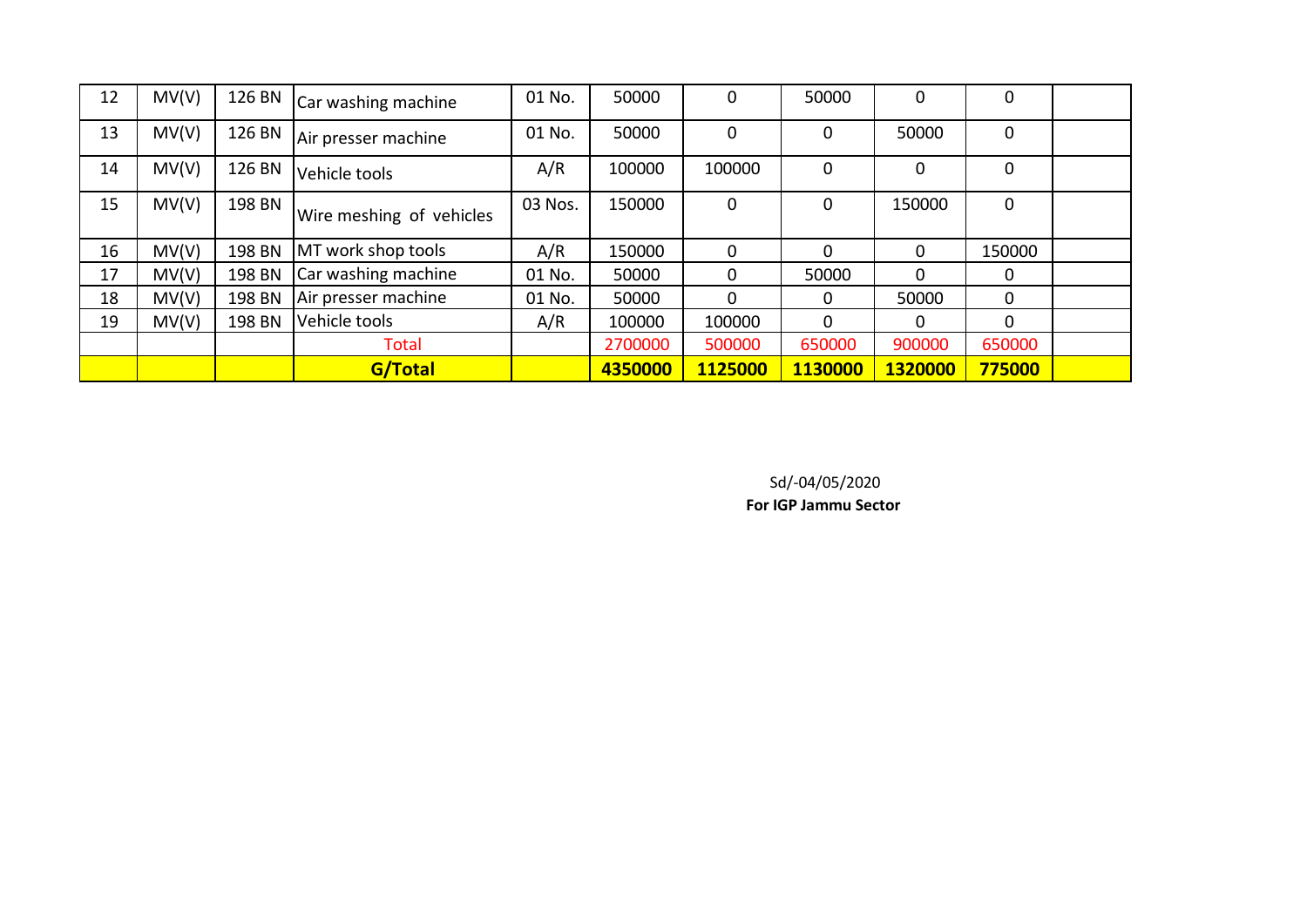| 12 | MV(V) | 126 BN | Car washing machine | 01 No. | 50000 | 0 | 50000 | 0 | 0 | |
|---|---|---|---|---|---|---|---|---|---|---|
| 13 | MV(V) | 126 BN | Air presser machine | 01 No. | 50000 | 0 | 0 | 50000 | 0 | |
| 14 | MV(V) | 126 BN | Vehicle tools | A/R | 100000 | 100000 | 0 | 0 | 0 | |
| 15 | MV(V) | 198 BN | Wire meshing of vehicles | 03 Nos. | 150000 | 0 | 0 | 150000 | 0 | |
| 16 | MV(V) | 198 BN | MT work shop tools | A/R | 150000 | 0 | 0 | 0 | 150000 | |
| 17 | MV(V) | 198 BN | Car washing machine | 01 No. | 50000 | 0 | 50000 | 0 | 0 | |
| 18 | MV(V) | 198 BN | Air presser machine | 01 No. | 50000 | 0 | 0 | 50000 | 0 | |
| 19 | MV(V) | 198 BN | Vehicle tools | A/R | 100000 | 100000 | 0 | 0 | 0 | |
| | | | Total | | 2700000 | 500000 | 650000 | 900000 | 650000 | |
| | | | **G/Total** | | **4350000** | **1125000** | **1130000** | **1320000** | **775000** | |

Sd/-04/05/2020

**For IGP Jammu Sector**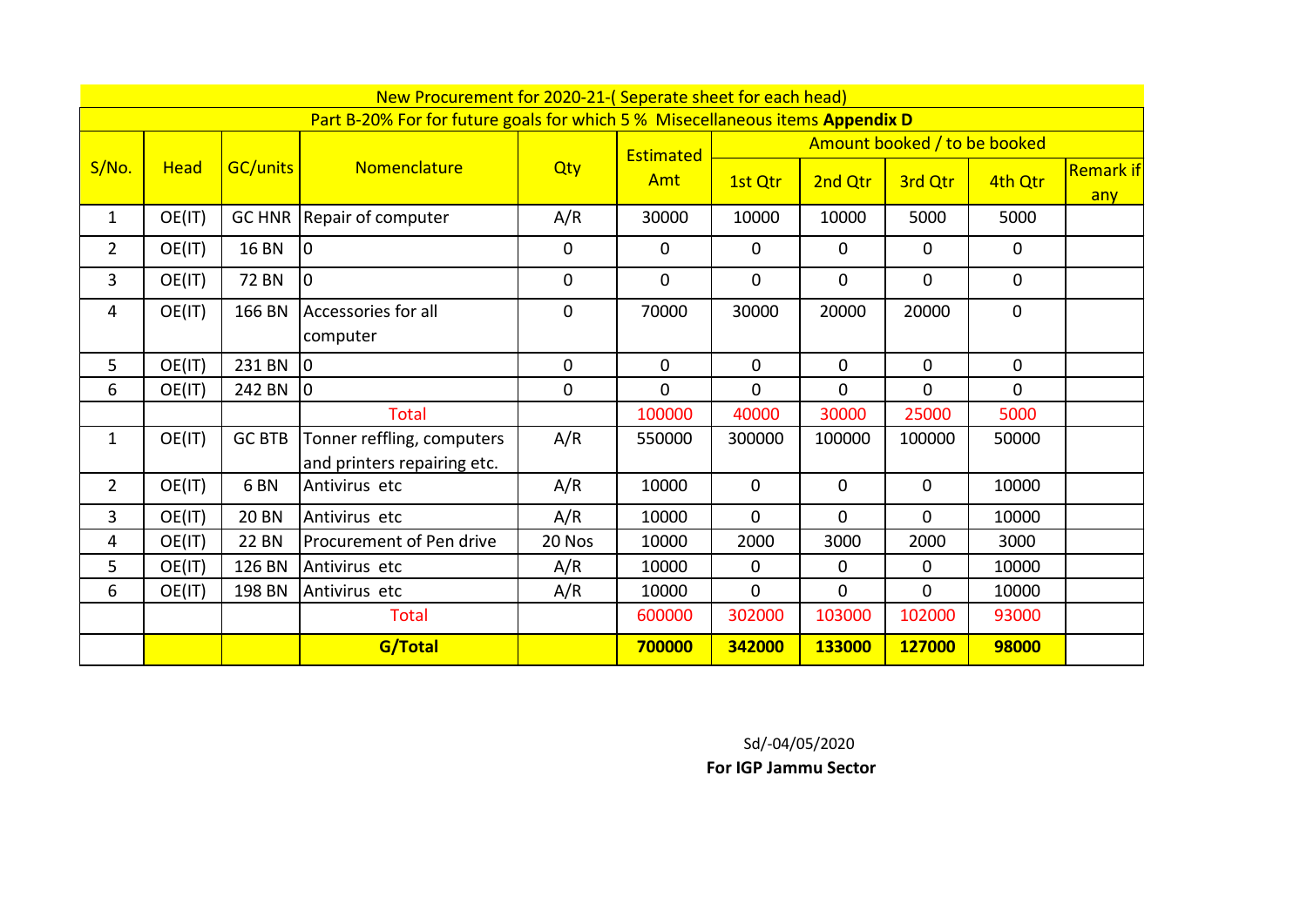| New Procurement for 2020-21-( Seperate sheet for each head) | | | | | | | | | | |
|---|---|---|---|---|---|---|---|---|---|---|
| Part B-20% For for future goals for which 5 % Misecellaneous items **Appendix D** | | | | | | | | | | |
| S/No. | Head | GC/units | Nomenclature | Qty | Estimated Amt | Amount booked / to be booked | | | | Remark if any |
| | | | | | | 1st Qtr | 2nd Qtr | 3rd Qtr | 4th Qtr | |
| 1 | OE(IT) | GC HNR | Repair of computer | A/R | 30000 | 10000 | 10000 | 5000 | 5000 | |
| 2 | OE(IT) | 16 BN | 0 | 0 | 0 | 0 | 0 | 0 | 0 | |
| 3 | OE(IT) | 72 BN | 0 | 0 | 0 | 0 | 0 | 0 | 0 | |
| 4 | OE(IT) | 166 BN | Accessories for all computer | 0 | 70000 | 30000 | 20000 | 20000 | 0 | |
| 5 | OE(IT) | 231 BN | 0 | 0 | 0 | 0 | 0 | 0 | 0 | |
| 6 | OE(IT) | 242 BN | 0 | 0 | 0 | 0 | 0 | 0 | 0 | |
| | | | Total | | 100000 | 40000 | 30000 | 25000 | 5000 | |
| 1 | OE(IT) | GC BTB | Tonner reffling, computers and printers repairing etc. | A/R | 550000 | 300000 | 100000 | 100000 | 50000 | |
| 2 | OE(IT) | 6 BN | Antivirus etc | A/R | 10000 | 0 | 0 | 0 | 10000 | |
| 3 | OE(IT) | 20 BN | Antivirus etc | A/R | 10000 | 0 | 0 | 0 | 10000 | |
| 4 | OE(IT) | 22 BN | Procurement of Pen drive | 20 Nos | 10000 | 2000 | 3000 | 2000 | 3000 | |
| 5 | OE(IT) | 126 BN | Antivirus etc | A/R | 10000 | 0 | 0 | 0 | 10000 | |
| 6 | OE(IT) | 198 BN | Antivirus etc | A/R | 10000 | 0 | 0 | 0 | 10000 | |
| | | | Total | | 600000 | 302000 | 103000 | 102000 | 93000 | |
| | | | **G/Total** | | **700000** | **342000** | **133000** | **127000** | **98000** | |

Sd/-04/05/2020

**For IGP Jammu Sector**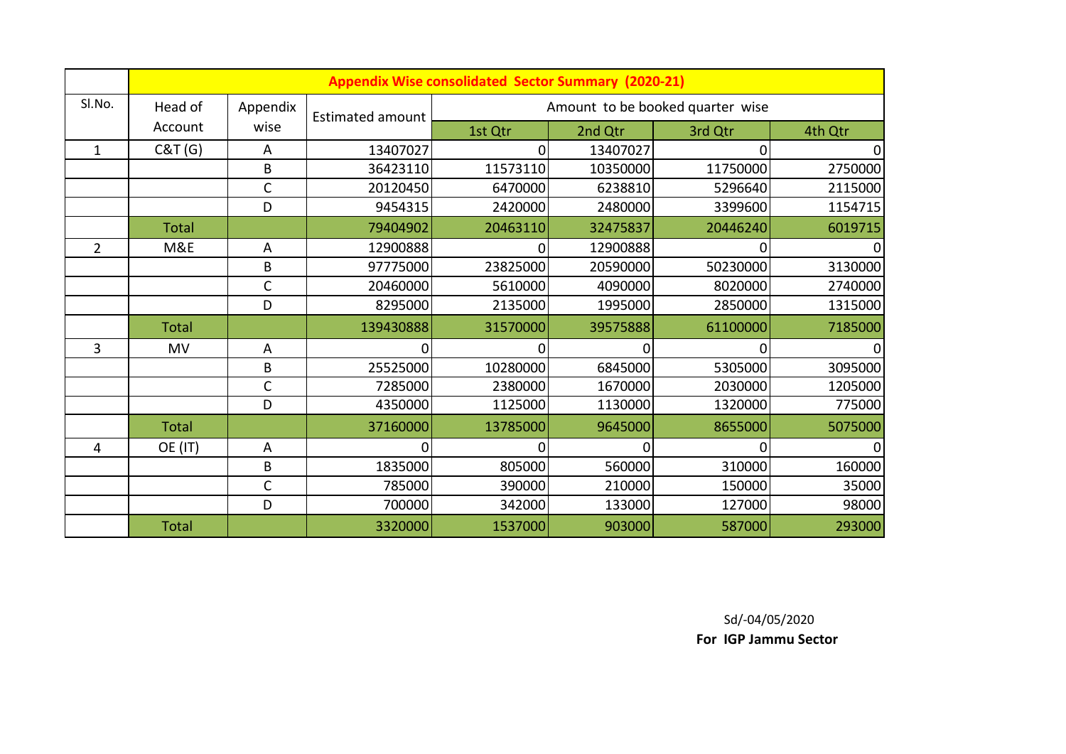| Sl.No. | Appendix Wise consolidated Sector Summary (2020-21) | | | | | | |
|---|---|---|---|---|---|---|---|
| | Head of Account | Appendix wise | Estimated amount | Amount to be booked quarter wise | | | |
| | | | | 1st Qtr | 2nd Qtr | 3rd Qtr | 4th Qtr |
| 1 | C&T (G) | A | 13407027 | 0 | 13407027 | 0 | 0 |
| | | B | 36423110 | 11573110 | 10350000 | 11750000 | 2750000 |
| | | C | 20120450 | 6470000 | 6238810 | 5296640 | 2115000 |
| | | D | 9454315 | 2420000 | 2480000 | 3399600 | 1154715 |
| | Total | | 79404902 | 20463110 | 32475837 | 20446240 | 6019715 |
| 2 | M&E | A | 12900888 | 0 | 12900888 | 0 | 0 |
| | | B | 97775000 | 23825000 | 20590000 | 50230000 | 3130000 |
| | | C | 20460000 | 5610000 | 4090000 | 8020000 | 2740000 |
| | | D | 8295000 | 2135000 | 1995000 | 2850000 | 1315000 |
| | Total | | 139430888 | 31570000 | 39575888 | 61100000 | 7185000 |
| 3 | MV | A | 0 | 0 | 0 | 0 | 0 |
| | | B | 25525000 | 10280000 | 6845000 | 5305000 | 3095000 |
| | | C | 7285000 | 2380000 | 1670000 | 2030000 | 1205000 |
| | | D | 4350000 | 1125000 | 1130000 | 1320000 | 775000 |
| | Total | | 37160000 | 13785000 | 9645000 | 8655000 | 5075000 |
| 4 | OE (IT) | A | 0 | 0 | 0 | 0 | 0 |
| | | B | 1835000 | 805000 | 560000 | 310000 | 160000 |
| | | C | 785000 | 390000 | 210000 | 150000 | 35000 |
| | | D | 700000 | 342000 | 133000 | 127000 | 98000 |
| | Total | | 3320000 | 1537000 | 903000 | 587000 | 293000 |

Sd/-04/05/2020

**For IGP Jammu Sector**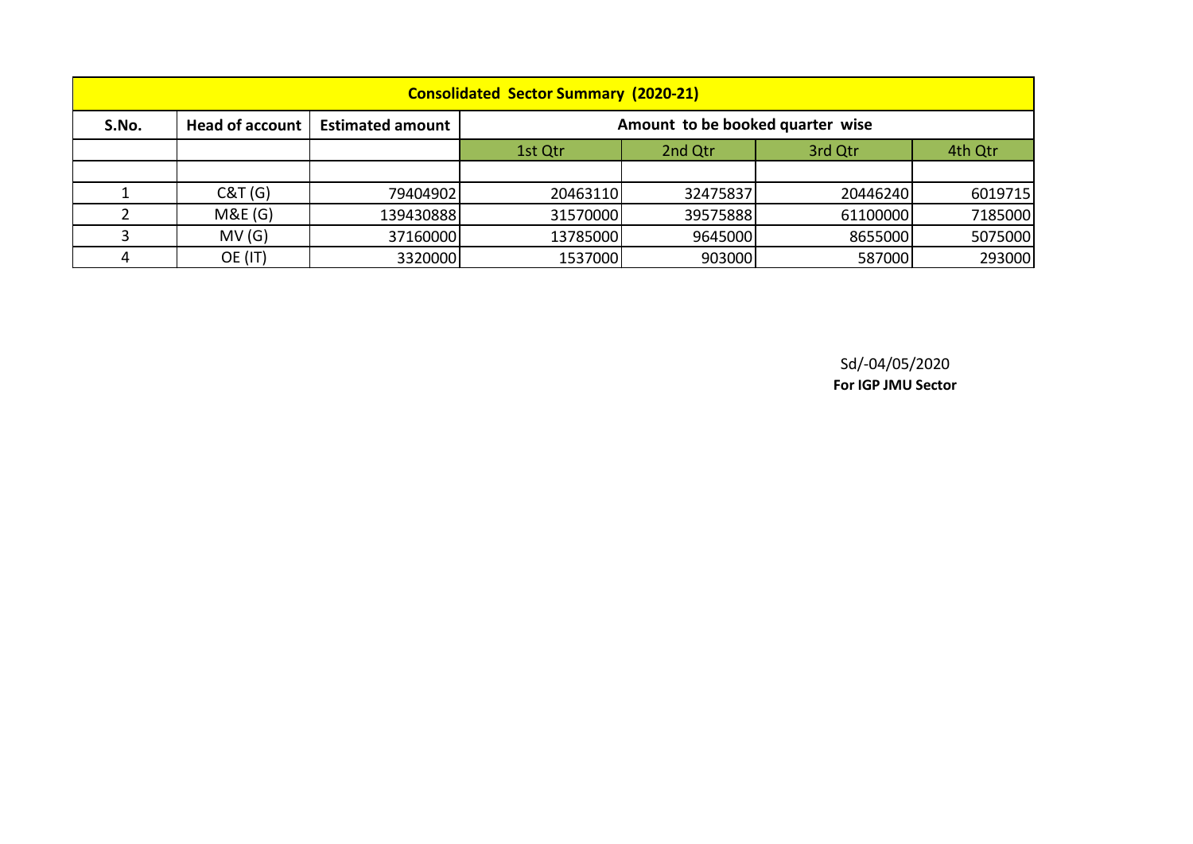| Consolidated Sector Summary (2020-21) | | | | | | |
|---|---|---|---|---|---|---|
| **S.No.** | **Head of account** | **Estimated amount** | **Amount to be booked quarter wise** | | | |
| | | | 1st Qtr | 2nd Qtr | 3rd Qtr | 4th Qtr |
| | | | | | | |
| 1 | C&T (G) | 79404902 | 20463110 | 32475837 | 20446240 | 6019715 |
| 2 | M&E (G) | 139430888 | 31570000 | 39575888 | 61100000 | 7185000 |
| 3 | MV (G) | 37160000 | 13785000 | 9645000 | 8655000 | 5075000 |
| 4 | OE (IT) | 3320000 | 1537000 | 903000 | 587000 | 293000 |

Sd/-04/05/2020

**For IGP JMU Sector**